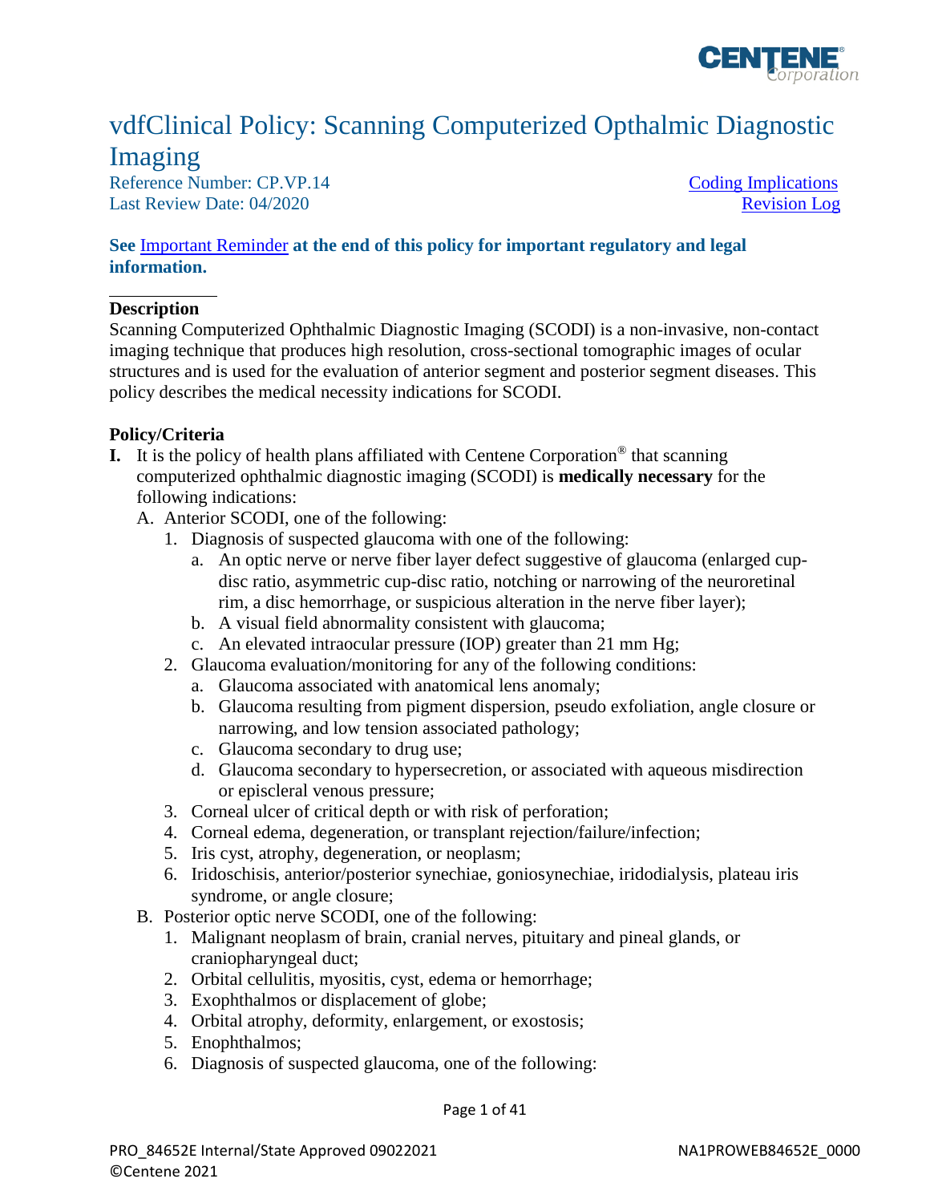# vdfClinical Policy: Scanning Computerized Opthalmic Diagnostic Imaging

Reference Number: CP.VP.14
Last Review Date: 04/2020

Coding Implications
Revision Log

**See Important Reminder at the end of this policy for important regulatory and legal information.**

## Description

Scanning Computerized Ophthalmic Diagnostic Imaging (SCODI) is a non-invasive, non-contact imaging technique that produces high resolution, cross-sectional tomographic images of ocular structures and is used for the evaluation of anterior segment and posterior segment diseases. This policy describes the medical necessity indications for SCODI.

## Policy/Criteria

**I.** It is the policy of health plans affiliated with Centene Corporation® that scanning computerized ophthalmic diagnostic imaging (SCODI) is **medically necessary** for the following indications:

A. Anterior SCODI, one of the following:
   1. Diagnosis of suspected glaucoma with one of the following:
      a. An optic nerve or nerve fiber layer defect suggestive of glaucoma (enlarged cup-disc ratio, asymmetric cup-disc ratio, notching or narrowing of the neuroretinal rim, a disc hemorrhage, or suspicious alteration in the nerve fiber layer);
      b. A visual field abnormality consistent with glaucoma;
      c. An elevated intraocular pressure (IOP) greater than 21 mm Hg;
   2. Glaucoma evaluation/monitoring for any of the following conditions:
      a. Glaucoma associated with anatomical lens anomaly;
      b. Glaucoma resulting from pigment dispersion, pseudo exfoliation, angle closure or narrowing, and low tension associated pathology;
      c. Glaucoma secondary to drug use;
      d. Glaucoma secondary to hypersecretion, or associated with aqueous misdirection or episcleral venous pressure;
   3. Corneal ulcer of critical depth or with risk of perforation;
   4. Corneal edema, degeneration, or transplant rejection/failure/infection;
   5. Iris cyst, atrophy, degeneration, or neoplasm;
   6. Iridoschisis, anterior/posterior synechiae, goniosynechiae, iridodialysis, plateau iris syndrome, or angle closure;

B. Posterior optic nerve SCODI, one of the following:
   1. Malignant neoplasm of brain, cranial nerves, pituitary and pineal glands, or craniopharyngeal duct;
   2. Orbital cellulitis, myositis, cyst, edema or hemorrhage;
   3. Exophthalmos or displacement of globe;
   4. Orbital atrophy, deformity, enlargement, or exostosis;
   5. Enophthalmos;
   6. Diagnosis of suspected glaucoma, one of the following: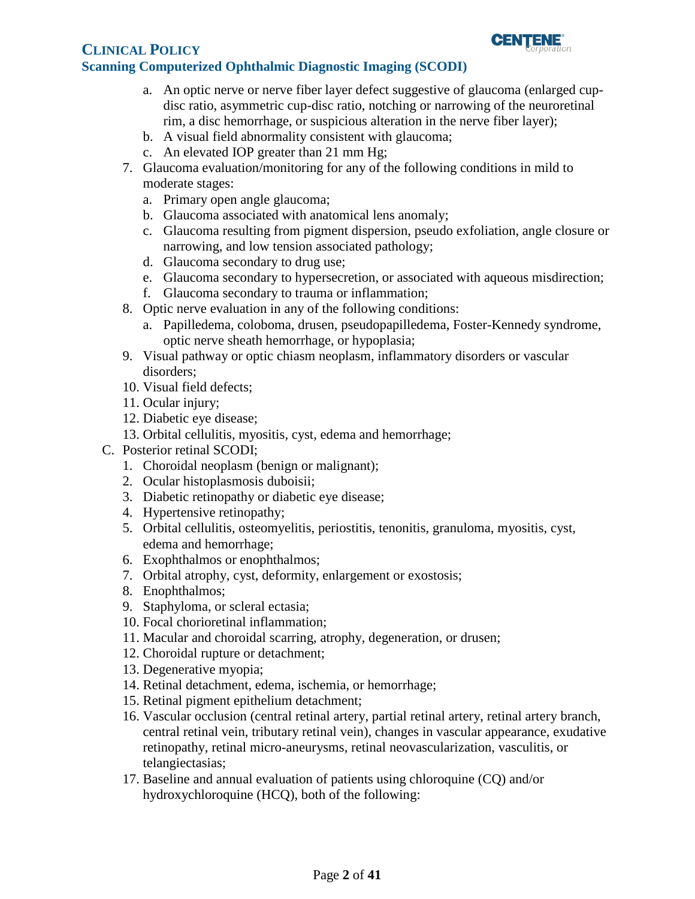- a. An optic nerve or nerve fiber layer defect suggestive of glaucoma (enlarged cup-disc ratio, asymmetric cup-disc ratio, notching or narrowing of the neuroretinal rim, a disc hemorrhage, or suspicious alteration in the nerve fiber layer);
   - b. A visual field abnormality consistent with glaucoma;
   - c. An elevated IOP greater than 21 mm Hg;

7. Glaucoma evaluation/monitoring for any of the following conditions in mild to moderate stages:
   - a. Primary open angle glaucoma;
   - b. Glaucoma associated with anatomical lens anomaly;
   - c. Glaucoma resulting from pigment dispersion, pseudo exfoliation, angle closure or narrowing, and low tension associated pathology;
   - d. Glaucoma secondary to drug use;
   - e. Glaucoma secondary to hypersecretion, or associated with aqueous misdirection;
   - f. Glaucoma secondary to trauma or inflammation;
8. Optic nerve evaluation in any of the following conditions:
   - a. Papilledema, coloboma, drusen, pseudopapilledema, Foster-Kennedy syndrome, optic nerve sheath hemorrhage, or hypoplasia;
9. Visual pathway or optic chiasm neoplasm, inflammatory disorders or vascular disorders;
10. Visual field defects;
11. Ocular injury;
12. Diabetic eye disease;
13. Orbital cellulitis, myositis, cyst, edema and hemorrhage;

C. Posterior retinal SCODI;

1. Choroidal neoplasm (benign or malignant);
2. Ocular histoplasmosis duboisii;
3. Diabetic retinopathy or diabetic eye disease;
4. Hypertensive retinopathy;
5. Orbital cellulitis, osteomyelitis, periostitis, tenonitis, granuloma, myositis, cyst, edema and hemorrhage;
6. Exophthalmos or enophthalmos;
7. Orbital atrophy, cyst, deformity, enlargement or exostosis;
8. Enophthalmos;
9. Staphyloma, or scleral ectasia;
10. Focal chorioretinal inflammation;
11. Macular and choroidal scarring, atrophy, degeneration, or drusen;
12. Choroidal rupture or detachment;
13. Degenerative myopia;
14. Retinal detachment, edema, ischemia, or hemorrhage;
15. Retinal pigment epithelium detachment;
16. Vascular occlusion (central retinal artery, partial retinal artery, retinal artery branch, central retinal vein, tributary retinal vein), changes in vascular appearance, exudative retinopathy, retinal micro-aneurysms, retinal neovascularization, vasculitis, or telangiectasias;
17. Baseline and annual evaluation of patients using chloroquine (CQ) and/or hydroxychloroquine (HCQ), both of the following: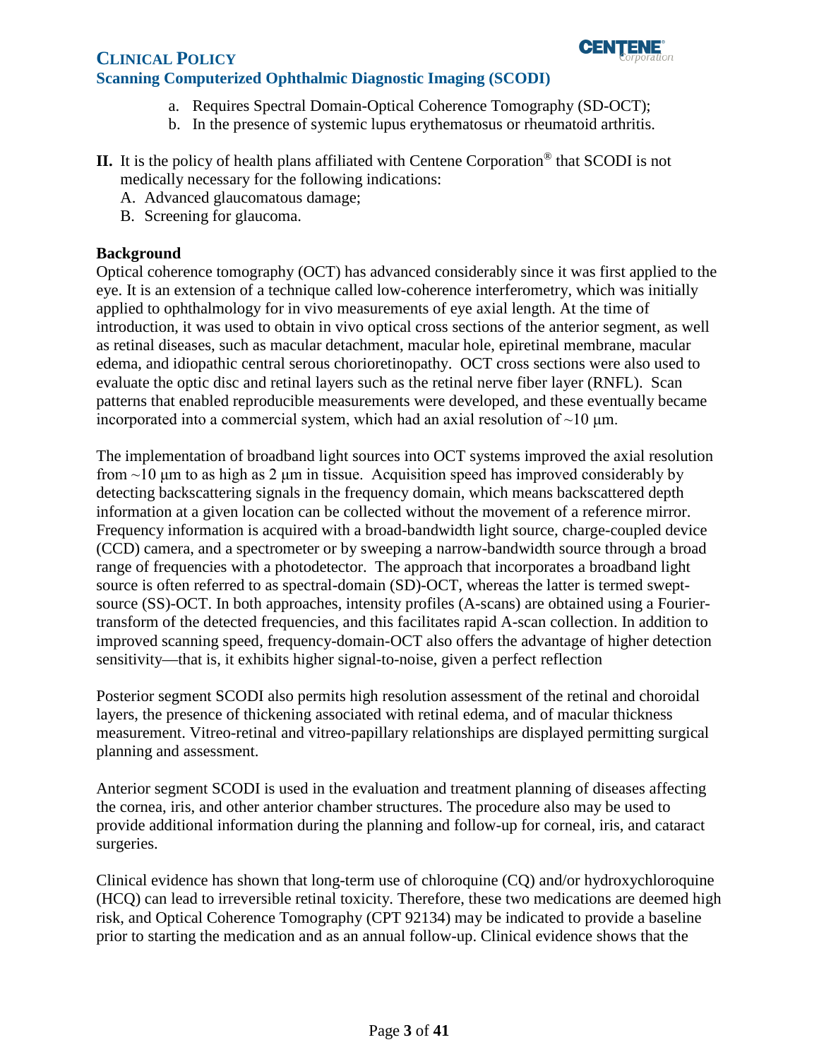a. Requires Spectral Domain-Optical Coherence Tomography (SD-OCT);
   b. In the presence of systemic lupus erythematosus or rheumatoid arthritis.

**II.** It is the policy of health plans affiliated with Centene Corporation® that SCODI is not medically necessary for the following indications:

A. Advanced glaucomatous damage;
B. Screening for glaucoma.

### Background

Optical coherence tomography (OCT) has advanced considerably since it was first applied to the eye. It is an extension of a technique called low-coherence interferometry, which was initially applied to ophthalmology for in vivo measurements of eye axial length. At the time of introduction, it was used to obtain in vivo optical cross sections of the anterior segment, as well as retinal diseases, such as macular detachment, macular hole, epiretinal membrane, macular edema, and idiopathic central serous chorioretinopathy. OCT cross sections were also used to evaluate the optic disc and retinal layers such as the retinal nerve fiber layer (RNFL). Scan patterns that enabled reproducible measurements were developed, and these eventually became incorporated into a commercial system, which had an axial resolution of ~10 μm.

The implementation of broadband light sources into OCT systems improved the axial resolution from ~10 μm to as high as 2 μm in tissue. Acquisition speed has improved considerably by detecting backscattering signals in the frequency domain, which means backscattered depth information at a given location can be collected without the movement of a reference mirror. Frequency information is acquired with a broad-bandwidth light source, charge-coupled device (CCD) camera, and a spectrometer or by sweeping a narrow-bandwidth source through a broad range of frequencies with a photodetector. The approach that incorporates a broadband light source is often referred to as spectral-domain (SD)-OCT, whereas the latter is termed swept-source (SS)-OCT. In both approaches, intensity profiles (A-scans) are obtained using a Fourier-transform of the detected frequencies, and this facilitates rapid A-scan collection. In addition to improved scanning speed, frequency-domain-OCT also offers the advantage of higher detection sensitivity—that is, it exhibits higher signal-to-noise, given a perfect reflection

Posterior segment SCODI also permits high resolution assessment of the retinal and choroidal layers, the presence of thickening associated with retinal edema, and of macular thickness measurement. Vitreo-retinal and vitreo-papillary relationships are displayed permitting surgical planning and assessment.

Anterior segment SCODI is used in the evaluation and treatment planning of diseases affecting the cornea, iris, and other anterior chamber structures. The procedure also may be used to provide additional information during the planning and follow-up for corneal, iris, and cataract surgeries.

Clinical evidence has shown that long-term use of chloroquine (CQ) and/or hydroxychloroquine (HCQ) can lead to irreversible retinal toxicity. Therefore, these two medications are deemed high risk, and Optical Coherence Tomography (CPT 92134) may be indicated to provide a baseline prior to starting the medication and as an annual follow-up. Clinical evidence shows that the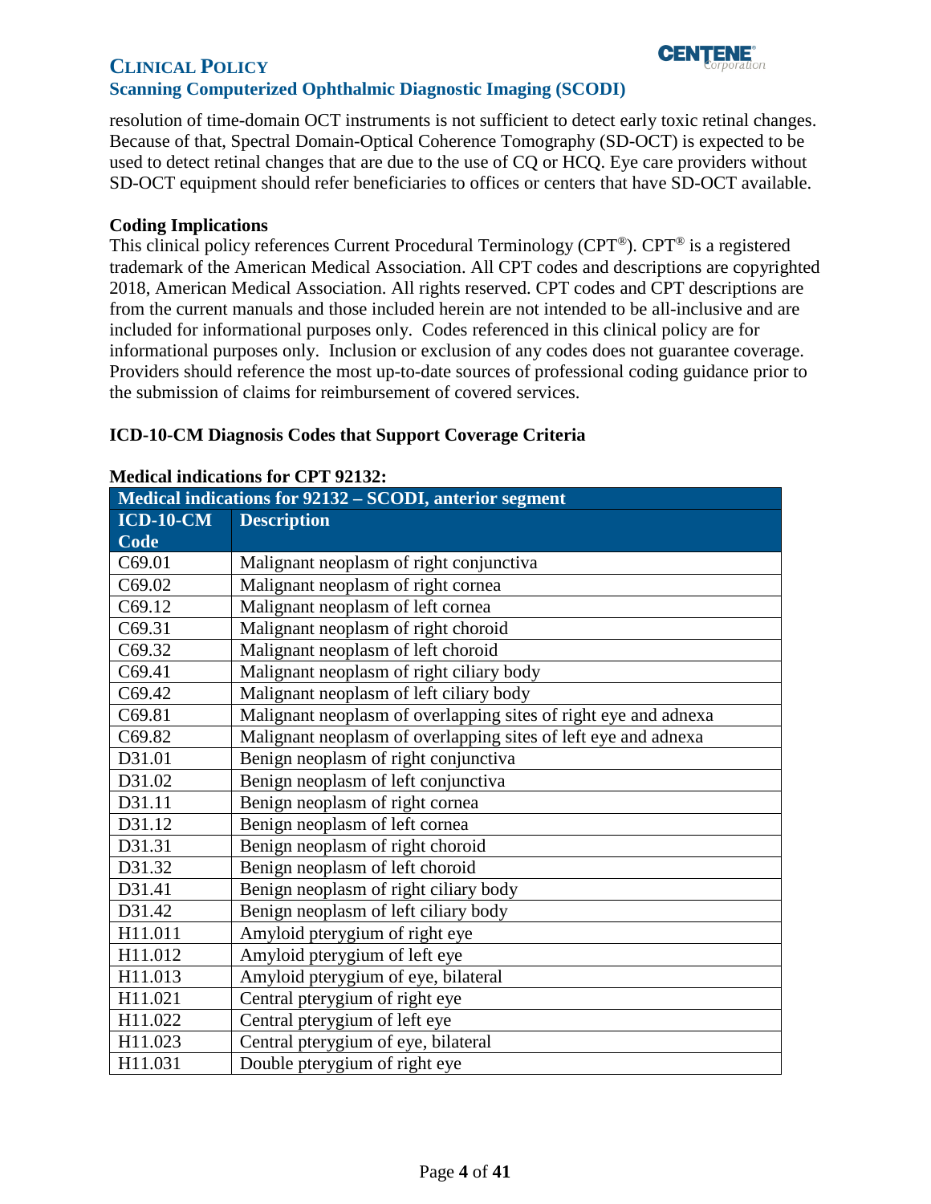resolution of time-domain OCT instruments is not sufficient to detect early toxic retinal changes. Because of that, Spectral Domain-Optical Coherence Tomography (SD-OCT) is expected to be used to detect retinal changes that are due to the use of CQ or HCQ. Eye care providers without SD-OCT equipment should refer beneficiaries to offices or centers that have SD-OCT available.

### Coding Implications

This clinical policy references Current Procedural Terminology (CPT®). CPT® is a registered trademark of the American Medical Association. All CPT codes and descriptions are copyrighted 2018, American Medical Association. All rights reserved. CPT codes and CPT descriptions are from the current manuals and those included herein are not intended to be all-inclusive and are included for informational purposes only. Codes referenced in this clinical policy are for informational purposes only. Inclusion or exclusion of any codes does not guarantee coverage. Providers should reference the most up-to-date sources of professional coding guidance prior to the submission of claims for reimbursement of covered services.

### ICD-10-CM Diagnosis Codes that Support Coverage Criteria

**Medical indications for CPT 92132:**

| Medical indications for 92132 – SCODI, anterior segment | |
|---|---|
| **ICD-10-CM Code** | **Description** |
| C69.01 | Malignant neoplasm of right conjunctiva |
| C69.02 | Malignant neoplasm of right cornea |
| C69.12 | Malignant neoplasm of left cornea |
| C69.31 | Malignant neoplasm of right choroid |
| C69.32 | Malignant neoplasm of left choroid |
| C69.41 | Malignant neoplasm of right ciliary body |
| C69.42 | Malignant neoplasm of left ciliary body |
| C69.81 | Malignant neoplasm of overlapping sites of right eye and adnexa |
| C69.82 | Malignant neoplasm of overlapping sites of left eye and adnexa |
| D31.01 | Benign neoplasm of right conjunctiva |
| D31.02 | Benign neoplasm of left conjunctiva |
| D31.11 | Benign neoplasm of right cornea |
| D31.12 | Benign neoplasm of left cornea |
| D31.31 | Benign neoplasm of right choroid |
| D31.32 | Benign neoplasm of left choroid |
| D31.41 | Benign neoplasm of right ciliary body |
| D31.42 | Benign neoplasm of left ciliary body |
| H11.011 | Amyloid pterygium of right eye |
| H11.012 | Amyloid pterygium of left eye |
| H11.013 | Amyloid pterygium of eye, bilateral |
| H11.021 | Central pterygium of right eye |
| H11.022 | Central pterygium of left eye |
| H11.023 | Central pterygium of eye, bilateral |
| H11.031 | Double pterygium of right eye |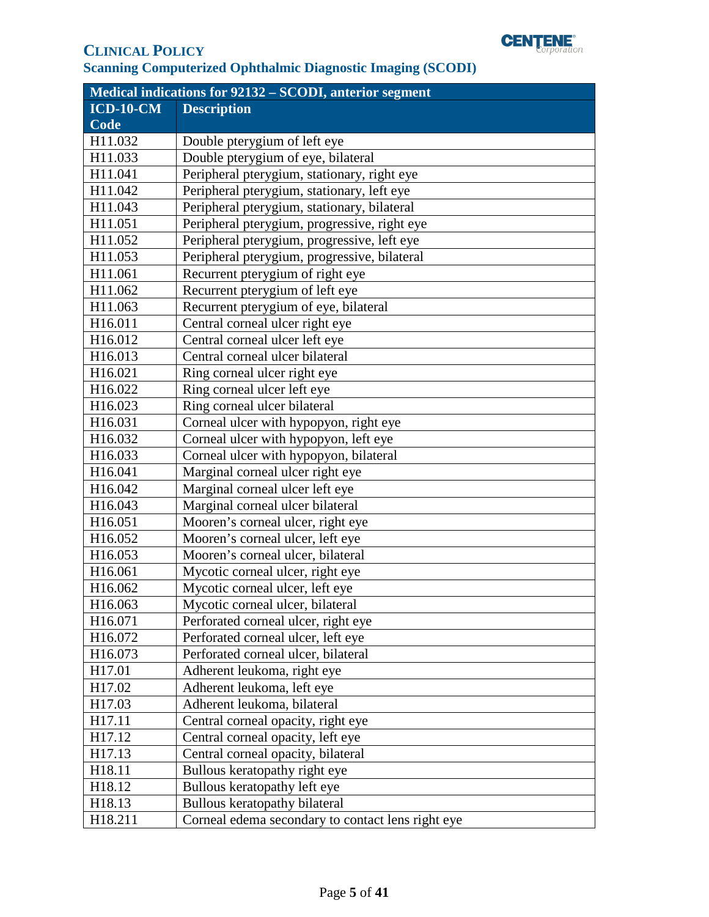| Medical indications for 92132 – SCODI, anterior segment | |
|---|---|
| **ICD-10-CM Code** | **Description** |
| H11.032 | Double pterygium of left eye |
| H11.033 | Double pterygium of eye, bilateral |
| H11.041 | Peripheral pterygium, stationary, right eye |
| H11.042 | Peripheral pterygium, stationary, left eye |
| H11.043 | Peripheral pterygium, stationary, bilateral |
| H11.051 | Peripheral pterygium, progressive, right eye |
| H11.052 | Peripheral pterygium, progressive, left eye |
| H11.053 | Peripheral pterygium, progressive, bilateral |
| H11.061 | Recurrent pterygium of right eye |
| H11.062 | Recurrent pterygium of left eye |
| H11.063 | Recurrent pterygium of eye, bilateral |
| H16.011 | Central corneal ulcer right eye |
| H16.012 | Central corneal ulcer left eye |
| H16.013 | Central corneal ulcer bilateral |
| H16.021 | Ring corneal ulcer right eye |
| H16.022 | Ring corneal ulcer left eye |
| H16.023 | Ring corneal ulcer bilateral |
| H16.031 | Corneal ulcer with hypopyon, right eye |
| H16.032 | Corneal ulcer with hypopyon, left eye |
| H16.033 | Corneal ulcer with hypopyon, bilateral |
| H16.041 | Marginal corneal ulcer right eye |
| H16.042 | Marginal corneal ulcer left eye |
| H16.043 | Marginal corneal ulcer bilateral |
| H16.051 | Mooren's corneal ulcer, right eye |
| H16.052 | Mooren's corneal ulcer, left eye |
| H16.053 | Mooren's corneal ulcer, bilateral |
| H16.061 | Mycotic corneal ulcer, right eye |
| H16.062 | Mycotic corneal ulcer, left eye |
| H16.063 | Mycotic corneal ulcer, bilateral |
| H16.071 | Perforated corneal ulcer, right eye |
| H16.072 | Perforated corneal ulcer, left eye |
| H16.073 | Perforated corneal ulcer, bilateral |
| H17.01 | Adherent leukoma, right eye |
| H17.02 | Adherent leukoma, left eye |
| H17.03 | Adherent leukoma, bilateral |
| H17.11 | Central corneal opacity, right eye |
| H17.12 | Central corneal opacity, left eye |
| H17.13 | Central corneal opacity, bilateral |
| H18.11 | Bullous keratopathy right eye |
| H18.12 | Bullous keratopathy left eye |
| H18.13 | Bullous keratopathy bilateral |
| H18.211 | Corneal edema secondary to contact lens right eye |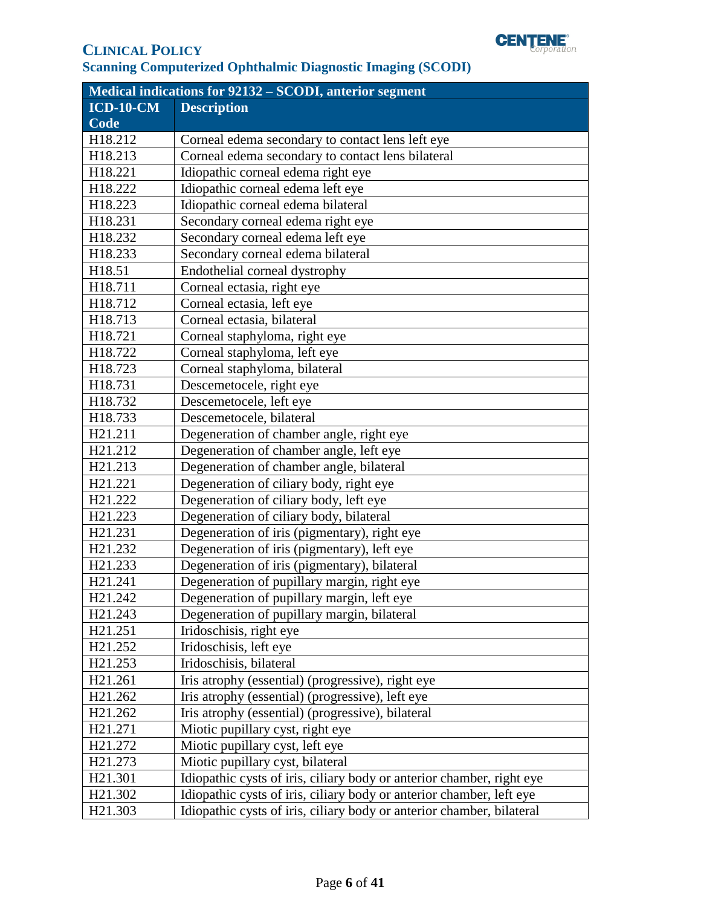| Medical indications for 92132 – SCODI, anterior segment | |
|---|---|
| **ICD-10-CM Code** | **Description** |
| H18.212 | Corneal edema secondary to contact lens left eye |
| H18.213 | Corneal edema secondary to contact lens bilateral |
| H18.221 | Idiopathic corneal edema right eye |
| H18.222 | Idiopathic corneal edema left eye |
| H18.223 | Idiopathic corneal edema bilateral |
| H18.231 | Secondary corneal edema right eye |
| H18.232 | Secondary corneal edema left eye |
| H18.233 | Secondary corneal edema bilateral |
| H18.51 | Endothelial corneal dystrophy |
| H18.711 | Corneal ectasia, right eye |
| H18.712 | Corneal ectasia, left eye |
| H18.713 | Corneal ectasia, bilateral |
| H18.721 | Corneal staphyloma, right eye |
| H18.722 | Corneal staphyloma, left eye |
| H18.723 | Corneal staphyloma, bilateral |
| H18.731 | Descemetocele, right eye |
| H18.732 | Descemetocele, left eye |
| H18.733 | Descemetocele, bilateral |
| H21.211 | Degeneration of chamber angle, right eye |
| H21.212 | Degeneration of chamber angle, left eye |
| H21.213 | Degeneration of chamber angle, bilateral |
| H21.221 | Degeneration of ciliary body, right eye |
| H21.222 | Degeneration of ciliary body, left eye |
| H21.223 | Degeneration of ciliary body, bilateral |
| H21.231 | Degeneration of iris (pigmentary), right eye |
| H21.232 | Degeneration of iris (pigmentary), left eye |
| H21.233 | Degeneration of iris (pigmentary), bilateral |
| H21.241 | Degeneration of pupillary margin, right eye |
| H21.242 | Degeneration of pupillary margin, left eye |
| H21.243 | Degeneration of pupillary margin, bilateral |
| H21.251 | Iridoschisis, right eye |
| H21.252 | Iridoschisis, left eye |
| H21.253 | Iridoschisis, bilateral |
| H21.261 | Iris atrophy (essential) (progressive), right eye |
| H21.262 | Iris atrophy (essential) (progressive), left eye |
| H21.262 | Iris atrophy (essential) (progressive), bilateral |
| H21.271 | Miotic pupillary cyst, right eye |
| H21.272 | Miotic pupillary cyst, left eye |
| H21.273 | Miotic pupillary cyst, bilateral |
| H21.301 | Idiopathic cysts of iris, ciliary body or anterior chamber, right eye |
| H21.302 | Idiopathic cysts of iris, ciliary body or anterior chamber, left eye |
| H21.303 | Idiopathic cysts of iris, ciliary body or anterior chamber, bilateral |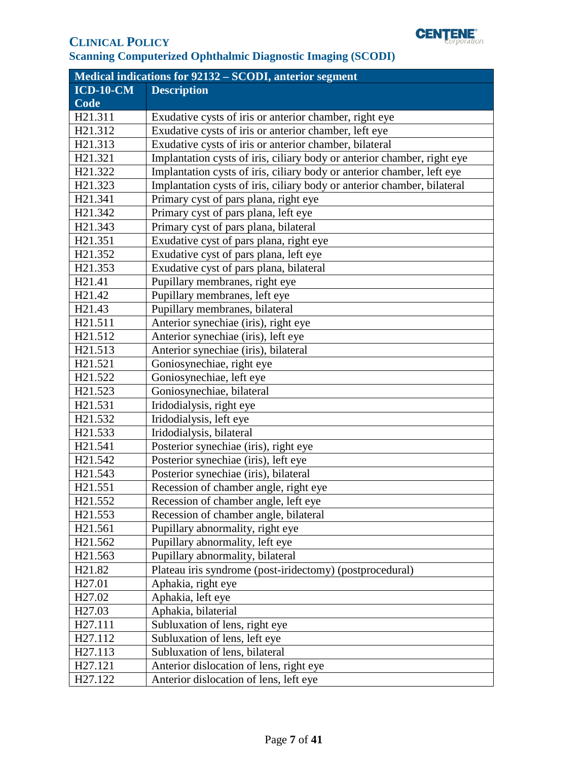| Medical indications for 92132 – SCODI, anterior segment | |
|---|---|
| **ICD-10-CM Code** | **Description** |
| H21.311 | Exudative cysts of iris or anterior chamber, right eye |
| H21.312 | Exudative cysts of iris or anterior chamber, left eye |
| H21.313 | Exudative cysts of iris or anterior chamber, bilateral |
| H21.321 | Implantation cysts of iris, ciliary body or anterior chamber, right eye |
| H21.322 | Implantation cysts of iris, ciliary body or anterior chamber, left eye |
| H21.323 | Implantation cysts of iris, ciliary body or anterior chamber, bilateral |
| H21.341 | Primary cyst of pars plana, right eye |
| H21.342 | Primary cyst of pars plana, left eye |
| H21.343 | Primary cyst of pars plana, bilateral |
| H21.351 | Exudative cyst of pars plana, right eye |
| H21.352 | Exudative cyst of pars plana, left eye |
| H21.353 | Exudative cyst of pars plana, bilateral |
| H21.41 | Pupillary membranes, right eye |
| H21.42 | Pupillary membranes, left eye |
| H21.43 | Pupillary membranes, bilateral |
| H21.511 | Anterior synechiae (iris), right eye |
| H21.512 | Anterior synechiae (iris), left eye |
| H21.513 | Anterior synechiae (iris), bilateral |
| H21.521 | Goniosynechiae, right eye |
| H21.522 | Goniosynechiae, left eye |
| H21.523 | Goniosynechiae, bilateral |
| H21.531 | Iridodialysis, right eye |
| H21.532 | Iridodialysis, left eye |
| H21.533 | Iridodialysis, bilateral |
| H21.541 | Posterior synechiae (iris), right eye |
| H21.542 | Posterior synechiae (iris), left eye |
| H21.543 | Posterior synechiae (iris), bilateral |
| H21.551 | Recession of chamber angle, right eye |
| H21.552 | Recession of chamber angle, left eye |
| H21.553 | Recession of chamber angle, bilateral |
| H21.561 | Pupillary abnormality, right eye |
| H21.562 | Pupillary abnormality, left eye |
| H21.563 | Pupillary abnormality, bilateral |
| H21.82 | Plateau iris syndrome (post-iridectomy) (postprocedural) |
| H27.01 | Aphakia, right eye |
| H27.02 | Aphakia, left eye |
| H27.03 | Aphakia, bilaterial |
| H27.111 | Subluxation of lens, right eye |
| H27.112 | Subluxation of lens, left eye |
| H27.113 | Subluxation of lens, bilateral |
| H27.121 | Anterior dislocation of lens, right eye |
| H27.122 | Anterior dislocation of lens, left eye |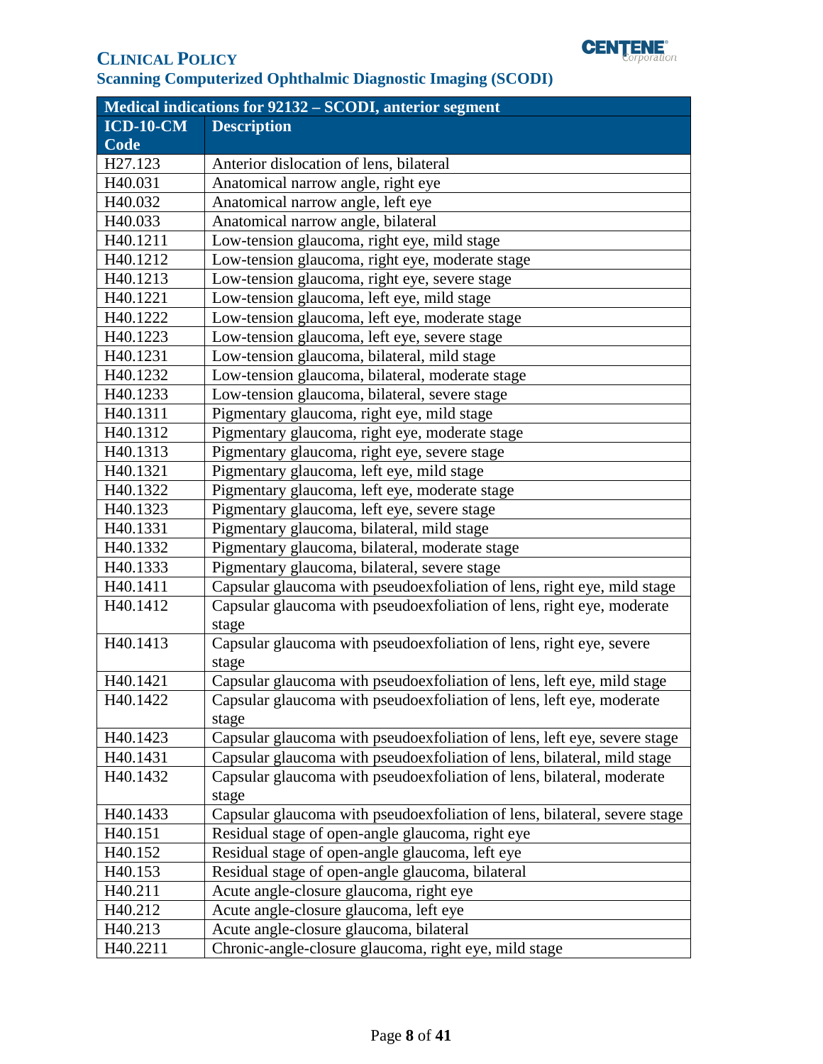| Medical indications for 92132 – SCODI, anterior segment | |
|---|---|
| **ICD-10-CM Code** | **Description** |
| H27.123 | Anterior dislocation of lens, bilateral |
| H40.031 | Anatomical narrow angle, right eye |
| H40.032 | Anatomical narrow angle, left eye |
| H40.033 | Anatomical narrow angle, bilateral |
| H40.1211 | Low-tension glaucoma, right eye, mild stage |
| H40.1212 | Low-tension glaucoma, right eye, moderate stage |
| H40.1213 | Low-tension glaucoma, right eye, severe stage |
| H40.1221 | Low-tension glaucoma, left eye, mild stage |
| H40.1222 | Low-tension glaucoma, left eye, moderate stage |
| H40.1223 | Low-tension glaucoma, left eye, severe stage |
| H40.1231 | Low-tension glaucoma, bilateral, mild stage |
| H40.1232 | Low-tension glaucoma, bilateral, moderate stage |
| H40.1233 | Low-tension glaucoma, bilateral, severe stage |
| H40.1311 | Pigmentary glaucoma, right eye, mild stage |
| H40.1312 | Pigmentary glaucoma, right eye, moderate stage |
| H40.1313 | Pigmentary glaucoma, right eye, severe stage |
| H40.1321 | Pigmentary glaucoma, left eye, mild stage |
| H40.1322 | Pigmentary glaucoma, left eye, moderate stage |
| H40.1323 | Pigmentary glaucoma, left eye, severe stage |
| H40.1331 | Pigmentary glaucoma, bilateral, mild stage |
| H40.1332 | Pigmentary glaucoma, bilateral, moderate stage |
| H40.1333 | Pigmentary glaucoma, bilateral, severe stage |
| H40.1411 | Capsular glaucoma with pseudoexfoliation of lens, right eye, mild stage |
| H40.1412 | Capsular glaucoma with pseudoexfoliation of lens, right eye, moderate stage |
| H40.1413 | Capsular glaucoma with pseudoexfoliation of lens, right eye, severe stage |
| H40.1421 | Capsular glaucoma with pseudoexfoliation of lens, left eye, mild stage |
| H40.1422 | Capsular glaucoma with pseudoexfoliation of lens, left eye, moderate stage |
| H40.1423 | Capsular glaucoma with pseudoexfoliation of lens, left eye, severe stage |
| H40.1431 | Capsular glaucoma with pseudoexfoliation of lens, bilateral, mild stage |
| H40.1432 | Capsular glaucoma with pseudoexfoliation of lens, bilateral, moderate stage |
| H40.1433 | Capsular glaucoma with pseudoexfoliation of lens, bilateral, severe stage |
| H40.151 | Residual stage of open-angle glaucoma, right eye |
| H40.152 | Residual stage of open-angle glaucoma, left eye |
| H40.153 | Residual stage of open-angle glaucoma, bilateral |
| H40.211 | Acute angle-closure glaucoma, right eye |
| H40.212 | Acute angle-closure glaucoma, left eye |
| H40.213 | Acute angle-closure glaucoma, bilateral |
| H40.2211 | Chronic-angle-closure glaucoma, right eye, mild stage |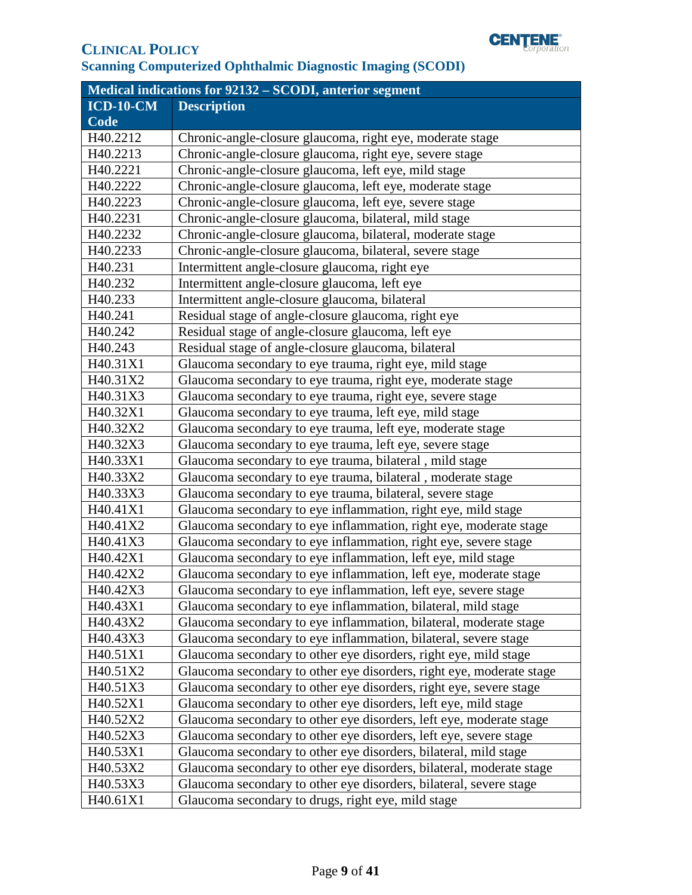| Medical indications for 92132 – SCODI, anterior segment | |
|---|---|
| **ICD-10-CM Code** | **Description** |
| H40.2212 | Chronic-angle-closure glaucoma, right eye, moderate stage |
| H40.2213 | Chronic-angle-closure glaucoma, right eye, severe stage |
| H40.2221 | Chronic-angle-closure glaucoma, left eye, mild stage |
| H40.2222 | Chronic-angle-closure glaucoma, left eye, moderate stage |
| H40.2223 | Chronic-angle-closure glaucoma, left eye, severe stage |
| H40.2231 | Chronic-angle-closure glaucoma, bilateral, mild stage |
| H40.2232 | Chronic-angle-closure glaucoma, bilateral, moderate stage |
| H40.2233 | Chronic-angle-closure glaucoma, bilateral, severe stage |
| H40.231 | Intermittent angle-closure glaucoma, right eye |
| H40.232 | Intermittent angle-closure glaucoma, left eye |
| H40.233 | Intermittent angle-closure glaucoma, bilateral |
| H40.241 | Residual stage of angle-closure glaucoma, right eye |
| H40.242 | Residual stage of angle-closure glaucoma, left eye |
| H40.243 | Residual stage of angle-closure glaucoma, bilateral |
| H40.31X1 | Glaucoma secondary to eye trauma, right eye, mild stage |
| H40.31X2 | Glaucoma secondary to eye trauma, right eye, moderate stage |
| H40.31X3 | Glaucoma secondary to eye trauma, right eye, severe stage |
| H40.32X1 | Glaucoma secondary to eye trauma, left eye, mild stage |
| H40.32X2 | Glaucoma secondary to eye trauma, left eye, moderate stage |
| H40.32X3 | Glaucoma secondary to eye trauma, left eye, severe stage |
| H40.33X1 | Glaucoma secondary to eye trauma, bilateral , mild stage |
| H40.33X2 | Glaucoma secondary to eye trauma, bilateral , moderate stage |
| H40.33X3 | Glaucoma secondary to eye trauma, bilateral, severe stage |
| H40.41X1 | Glaucoma secondary to eye inflammation, right eye, mild stage |
| H40.41X2 | Glaucoma secondary to eye inflammation, right eye, moderate stage |
| H40.41X3 | Glaucoma secondary to eye inflammation, right eye, severe stage |
| H40.42X1 | Glaucoma secondary to eye inflammation, left eye, mild stage |
| H40.42X2 | Glaucoma secondary to eye inflammation, left eye, moderate stage |
| H40.42X3 | Glaucoma secondary to eye inflammation, left eye, severe stage |
| H40.43X1 | Glaucoma secondary to eye inflammation, bilateral, mild stage |
| H40.43X2 | Glaucoma secondary to eye inflammation, bilateral, moderate stage |
| H40.43X3 | Glaucoma secondary to eye inflammation, bilateral, severe stage |
| H40.51X1 | Glaucoma secondary to other eye disorders, right eye, mild stage |
| H40.51X2 | Glaucoma secondary to other eye disorders, right eye, moderate stage |
| H40.51X3 | Glaucoma secondary to other eye disorders, right eye, severe stage |
| H40.52X1 | Glaucoma secondary to other eye disorders, left eye, mild stage |
| H40.52X2 | Glaucoma secondary to other eye disorders, left eye, moderate stage |
| H40.52X3 | Glaucoma secondary to other eye disorders, left eye, severe stage |
| H40.53X1 | Glaucoma secondary to other eye disorders, bilateral, mild stage |
| H40.53X2 | Glaucoma secondary to other eye disorders, bilateral, moderate stage |
| H40.53X3 | Glaucoma secondary to other eye disorders, bilateral, severe stage |
| H40.61X1 | Glaucoma secondary to drugs, right eye, mild stage |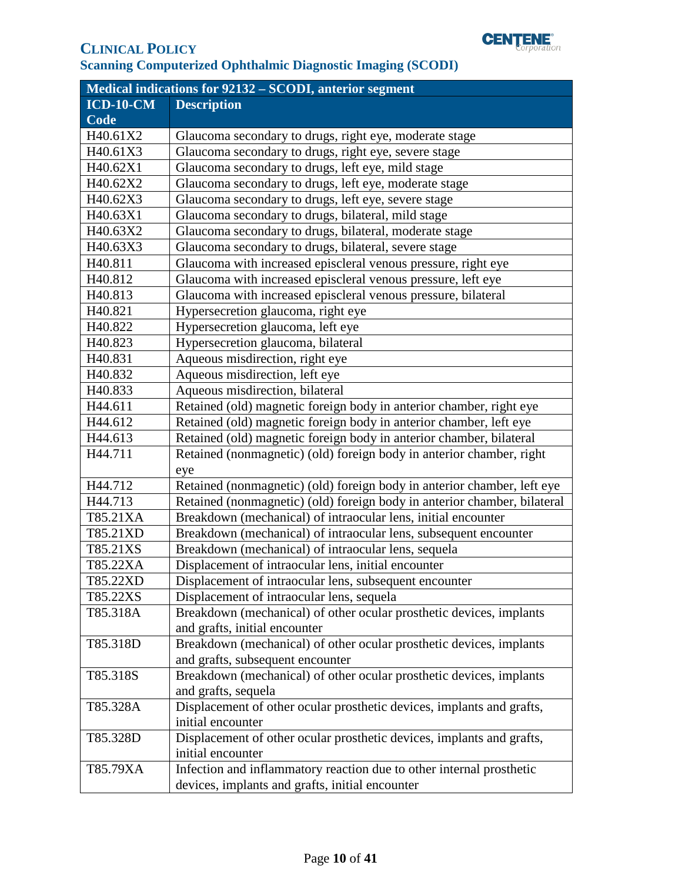| Medical indications for 92132 – SCODI, anterior segment | |
|---|---|
| **ICD-10-CM Code** | **Description** |
| H40.61X2 | Glaucoma secondary to drugs, right eye, moderate stage |
| H40.61X3 | Glaucoma secondary to drugs, right eye, severe stage |
| H40.62X1 | Glaucoma secondary to drugs, left eye, mild stage |
| H40.62X2 | Glaucoma secondary to drugs, left eye, moderate stage |
| H40.62X3 | Glaucoma secondary to drugs, left eye, severe stage |
| H40.63X1 | Glaucoma secondary to drugs, bilateral, mild stage |
| H40.63X2 | Glaucoma secondary to drugs, bilateral, moderate stage |
| H40.63X3 | Glaucoma secondary to drugs, bilateral, severe stage |
| H40.811 | Glaucoma with increased episcleral venous pressure, right eye |
| H40.812 | Glaucoma with increased episcleral venous pressure, left eye |
| H40.813 | Glaucoma with increased episcleral venous pressure, bilateral |
| H40.821 | Hypersecretion glaucoma, right eye |
| H40.822 | Hypersecretion glaucoma, left eye |
| H40.823 | Hypersecretion glaucoma, bilateral |
| H40.831 | Aqueous misdirection, right eye |
| H40.832 | Aqueous misdirection, left eye |
| H40.833 | Aqueous misdirection, bilateral |
| H44.611 | Retained (old) magnetic foreign body in anterior chamber, right eye |
| H44.612 | Retained (old) magnetic foreign body in anterior chamber, left eye |
| H44.613 | Retained (old) magnetic foreign body in anterior chamber, bilateral |
| H44.711 | Retained (nonmagnetic) (old) foreign body in anterior chamber, right eye |
| H44.712 | Retained (nonmagnetic) (old) foreign body in anterior chamber, left eye |
| H44.713 | Retained (nonmagnetic) (old) foreign body in anterior chamber, bilateral |
| T85.21XA | Breakdown (mechanical) of intraocular lens, initial encounter |
| T85.21XD | Breakdown (mechanical) of intraocular lens, subsequent encounter |
| T85.21XS | Breakdown (mechanical) of intraocular lens, sequela |
| T85.22XA | Displacement of intraocular lens, initial encounter |
| T85.22XD | Displacement of intraocular lens, subsequent encounter |
| T85.22XS | Displacement of intraocular lens, sequela |
| T85.318A | Breakdown (mechanical) of other ocular prosthetic devices, implants and grafts, initial encounter |
| T85.318D | Breakdown (mechanical) of other ocular prosthetic devices, implants and grafts, subsequent encounter |
| T85.318S | Breakdown (mechanical) of other ocular prosthetic devices, implants and grafts, sequela |
| T85.328A | Displacement of other ocular prosthetic devices, implants and grafts, initial encounter |
| T85.328D | Displacement of other ocular prosthetic devices, implants and grafts, initial encounter |
| T85.79XA | Infection and inflammatory reaction due to other internal prosthetic devices, implants and grafts, initial encounter |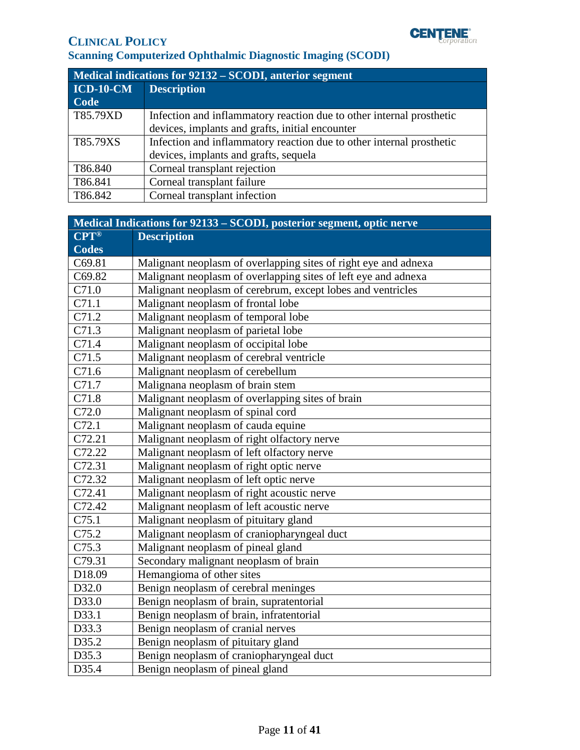| Medical indications for 92132 – SCODI, anterior segment | |
|---|---|
| **ICD-10-CM Code** | **Description** |
| T85.79XD | Infection and inflammatory reaction due to other internal prosthetic devices, implants and grafts, initial encounter |
| T85.79XS | Infection and inflammatory reaction due to other internal prosthetic devices, implants and grafts, sequela |
| T86.840 | Corneal transplant rejection |
| T86.841 | Corneal transplant failure |
| T86.842 | Corneal transplant infection |

| Medical Indications for 92133 – SCODI, posterior segment, optic nerve | |
|---|---|
| **CPT® Codes** | **Description** |
| C69.81 | Malignant neoplasm of overlapping sites of right eye and adnexa |
| C69.82 | Malignant neoplasm of overlapping sites of left eye and adnexa |
| C71.0 | Malignant neoplasm of cerebrum, except lobes and ventricles |
| C71.1 | Malignant neoplasm of frontal lobe |
| C71.2 | Malignant neoplasm of temporal lobe |
| C71.3 | Malignant neoplasm of parietal lobe |
| C71.4 | Malignant neoplasm of occipital lobe |
| C71.5 | Malignant neoplasm of cerebral ventricle |
| C71.6 | Malignant neoplasm of cerebellum |
| C71.7 | Malignana neoplasm of brain stem |
| C71.8 | Malignant neoplasm of overlapping sites of brain |
| C72.0 | Malignant neoplasm of spinal cord |
| C72.1 | Malignant neoplasm of cauda equine |
| C72.21 | Malignant neoplasm of right olfactory nerve |
| C72.22 | Malignant neoplasm of left olfactory nerve |
| C72.31 | Malignant neoplasm of right optic nerve |
| C72.32 | Malignant neoplasm of left optic nerve |
| C72.41 | Malignant neoplasm of right acoustic nerve |
| C72.42 | Malignant neoplasm of left acoustic nerve |
| C75.1 | Malignant neoplasm of pituitary gland |
| C75.2 | Malignant neoplasm of craniopharyngeal duct |
| C75.3 | Malignant neoplasm of pineal gland |
| C79.31 | Secondary malignant neoplasm of brain |
| D18.09 | Hemangioma of other sites |
| D32.0 | Benign neoplasm of cerebral meninges |
| D33.0 | Benign neoplasm of brain, supratentorial |
| D33.1 | Benign neoplasm of brain, infratentorial |
| D33.3 | Benign neoplasm of cranial nerves |
| D35.2 | Benign neoplasm of pituitary gland |
| D35.3 | Benign neoplasm of craniopharyngeal duct |
| D35.4 | Benign neoplasm of pineal gland |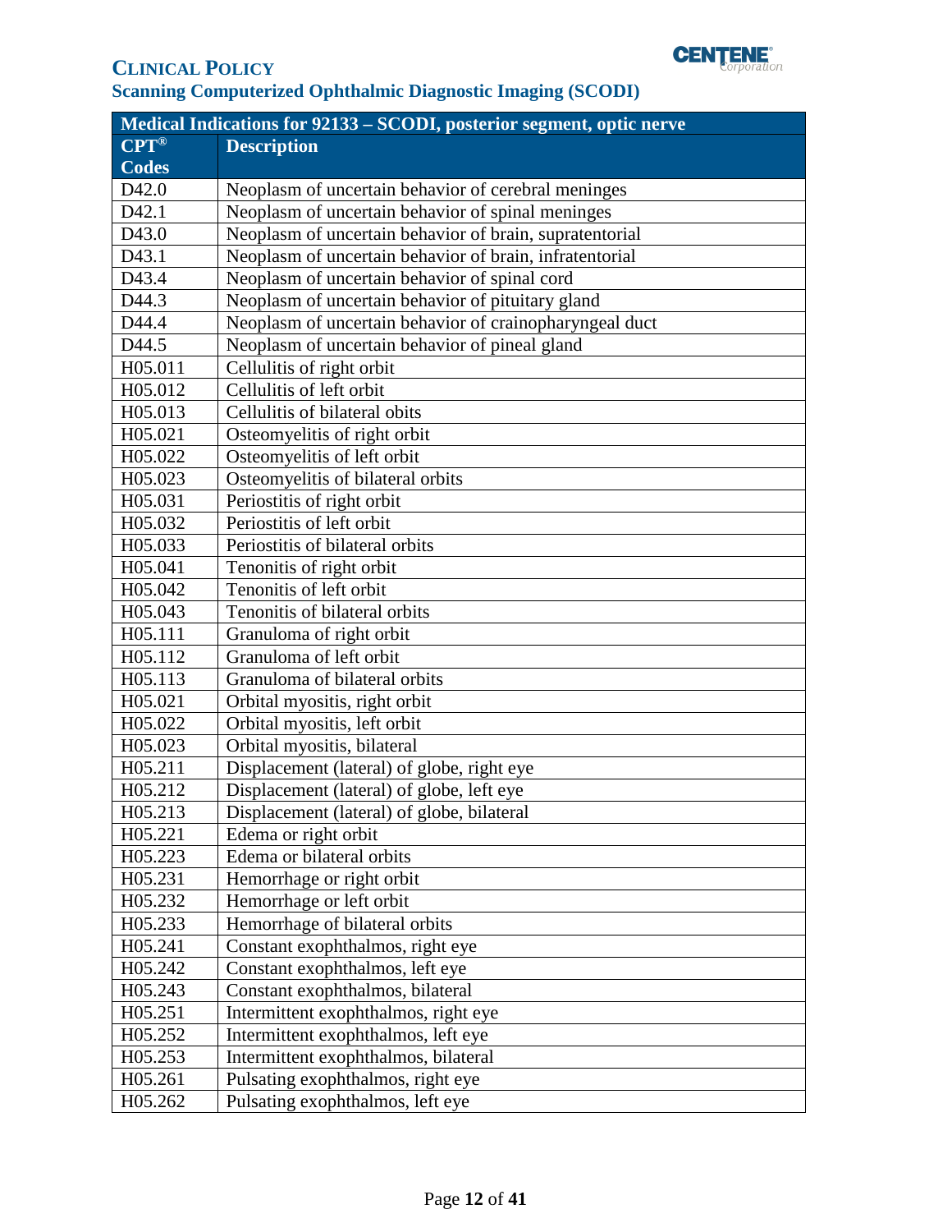| Medical Indications for 92133 – SCODI, posterior segment, optic nerve | |
|---|---|
| CPT® Codes | Description |
| D42.0 | Neoplasm of uncertain behavior of cerebral meninges |
| D42.1 | Neoplasm of uncertain behavior of spinal meninges |
| D43.0 | Neoplasm of uncertain behavior of brain, supratentorial |
| D43.1 | Neoplasm of uncertain behavior of brain, infratentorial |
| D43.4 | Neoplasm of uncertain behavior of spinal cord |
| D44.3 | Neoplasm of uncertain behavior of pituitary gland |
| D44.4 | Neoplasm of uncertain behavior of crainopharyngeal duct |
| D44.5 | Neoplasm of uncertain behavior of pineal gland |
| H05.011 | Cellulitis of right orbit |
| H05.012 | Cellulitis of left orbit |
| H05.013 | Cellulitis of bilateral obits |
| H05.021 | Osteomyelitis of right orbit |
| H05.022 | Osteomyelitis of left orbit |
| H05.023 | Osteomyelitis of bilateral orbits |
| H05.031 | Periostitis of right orbit |
| H05.032 | Periostitis of left orbit |
| H05.033 | Periostitis of bilateral orbits |
| H05.041 | Tenonitis of right orbit |
| H05.042 | Tenonitis of left orbit |
| H05.043 | Tenonitis of bilateral orbits |
| H05.111 | Granuloma of right orbit |
| H05.112 | Granuloma of left orbit |
| H05.113 | Granuloma of bilateral orbits |
| H05.021 | Orbital myositis, right orbit |
| H05.022 | Orbital myositis, left orbit |
| H05.023 | Orbital myositis, bilateral |
| H05.211 | Displacement (lateral) of globe, right eye |
| H05.212 | Displacement (lateral) of globe, left eye |
| H05.213 | Displacement (lateral) of globe, bilateral |
| H05.221 | Edema or right orbit |
| H05.223 | Edema or bilateral orbits |
| H05.231 | Hemorrhage or right orbit |
| H05.232 | Hemorrhage or left orbit |
| H05.233 | Hemorrhage of bilateral orbits |
| H05.241 | Constant exophthalmos, right eye |
| H05.242 | Constant exophthalmos, left eye |
| H05.243 | Constant exophthalmos, bilateral |
| H05.251 | Intermittent exophthalmos, right eye |
| H05.252 | Intermittent exophthalmos, left eye |
| H05.253 | Intermittent exophthalmos, bilateral |
| H05.261 | Pulsating exophthalmos, right eye |
| H05.262 | Pulsating exophthalmos, left eye |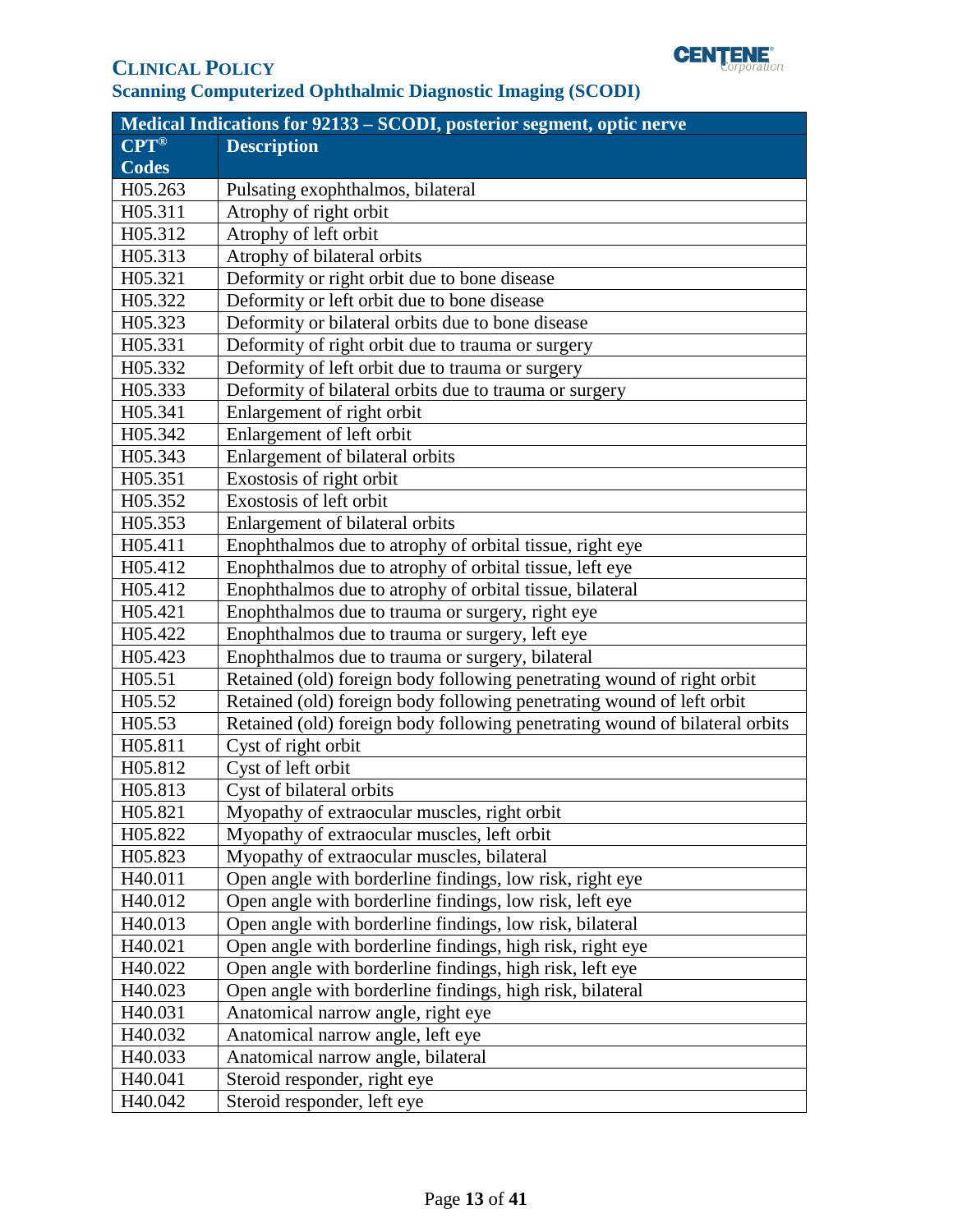# Clinical Policy
## Scanning Computerized Ophthalmic Diagnostic Imaging (SCODI)

| Medical Indications for 92133 – SCODI, posterior segment, optic nerve | |
|---|---|
| **CPT® Codes** | **Description** |
| H05.263 | Pulsating exophthalmos, bilateral |
| H05.311 | Atrophy of right orbit |
| H05.312 | Atrophy of left orbit |
| H05.313 | Atrophy of bilateral orbits |
| H05.321 | Deformity or right orbit due to bone disease |
| H05.322 | Deformity or left orbit due to bone disease |
| H05.323 | Deformity or bilateral orbits due to bone disease |
| H05.331 | Deformity of right orbit due to trauma or surgery |
| H05.332 | Deformity of left orbit due to trauma or surgery |
| H05.333 | Deformity of bilateral orbits due to trauma or surgery |
| H05.341 | Enlargement of right orbit |
| H05.342 | Enlargement of left orbit |
| H05.343 | Enlargement of bilateral orbits |
| H05.351 | Exostosis of right orbit |
| H05.352 | Exostosis of left orbit |
| H05.353 | Enlargement of bilateral orbits |
| H05.411 | Enophthalmos due to atrophy of orbital tissue, right eye |
| H05.412 | Enophthalmos due to atrophy of orbital tissue, left eye |
| H05.412 | Enophthalmos due to atrophy of orbital tissue, bilateral |
| H05.421 | Enophthalmos due to trauma or surgery, right eye |
| H05.422 | Enophthalmos due to trauma or surgery, left eye |
| H05.423 | Enophthalmos due to trauma or surgery, bilateral |
| H05.51 | Retained (old) foreign body following penetrating wound of right orbit |
| H05.52 | Retained (old) foreign body following penetrating wound of left orbit |
| H05.53 | Retained (old) foreign body following penetrating wound of bilateral orbits |
| H05.811 | Cyst of right orbit |
| H05.812 | Cyst of left orbit |
| H05.813 | Cyst of bilateral orbits |
| H05.821 | Myopathy of extraocular muscles, right orbit |
| H05.822 | Myopathy of extraocular muscles, left orbit |
| H05.823 | Myopathy of extraocular muscles, bilateral |
| H40.011 | Open angle with borderline findings, low risk, right eye |
| H40.012 | Open angle with borderline findings, low risk, left eye |
| H40.013 | Open angle with borderline findings, low risk, bilateral |
| H40.021 | Open angle with borderline findings, high risk, right eye |
| H40.022 | Open angle with borderline findings, high risk, left eye |
| H40.023 | Open angle with borderline findings, high risk, bilateral |
| H40.031 | Anatomical narrow angle, right eye |
| H40.032 | Anatomical narrow angle, left eye |
| H40.033 | Anatomical narrow angle, bilateral |
| H40.041 | Steroid responder, right eye |
| H40.042 | Steroid responder, left eye |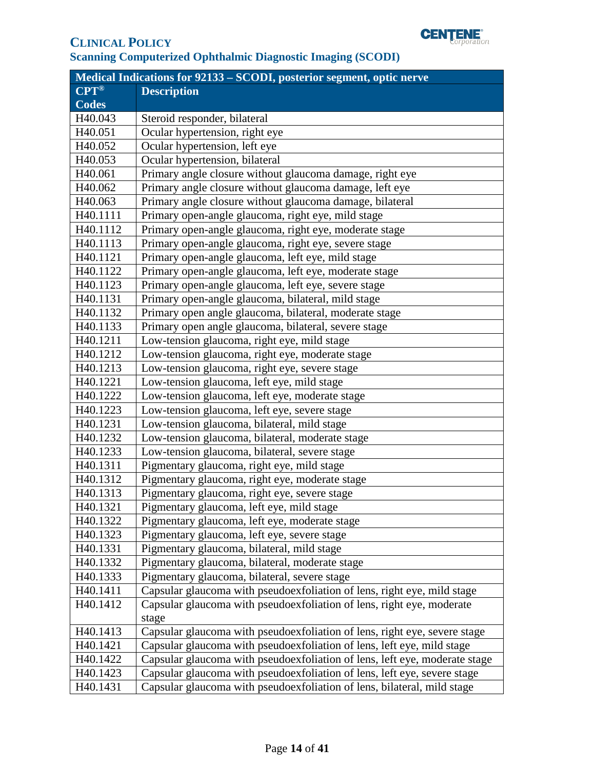| Medical Indications for 92133 – SCODI, posterior segment, optic nerve | |
|---|---|
| CPT® Codes | Description |
| H40.043 | Steroid responder, bilateral |
| H40.051 | Ocular hypertension, right eye |
| H40.052 | Ocular hypertension, left eye |
| H40.053 | Ocular hypertension, bilateral |
| H40.061 | Primary angle closure without glaucoma damage, right eye |
| H40.062 | Primary angle closure without glaucoma damage, left eye |
| H40.063 | Primary angle closure without glaucoma damage, bilateral |
| H40.1111 | Primary open-angle glaucoma, right eye, mild stage |
| H40.1112 | Primary open-angle glaucoma, right eye, moderate stage |
| H40.1113 | Primary open-angle glaucoma, right eye, severe stage |
| H40.1121 | Primary open-angle glaucoma, left eye, mild stage |
| H40.1122 | Primary open-angle glaucoma, left eye, moderate stage |
| H40.1123 | Primary open-angle glaucoma, left eye, severe stage |
| H40.1131 | Primary open-angle glaucoma, bilateral, mild stage |
| H40.1132 | Primary open angle glaucoma, bilateral, moderate stage |
| H40.1133 | Primary open angle glaucoma, bilateral, severe stage |
| H40.1211 | Low-tension glaucoma, right eye, mild stage |
| H40.1212 | Low-tension glaucoma, right eye, moderate stage |
| H40.1213 | Low-tension glaucoma, right eye, severe stage |
| H40.1221 | Low-tension glaucoma, left eye, mild stage |
| H40.1222 | Low-tension glaucoma, left eye, moderate stage |
| H40.1223 | Low-tension glaucoma, left eye, severe stage |
| H40.1231 | Low-tension glaucoma, bilateral, mild stage |
| H40.1232 | Low-tension glaucoma, bilateral, moderate stage |
| H40.1233 | Low-tension glaucoma, bilateral, severe stage |
| H40.1311 | Pigmentary glaucoma, right eye, mild stage |
| H40.1312 | Pigmentary glaucoma, right eye, moderate stage |
| H40.1313 | Pigmentary glaucoma, right eye, severe stage |
| H40.1321 | Pigmentary glaucoma, left eye, mild stage |
| H40.1322 | Pigmentary glaucoma, left eye, moderate stage |
| H40.1323 | Pigmentary glaucoma, left eye, severe stage |
| H40.1331 | Pigmentary glaucoma, bilateral, mild stage |
| H40.1332 | Pigmentary glaucoma, bilateral, moderate stage |
| H40.1333 | Pigmentary glaucoma, bilateral, severe stage |
| H40.1411 | Capsular glaucoma with pseudoexfoliation of lens, right eye, mild stage |
| H40.1412 | Capsular glaucoma with pseudoexfoliation of lens, right eye, moderate stage |
| H40.1413 | Capsular glaucoma with pseudoexfoliation of lens, right eye, severe stage |
| H40.1421 | Capsular glaucoma with pseudoexfoliation of lens, left eye, mild stage |
| H40.1422 | Capsular glaucoma with pseudoexfoliation of lens, left eye, moderate stage |
| H40.1423 | Capsular glaucoma with pseudoexfoliation of lens, left eye, severe stage |
| H40.1431 | Capsular glaucoma with pseudoexfoliation of lens, bilateral, mild stage |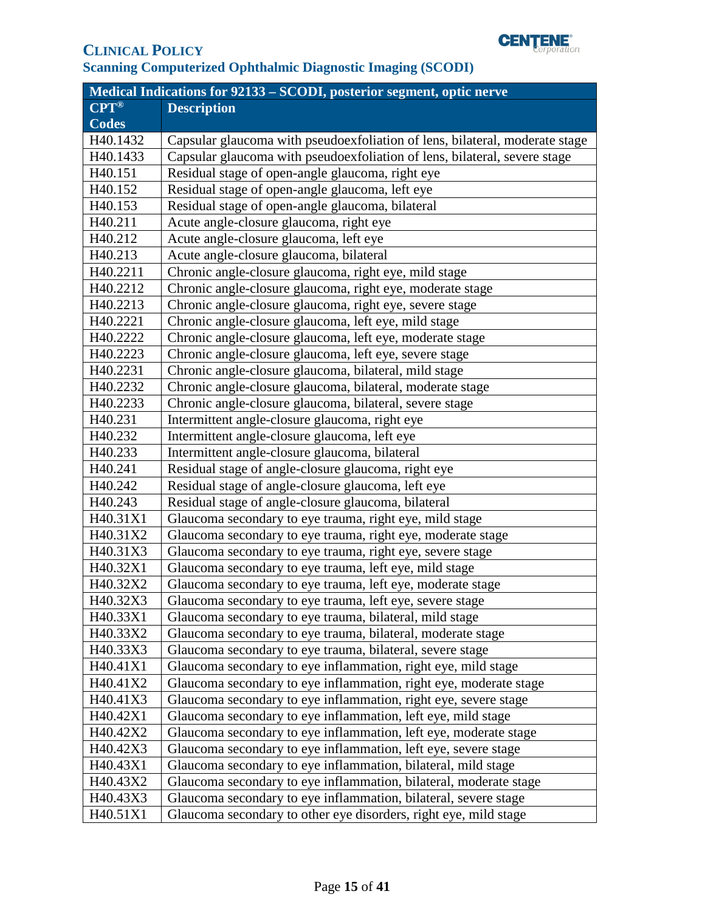| Medical Indications for 92133 – SCODI, posterior segment, optic nerve | |
|---|---|
| CPT® Codes | Description |
| H40.1432 | Capsular glaucoma with pseudoexfoliation of lens, bilateral, moderate stage |
| H40.1433 | Capsular glaucoma with pseudoexfoliation of lens, bilateral, severe stage |
| H40.151 | Residual stage of open-angle glaucoma, right eye |
| H40.152 | Residual stage of open-angle glaucoma, left eye |
| H40.153 | Residual stage of open-angle glaucoma, bilateral |
| H40.211 | Acute angle-closure glaucoma, right eye |
| H40.212 | Acute angle-closure glaucoma, left eye |
| H40.213 | Acute angle-closure glaucoma, bilateral |
| H40.2211 | Chronic angle-closure glaucoma, right eye, mild stage |
| H40.2212 | Chronic angle-closure glaucoma, right eye, moderate stage |
| H40.2213 | Chronic angle-closure glaucoma, right eye, severe stage |
| H40.2221 | Chronic angle-closure glaucoma, left eye, mild stage |
| H40.2222 | Chronic angle-closure glaucoma, left eye, moderate stage |
| H40.2223 | Chronic angle-closure glaucoma, left eye, severe stage |
| H40.2231 | Chronic angle-closure glaucoma, bilateral, mild stage |
| H40.2232 | Chronic angle-closure glaucoma, bilateral, moderate stage |
| H40.2233 | Chronic angle-closure glaucoma, bilateral, severe stage |
| H40.231 | Intermittent angle-closure glaucoma, right eye |
| H40.232 | Intermittent angle-closure glaucoma, left eye |
| H40.233 | Intermittent angle-closure glaucoma, bilateral |
| H40.241 | Residual stage of angle-closure glaucoma, right eye |
| H40.242 | Residual stage of angle-closure glaucoma, left eye |
| H40.243 | Residual stage of angle-closure glaucoma, bilateral |
| H40.31X1 | Glaucoma secondary to eye trauma, right eye, mild stage |
| H40.31X2 | Glaucoma secondary to eye trauma, right eye, moderate stage |
| H40.31X3 | Glaucoma secondary to eye trauma, right eye, severe stage |
| H40.32X1 | Glaucoma secondary to eye trauma, left eye, mild stage |
| H40.32X2 | Glaucoma secondary to eye trauma, left eye, moderate stage |
| H40.32X3 | Glaucoma secondary to eye trauma, left eye, severe stage |
| H40.33X1 | Glaucoma secondary to eye trauma, bilateral, mild stage |
| H40.33X2 | Glaucoma secondary to eye trauma, bilateral, moderate stage |
| H40.33X3 | Glaucoma secondary to eye trauma, bilateral, severe stage |
| H40.41X1 | Glaucoma secondary to eye inflammation, right eye, mild stage |
| H40.41X2 | Glaucoma secondary to eye inflammation, right eye, moderate stage |
| H40.41X3 | Glaucoma secondary to eye inflammation, right eye, severe stage |
| H40.42X1 | Glaucoma secondary to eye inflammation, left eye, mild stage |
| H40.42X2 | Glaucoma secondary to eye inflammation, left eye, moderate stage |
| H40.42X3 | Glaucoma secondary to eye inflammation, left eye, severe stage |
| H40.43X1 | Glaucoma secondary to eye inflammation, bilateral, mild stage |
| H40.43X2 | Glaucoma secondary to eye inflammation, bilateral, moderate stage |
| H40.43X3 | Glaucoma secondary to eye inflammation, bilateral, severe stage |
| H40.51X1 | Glaucoma secondary to other eye disorders, right eye, mild stage |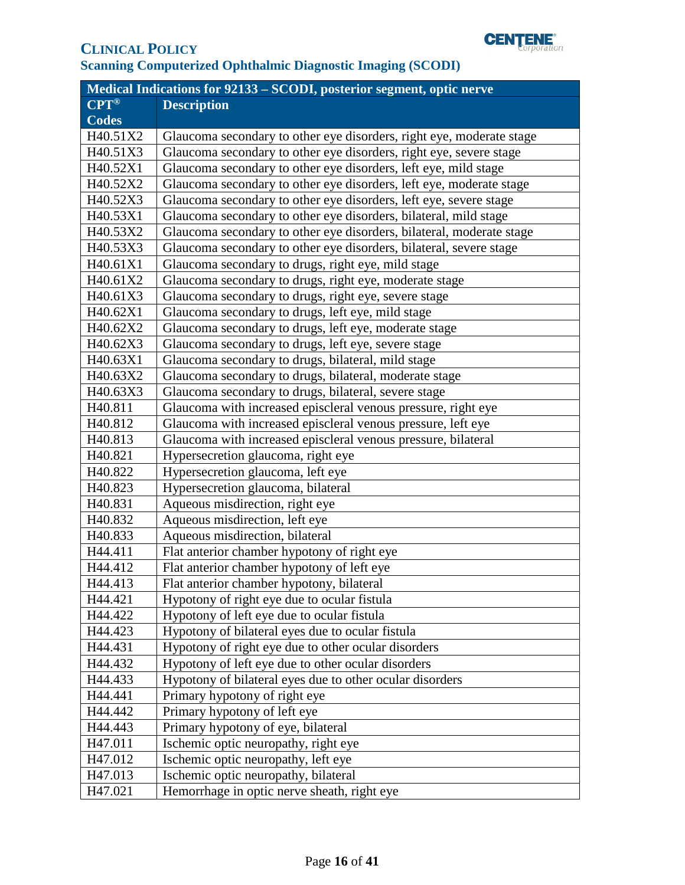| Medical Indications for 92133 – SCODI, posterior segment, optic nerve | |
|---|---|
| **CPT® Codes** | **Description** |
| H40.51X2 | Glaucoma secondary to other eye disorders, right eye, moderate stage |
| H40.51X3 | Glaucoma secondary to other eye disorders, right eye, severe stage |
| H40.52X1 | Glaucoma secondary to other eye disorders, left eye, mild stage |
| H40.52X2 | Glaucoma secondary to other eye disorders, left eye, moderate stage |
| H40.52X3 | Glaucoma secondary to other eye disorders, left eye, severe stage |
| H40.53X1 | Glaucoma secondary to other eye disorders, bilateral, mild stage |
| H40.53X2 | Glaucoma secondary to other eye disorders, bilateral, moderate stage |
| H40.53X3 | Glaucoma secondary to other eye disorders, bilateral, severe stage |
| H40.61X1 | Glaucoma secondary to drugs, right eye, mild stage |
| H40.61X2 | Glaucoma secondary to drugs, right eye, moderate stage |
| H40.61X3 | Glaucoma secondary to drugs, right eye, severe stage |
| H40.62X1 | Glaucoma secondary to drugs, left eye, mild stage |
| H40.62X2 | Glaucoma secondary to drugs, left eye, moderate stage |
| H40.62X3 | Glaucoma secondary to drugs, left eye, severe stage |
| H40.63X1 | Glaucoma secondary to drugs, bilateral, mild stage |
| H40.63X2 | Glaucoma secondary to drugs, bilateral, moderate stage |
| H40.63X3 | Glaucoma secondary to drugs, bilateral, severe stage |
| H40.811 | Glaucoma with increased episcleral venous pressure, right eye |
| H40.812 | Glaucoma with increased episcleral venous pressure, left eye |
| H40.813 | Glaucoma with increased episcleral venous pressure, bilateral |
| H40.821 | Hypersecretion glaucoma, right eye |
| H40.822 | Hypersecretion glaucoma, left eye |
| H40.823 | Hypersecretion glaucoma, bilateral |
| H40.831 | Aqueous misdirection, right eye |
| H40.832 | Aqueous misdirection, left eye |
| H40.833 | Aqueous misdirection, bilateral |
| H44.411 | Flat anterior chamber hypotony of right eye |
| H44.412 | Flat anterior chamber hypotony of left eye |
| H44.413 | Flat anterior chamber hypotony, bilateral |
| H44.421 | Hypotony of right eye due to ocular fistula |
| H44.422 | Hypotony of left eye due to ocular fistula |
| H44.423 | Hypotony of bilateral eyes due to ocular fistula |
| H44.431 | Hypotony of right eye due to other ocular disorders |
| H44.432 | Hypotony of left eye due to other ocular disorders |
| H44.433 | Hypotony of bilateral eyes due to other ocular disorders |
| H44.441 | Primary hypotony of right eye |
| H44.442 | Primary hypotony of left eye |
| H44.443 | Primary hypotony of eye, bilateral |
| H47.011 | Ischemic optic neuropathy, right eye |
| H47.012 | Ischemic optic neuropathy, left eye |
| H47.013 | Ischemic optic neuropathy, bilateral |
| H47.021 | Hemorrhage in optic nerve sheath, right eye |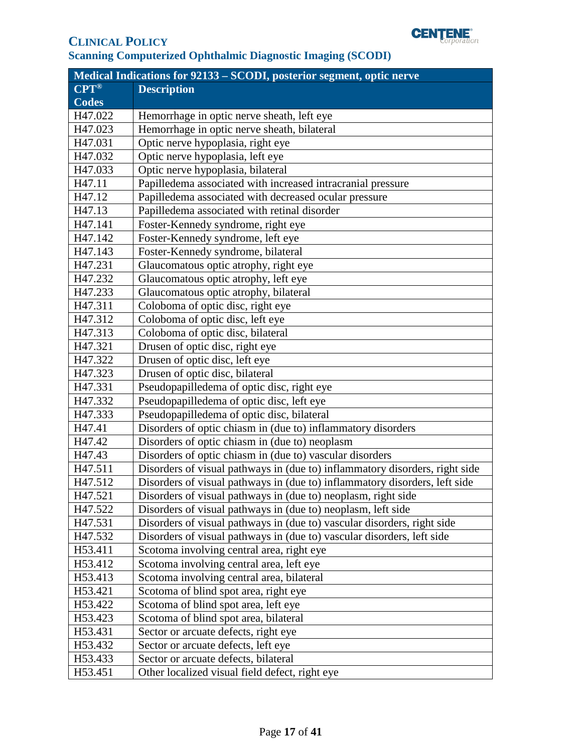| Medical Indications for 92133 – SCODI, posterior segment, optic nerve | |
|---|---|
| **CPT® Codes** | **Description** |
| H47.022 | Hemorrhage in optic nerve sheath, left eye |
| H47.023 | Hemorrhage in optic nerve sheath, bilateral |
| H47.031 | Optic nerve hypoplasia, right eye |
| H47.032 | Optic nerve hypoplasia, left eye |
| H47.033 | Optic nerve hypoplasia, bilateral |
| H47.11 | Papilledema associated with increased intracranial pressure |
| H47.12 | Papilledema associated with decreased ocular pressure |
| H47.13 | Papilledema associated with retinal disorder |
| H47.141 | Foster-Kennedy syndrome, right eye |
| H47.142 | Foster-Kennedy syndrome, left eye |
| H47.143 | Foster-Kennedy syndrome, bilateral |
| H47.231 | Glaucomatous optic atrophy, right eye |
| H47.232 | Glaucomatous optic atrophy, left eye |
| H47.233 | Glaucomatous optic atrophy, bilateral |
| H47.311 | Coloboma of optic disc, right eye |
| H47.312 | Coloboma of optic disc, left eye |
| H47.313 | Coloboma of optic disc, bilateral |
| H47.321 | Drusen of optic disc, right eye |
| H47.322 | Drusen of optic disc, left eye |
| H47.323 | Drusen of optic disc, bilateral |
| H47.331 | Pseudopapilledema of optic disc, right eye |
| H47.332 | Pseudopapilledema of optic disc, left eye |
| H47.333 | Pseudopapilledema of optic disc, bilateral |
| H47.41 | Disorders of optic chiasm in (due to) inflammatory disorders |
| H47.42 | Disorders of optic chiasm in (due to) neoplasm |
| H47.43 | Disorders of optic chiasm in (due to) vascular disorders |
| H47.511 | Disorders of visual pathways in (due to) inflammatory disorders, right side |
| H47.512 | Disorders of visual pathways in (due to) inflammatory disorders, left side |
| H47.521 | Disorders of visual pathways in (due to) neoplasm, right side |
| H47.522 | Disorders of visual pathways in (due to) neoplasm, left side |
| H47.531 | Disorders of visual pathways in (due to) vascular disorders, right side |
| H47.532 | Disorders of visual pathways in (due to) vascular disorders, left side |
| H53.411 | Scotoma involving central area, right eye |
| H53.412 | Scotoma involving central area, left eye |
| H53.413 | Scotoma involving central area, bilateral |
| H53.421 | Scotoma of blind spot area, right eye |
| H53.422 | Scotoma of blind spot area, left eye |
| H53.423 | Scotoma of blind spot area, bilateral |
| H53.431 | Sector or arcuate defects, right eye |
| H53.432 | Sector or arcuate defects, left eye |
| H53.433 | Sector or arcuate defects, bilateral |
| H53.451 | Other localized visual field defect, right eye |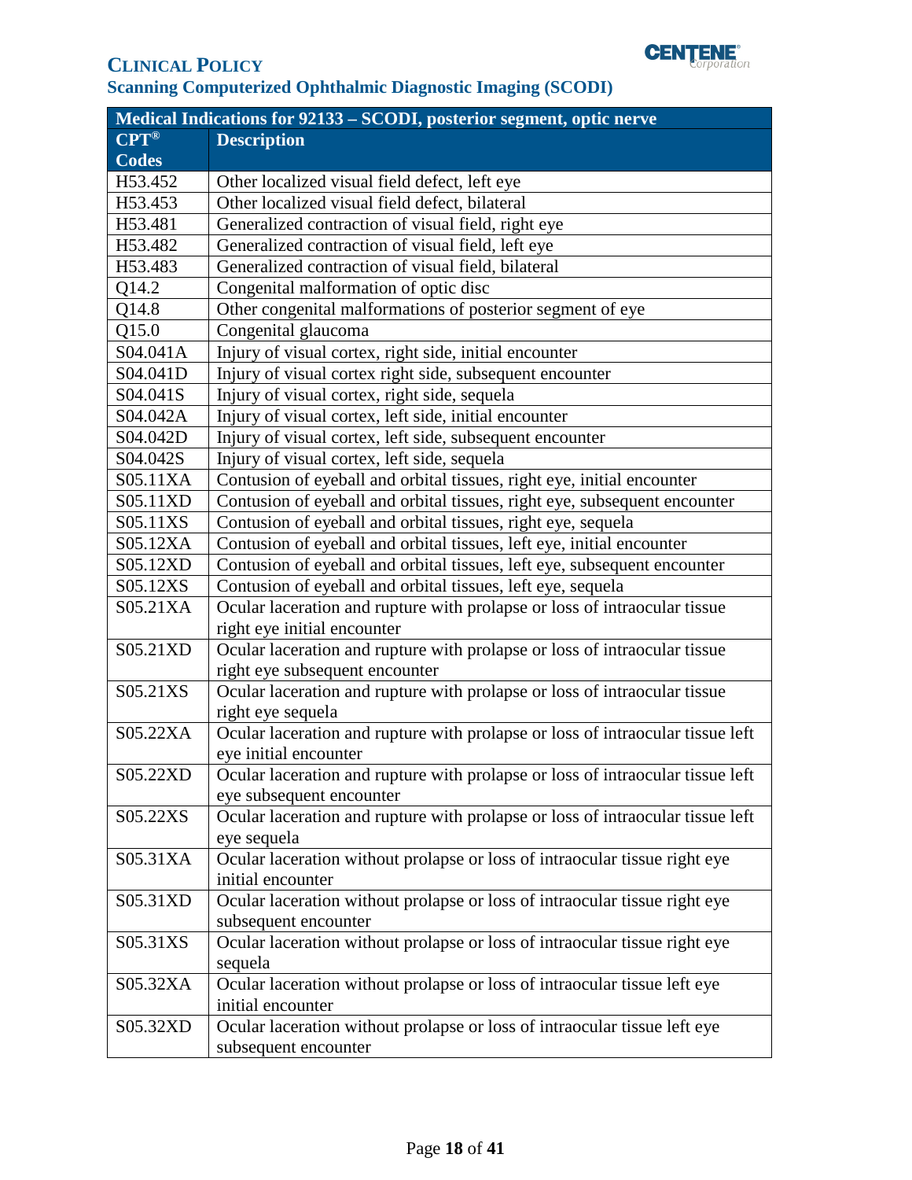## CLINICAL POLICY
## Scanning Computerized Ophthalmic Diagnostic Imaging (SCODI)

| Medical Indications for 92133 – SCODI, posterior segment, optic nerve | |
|---|---|
| **CPT® Codes** | **Description** |
| H53.452 | Other localized visual field defect, left eye |
| H53.453 | Other localized visual field defect, bilateral |
| H53.481 | Generalized contraction of visual field, right eye |
| H53.482 | Generalized contraction of visual field, left eye |
| H53.483 | Generalized contraction of visual field, bilateral |
| Q14.2 | Congenital malformation of optic disc |
| Q14.8 | Other congenital malformations of posterior segment of eye |
| Q15.0 | Congenital glaucoma |
| S04.041A | Injury of visual cortex, right side, initial encounter |
| S04.041D | Injury of visual cortex right side, subsequent encounter |
| S04.041S | Injury of visual cortex, right side, sequela |
| S04.042A | Injury of visual cortex, left side, initial encounter |
| S04.042D | Injury of visual cortex, left side, subsequent encounter |
| S04.042S | Injury of visual cortex, left side, sequela |
| S05.11XA | Contusion of eyeball and orbital tissues, right eye, initial encounter |
| S05.11XD | Contusion of eyeball and orbital tissues, right eye, subsequent encounter |
| S05.11XS | Contusion of eyeball and orbital tissues, right eye, sequela |
| S05.12XA | Contusion of eyeball and orbital tissues, left eye, initial encounter |
| S05.12XD | Contusion of eyeball and orbital tissues, left eye, subsequent encounter |
| S05.12XS | Contusion of eyeball and orbital tissues, left eye, sequela |
| S05.21XA | Ocular laceration and rupture with prolapse or loss of intraocular tissue right eye initial encounter |
| S05.21XD | Ocular laceration and rupture with prolapse or loss of intraocular tissue right eye subsequent encounter |
| S05.21XS | Ocular laceration and rupture with prolapse or loss of intraocular tissue right eye sequela |
| S05.22XA | Ocular laceration and rupture with prolapse or loss of intraocular tissue left eye initial encounter |
| S05.22XD | Ocular laceration and rupture with prolapse or loss of intraocular tissue left eye subsequent encounter |
| S05.22XS | Ocular laceration and rupture with prolapse or loss of intraocular tissue left eye sequela |
| S05.31XA | Ocular laceration without prolapse or loss of intraocular tissue right eye initial encounter |
| S05.31XD | Ocular laceration without prolapse or loss of intraocular tissue right eye subsequent encounter |
| S05.31XS | Ocular laceration without prolapse or loss of intraocular tissue right eye sequela |
| S05.32XA | Ocular laceration without prolapse or loss of intraocular tissue left eye initial encounter |
| S05.32XD | Ocular laceration without prolapse or loss of intraocular tissue left eye subsequent encounter |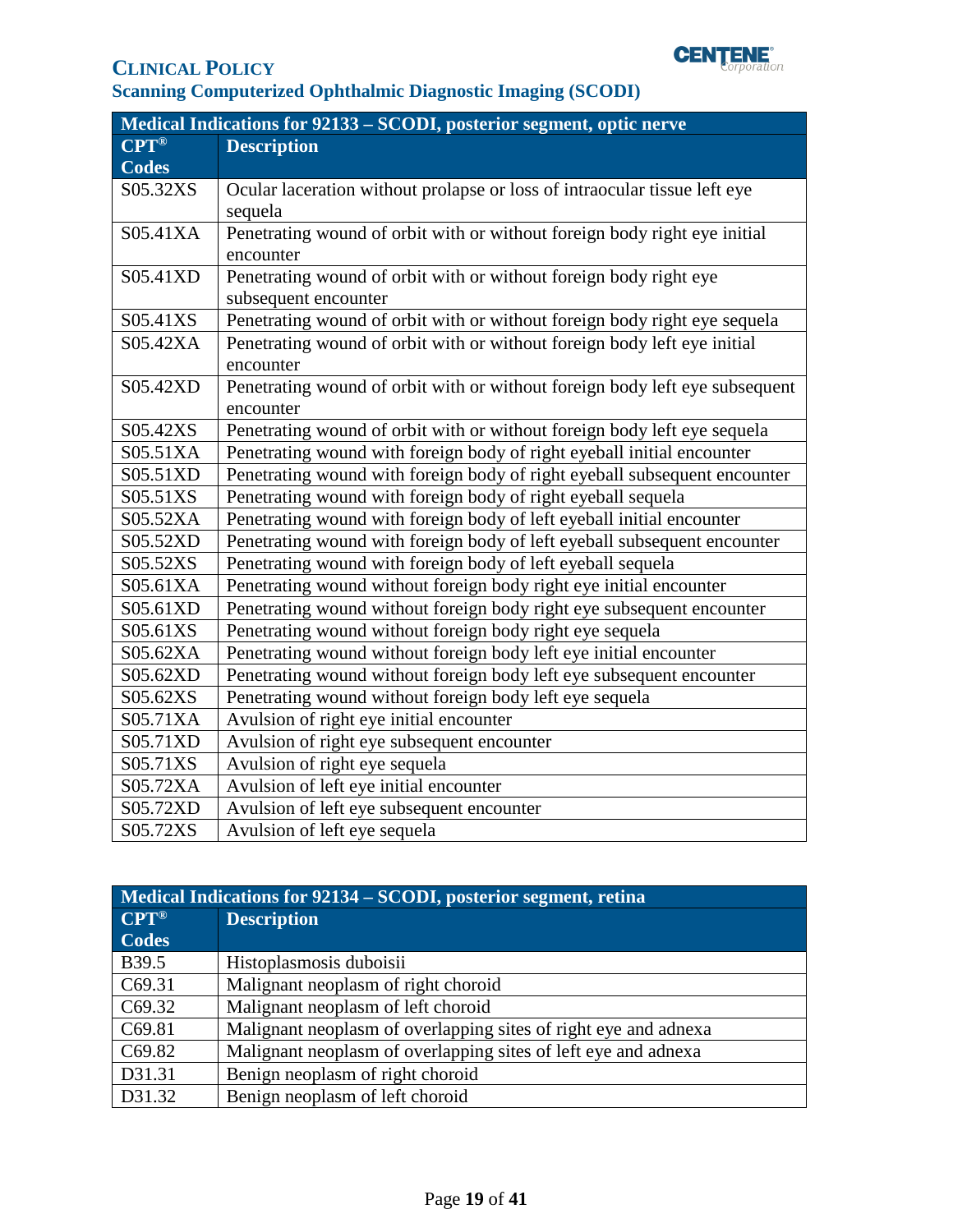| Medical Indications for 92133 – SCODI, posterior segment, optic nerve | |
|---|---|
| CPT® Codes | Description |
| S05.32XS | Ocular laceration without prolapse or loss of intraocular tissue left eye sequela |
| S05.41XA | Penetrating wound of orbit with or without foreign body right eye initial encounter |
| S05.41XD | Penetrating wound of orbit with or without foreign body right eye subsequent encounter |
| S05.41XS | Penetrating wound of orbit with or without foreign body right eye sequela |
| S05.42XA | Penetrating wound of orbit with or without foreign body left eye initial encounter |
| S05.42XD | Penetrating wound of orbit with or without foreign body left eye subsequent encounter |
| S05.42XS | Penetrating wound of orbit with or without foreign body left eye sequela |
| S05.51XA | Penetrating wound with foreign body of right eyeball initial encounter |
| S05.51XD | Penetrating wound with foreign body of right eyeball subsequent encounter |
| S05.51XS | Penetrating wound with foreign body of right eyeball sequela |
| S05.52XA | Penetrating wound with foreign body of left eyeball initial encounter |
| S05.52XD | Penetrating wound with foreign body of left eyeball subsequent encounter |
| S05.52XS | Penetrating wound with foreign body of left eyeball sequela |
| S05.61XA | Penetrating wound without foreign body right eye initial encounter |
| S05.61XD | Penetrating wound without foreign body right eye subsequent encounter |
| S05.61XS | Penetrating wound without foreign body right eye sequela |
| S05.62XA | Penetrating wound without foreign body left eye initial encounter |
| S05.62XD | Penetrating wound without foreign body left eye subsequent encounter |
| S05.62XS | Penetrating wound without foreign body left eye sequela |
| S05.71XA | Avulsion of right eye initial encounter |
| S05.71XD | Avulsion of right eye subsequent encounter |
| S05.71XS | Avulsion of right eye sequela |
| S05.72XA | Avulsion of left eye initial encounter |
| S05.72XD | Avulsion of left eye subsequent encounter |
| S05.72XS | Avulsion of left eye sequela |

| Medical Indications for 92134 – SCODI, posterior segment, retina | |
|---|---|
| CPT® Codes | Description |
| B39.5 | Histoplasmosis duboisii |
| C69.31 | Malignant neoplasm of right choroid |
| C69.32 | Malignant neoplasm of left choroid |
| C69.81 | Malignant neoplasm of overlapping sites of right eye and adnexa |
| C69.82 | Malignant neoplasm of overlapping sites of left eye and adnexa |
| D31.31 | Benign neoplasm of right choroid |
| D31.32 | Benign neoplasm of left choroid |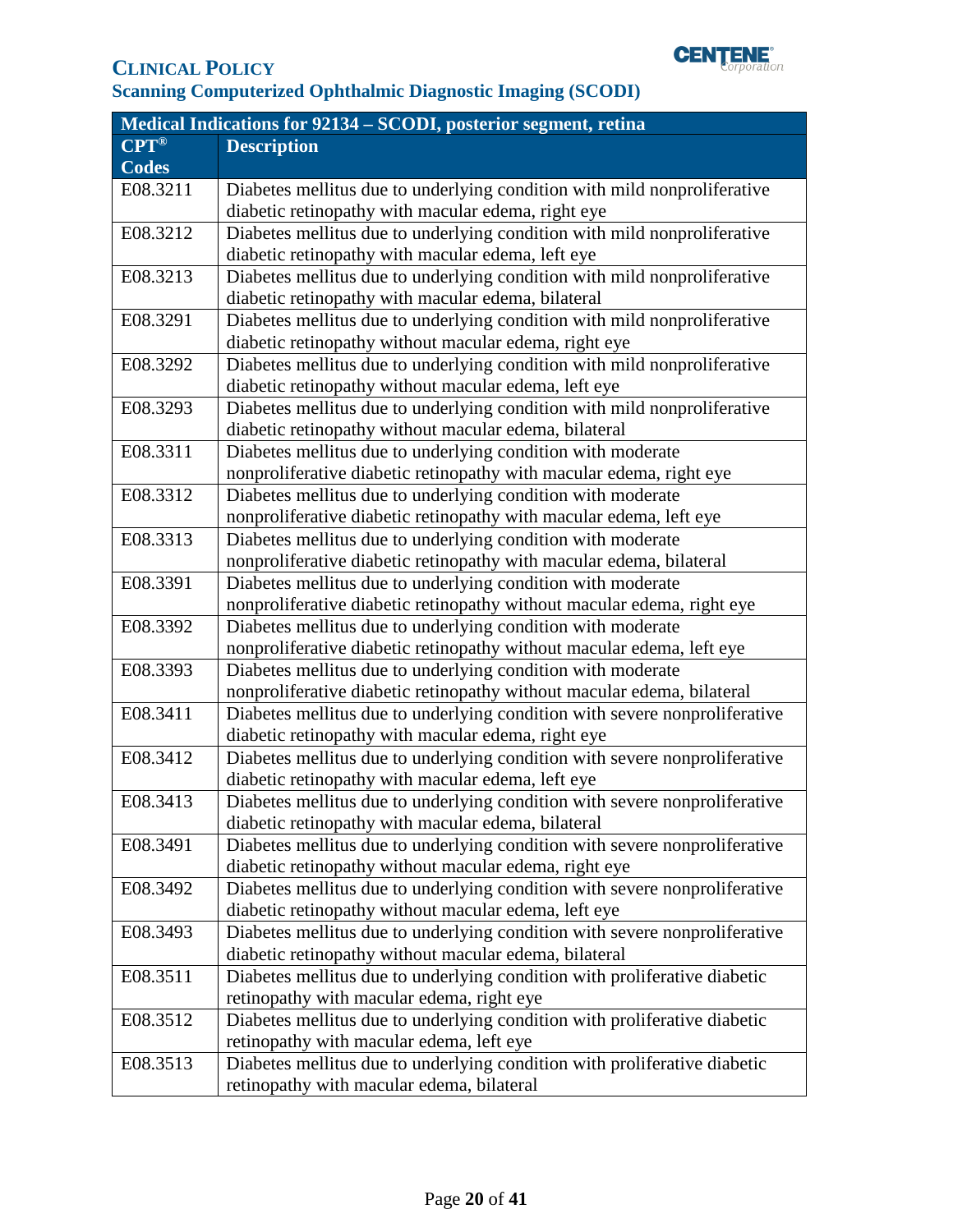| Medical Indications for 92134 – SCODI, posterior segment, retina | |
|---|---|
| **CPT® Codes** | **Description** |
| E08.3211 | Diabetes mellitus due to underlying condition with mild nonproliferative diabetic retinopathy with macular edema, right eye |
| E08.3212 | Diabetes mellitus due to underlying condition with mild nonproliferative diabetic retinopathy with macular edema, left eye |
| E08.3213 | Diabetes mellitus due to underlying condition with mild nonproliferative diabetic retinopathy with macular edema, bilateral |
| E08.3291 | Diabetes mellitus due to underlying condition with mild nonproliferative diabetic retinopathy without macular edema, right eye |
| E08.3292 | Diabetes mellitus due to underlying condition with mild nonproliferative diabetic retinopathy without macular edema, left eye |
| E08.3293 | Diabetes mellitus due to underlying condition with mild nonproliferative diabetic retinopathy without macular edema, bilateral |
| E08.3311 | Diabetes mellitus due to underlying condition with moderate nonproliferative diabetic retinopathy with macular edema, right eye |
| E08.3312 | Diabetes mellitus due to underlying condition with moderate nonproliferative diabetic retinopathy with macular edema, left eye |
| E08.3313 | Diabetes mellitus due to underlying condition with moderate nonproliferative diabetic retinopathy with macular edema, bilateral |
| E08.3391 | Diabetes mellitus due to underlying condition with moderate nonproliferative diabetic retinopathy without macular edema, right eye |
| E08.3392 | Diabetes mellitus due to underlying condition with moderate nonproliferative diabetic retinopathy without macular edema, left eye |
| E08.3393 | Diabetes mellitus due to underlying condition with moderate nonproliferative diabetic retinopathy without macular edema, bilateral |
| E08.3411 | Diabetes mellitus due to underlying condition with severe nonproliferative diabetic retinopathy with macular edema, right eye |
| E08.3412 | Diabetes mellitus due to underlying condition with severe nonproliferative diabetic retinopathy with macular edema, left eye |
| E08.3413 | Diabetes mellitus due to underlying condition with severe nonproliferative diabetic retinopathy with macular edema, bilateral |
| E08.3491 | Diabetes mellitus due to underlying condition with severe nonproliferative diabetic retinopathy without macular edema, right eye |
| E08.3492 | Diabetes mellitus due to underlying condition with severe nonproliferative diabetic retinopathy without macular edema, left eye |
| E08.3493 | Diabetes mellitus due to underlying condition with severe nonproliferative diabetic retinopathy without macular edema, bilateral |
| E08.3511 | Diabetes mellitus due to underlying condition with proliferative diabetic retinopathy with macular edema, right eye |
| E08.3512 | Diabetes mellitus due to underlying condition with proliferative diabetic retinopathy with macular edema, left eye |
| E08.3513 | Diabetes mellitus due to underlying condition with proliferative diabetic retinopathy with macular edema, bilateral |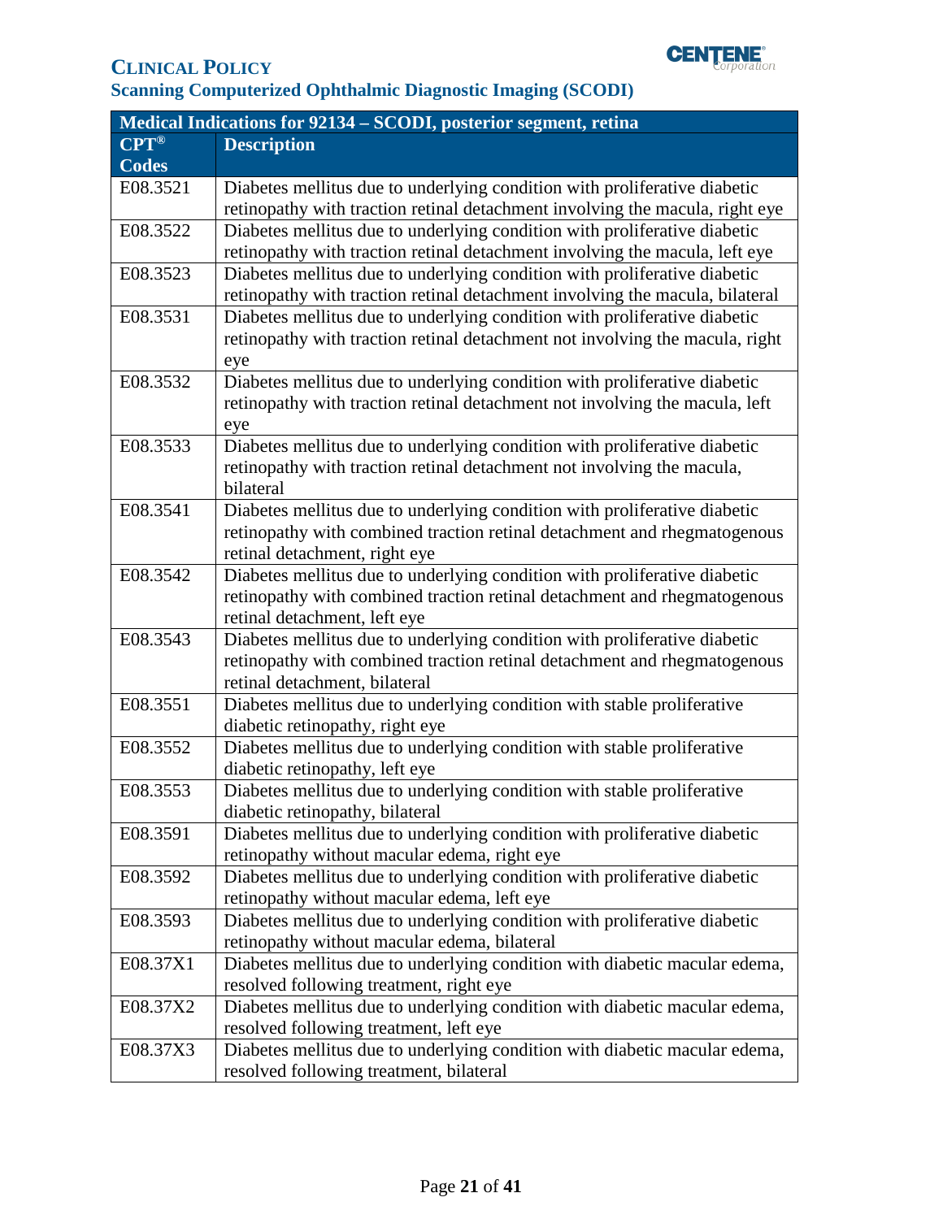| Medical Indications for 92134 – SCODI, posterior segment, retina | |
|---|---|
| **CPT® Codes** | **Description** |
| E08.3521 | Diabetes mellitus due to underlying condition with proliferative diabetic retinopathy with traction retinal detachment involving the macula, right eye |
| E08.3522 | Diabetes mellitus due to underlying condition with proliferative diabetic retinopathy with traction retinal detachment involving the macula, left eye |
| E08.3523 | Diabetes mellitus due to underlying condition with proliferative diabetic retinopathy with traction retinal detachment involving the macula, bilateral |
| E08.3531 | Diabetes mellitus due to underlying condition with proliferative diabetic retinopathy with traction retinal detachment not involving the macula, right eye |
| E08.3532 | Diabetes mellitus due to underlying condition with proliferative diabetic retinopathy with traction retinal detachment not involving the macula, left eye |
| E08.3533 | Diabetes mellitus due to underlying condition with proliferative diabetic retinopathy with traction retinal detachment not involving the macula, bilateral |
| E08.3541 | Diabetes mellitus due to underlying condition with proliferative diabetic retinopathy with combined traction retinal detachment and rhegmatogenous retinal detachment, right eye |
| E08.3542 | Diabetes mellitus due to underlying condition with proliferative diabetic retinopathy with combined traction retinal detachment and rhegmatogenous retinal detachment, left eye |
| E08.3543 | Diabetes mellitus due to underlying condition with proliferative diabetic retinopathy with combined traction retinal detachment and rhegmatogenous retinal detachment, bilateral |
| E08.3551 | Diabetes mellitus due to underlying condition with stable proliferative diabetic retinopathy, right eye |
| E08.3552 | Diabetes mellitus due to underlying condition with stable proliferative diabetic retinopathy, left eye |
| E08.3553 | Diabetes mellitus due to underlying condition with stable proliferative diabetic retinopathy, bilateral |
| E08.3591 | Diabetes mellitus due to underlying condition with proliferative diabetic retinopathy without macular edema, right eye |
| E08.3592 | Diabetes mellitus due to underlying condition with proliferative diabetic retinopathy without macular edema, left eye |
| E08.3593 | Diabetes mellitus due to underlying condition with proliferative diabetic retinopathy without macular edema, bilateral |
| E08.37X1 | Diabetes mellitus due to underlying condition with diabetic macular edema, resolved following treatment, right eye |
| E08.37X2 | Diabetes mellitus due to underlying condition with diabetic macular edema, resolved following treatment, left eye |
| E08.37X3 | Diabetes mellitus due to underlying condition with diabetic macular edema, resolved following treatment, bilateral |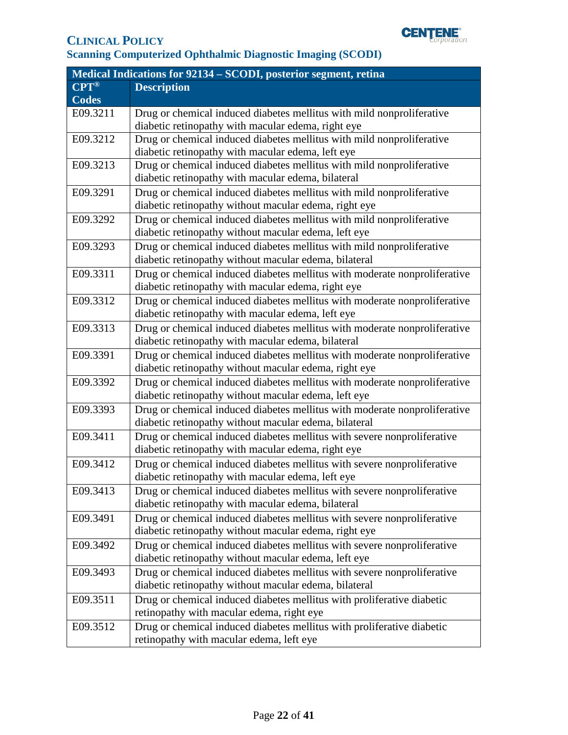| Medical Indications for 92134 – SCODI, posterior segment, retina | |
|---|---|
| CPT® Codes | Description |
| E09.3211 | Drug or chemical induced diabetes mellitus with mild nonproliferative diabetic retinopathy with macular edema, right eye |
| E09.3212 | Drug or chemical induced diabetes mellitus with mild nonproliferative diabetic retinopathy with macular edema, left eye |
| E09.3213 | Drug or chemical induced diabetes mellitus with mild nonproliferative diabetic retinopathy with macular edema, bilateral |
| E09.3291 | Drug or chemical induced diabetes mellitus with mild nonproliferative diabetic retinopathy without macular edema, right eye |
| E09.3292 | Drug or chemical induced diabetes mellitus with mild nonproliferative diabetic retinopathy without macular edema, left eye |
| E09.3293 | Drug or chemical induced diabetes mellitus with mild nonproliferative diabetic retinopathy without macular edema, bilateral |
| E09.3311 | Drug or chemical induced diabetes mellitus with moderate nonproliferative diabetic retinopathy with macular edema, right eye |
| E09.3312 | Drug or chemical induced diabetes mellitus with moderate nonproliferative diabetic retinopathy with macular edema, left eye |
| E09.3313 | Drug or chemical induced diabetes mellitus with moderate nonproliferative diabetic retinopathy with macular edema, bilateral |
| E09.3391 | Drug or chemical induced diabetes mellitus with moderate nonproliferative diabetic retinopathy without macular edema, right eye |
| E09.3392 | Drug or chemical induced diabetes mellitus with moderate nonproliferative diabetic retinopathy without macular edema, left eye |
| E09.3393 | Drug or chemical induced diabetes mellitus with moderate nonproliferative diabetic retinopathy without macular edema, bilateral |
| E09.3411 | Drug or chemical induced diabetes mellitus with severe nonproliferative diabetic retinopathy with macular edema, right eye |
| E09.3412 | Drug or chemical induced diabetes mellitus with severe nonproliferative diabetic retinopathy with macular edema, left eye |
| E09.3413 | Drug or chemical induced diabetes mellitus with severe nonproliferative diabetic retinopathy with macular edema, bilateral |
| E09.3491 | Drug or chemical induced diabetes mellitus with severe nonproliferative diabetic retinopathy without macular edema, right eye |
| E09.3492 | Drug or chemical induced diabetes mellitus with severe nonproliferative diabetic retinopathy without macular edema, left eye |
| E09.3493 | Drug or chemical induced diabetes mellitus with severe nonproliferative diabetic retinopathy without macular edema, bilateral |
| E09.3511 | Drug or chemical induced diabetes mellitus with proliferative diabetic retinopathy with macular edema, right eye |
| E09.3512 | Drug or chemical induced diabetes mellitus with proliferative diabetic retinopathy with macular edema, left eye |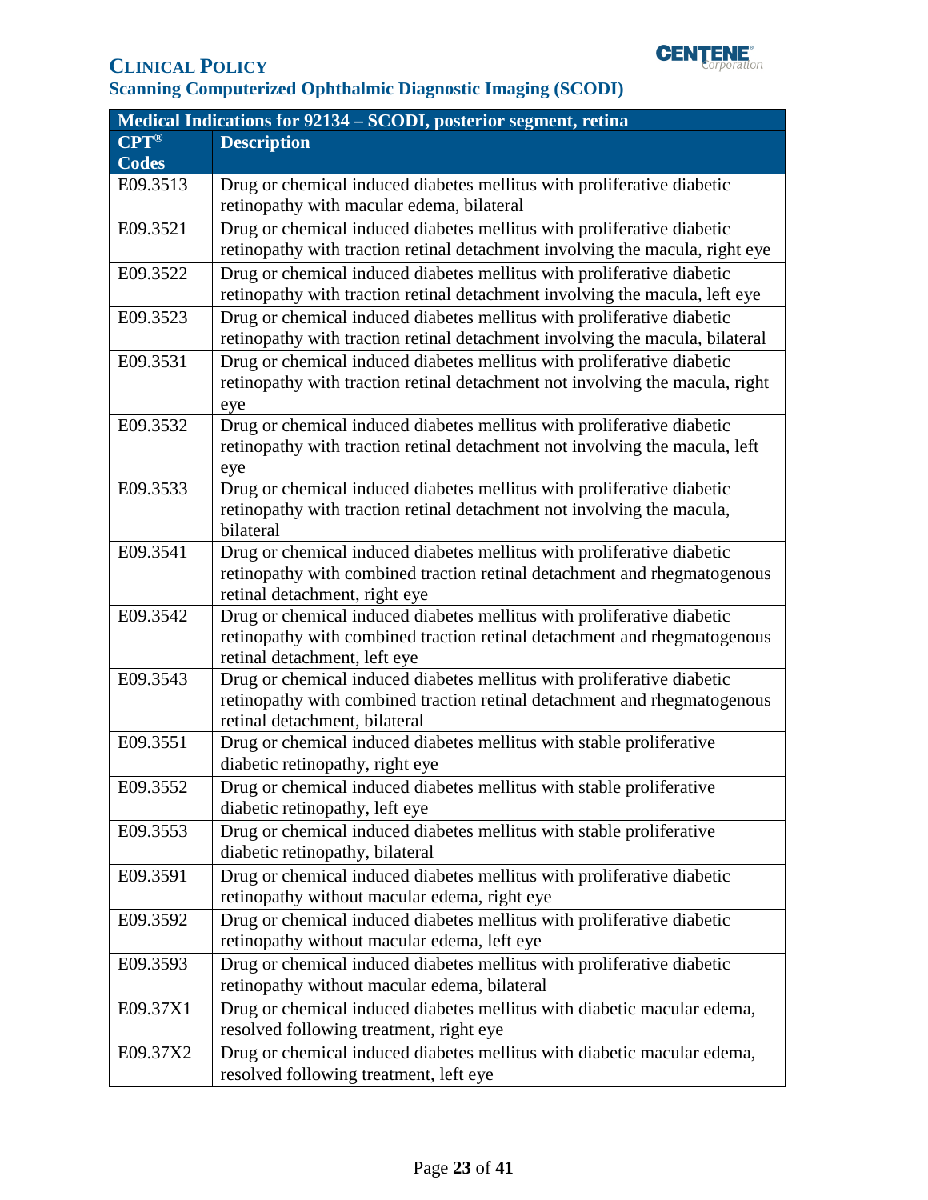| Medical Indications for 92134 – SCODI, posterior segment, retina | |
|---|---|
| CPT® Codes | Description |
| E09.3513 | Drug or chemical induced diabetes mellitus with proliferative diabetic retinopathy with macular edema, bilateral |
| E09.3521 | Drug or chemical induced diabetes mellitus with proliferative diabetic retinopathy with traction retinal detachment involving the macula, right eye |
| E09.3522 | Drug or chemical induced diabetes mellitus with proliferative diabetic retinopathy with traction retinal detachment involving the macula, left eye |
| E09.3523 | Drug or chemical induced diabetes mellitus with proliferative diabetic retinopathy with traction retinal detachment involving the macula, bilateral |
| E09.3531 | Drug or chemical induced diabetes mellitus with proliferative diabetic retinopathy with traction retinal detachment not involving the macula, right eye |
| E09.3532 | Drug or chemical induced diabetes mellitus with proliferative diabetic retinopathy with traction retinal detachment not involving the macula, left eye |
| E09.3533 | Drug or chemical induced diabetes mellitus with proliferative diabetic retinopathy with traction retinal detachment not involving the macula, bilateral |
| E09.3541 | Drug or chemical induced diabetes mellitus with proliferative diabetic retinopathy with combined traction retinal detachment and rhegmatogenous retinal detachment, right eye |
| E09.3542 | Drug or chemical induced diabetes mellitus with proliferative diabetic retinopathy with combined traction retinal detachment and rhegmatogenous retinal detachment, left eye |
| E09.3543 | Drug or chemical induced diabetes mellitus with proliferative diabetic retinopathy with combined traction retinal detachment and rhegmatogenous retinal detachment, bilateral |
| E09.3551 | Drug or chemical induced diabetes mellitus with stable proliferative diabetic retinopathy, right eye |
| E09.3552 | Drug or chemical induced diabetes mellitus with stable proliferative diabetic retinopathy, left eye |
| E09.3553 | Drug or chemical induced diabetes mellitus with stable proliferative diabetic retinopathy, bilateral |
| E09.3591 | Drug or chemical induced diabetes mellitus with proliferative diabetic retinopathy without macular edema, right eye |
| E09.3592 | Drug or chemical induced diabetes mellitus with proliferative diabetic retinopathy without macular edema, left eye |
| E09.3593 | Drug or chemical induced diabetes mellitus with proliferative diabetic retinopathy without macular edema, bilateral |
| E09.37X1 | Drug or chemical induced diabetes mellitus with diabetic macular edema, resolved following treatment, right eye |
| E09.37X2 | Drug or chemical induced diabetes mellitus with diabetic macular edema, resolved following treatment, left eye |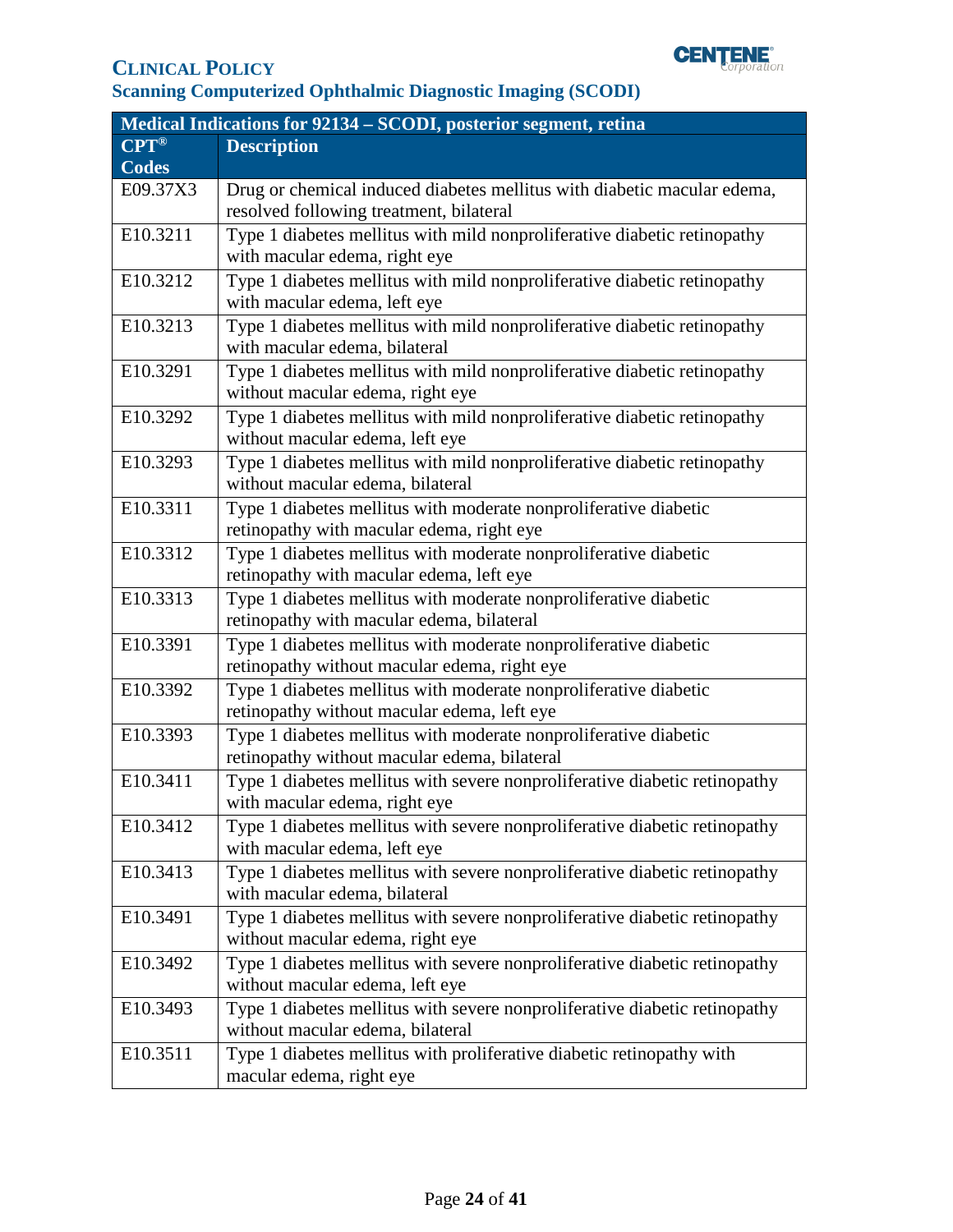| Medical Indications for 92134 – SCODI, posterior segment, retina | |
|---|---|
| **CPT® Codes** | **Description** |
| E09.37X3 | Drug or chemical induced diabetes mellitus with diabetic macular edema, resolved following treatment, bilateral |
| E10.3211 | Type 1 diabetes mellitus with mild nonproliferative diabetic retinopathy with macular edema, right eye |
| E10.3212 | Type 1 diabetes mellitus with mild nonproliferative diabetic retinopathy with macular edema, left eye |
| E10.3213 | Type 1 diabetes mellitus with mild nonproliferative diabetic retinopathy with macular edema, bilateral |
| E10.3291 | Type 1 diabetes mellitus with mild nonproliferative diabetic retinopathy without macular edema, right eye |
| E10.3292 | Type 1 diabetes mellitus with mild nonproliferative diabetic retinopathy without macular edema, left eye |
| E10.3293 | Type 1 diabetes mellitus with mild nonproliferative diabetic retinopathy without macular edema, bilateral |
| E10.3311 | Type 1 diabetes mellitus with moderate nonproliferative diabetic retinopathy with macular edema, right eye |
| E10.3312 | Type 1 diabetes mellitus with moderate nonproliferative diabetic retinopathy with macular edema, left eye |
| E10.3313 | Type 1 diabetes mellitus with moderate nonproliferative diabetic retinopathy with macular edema, bilateral |
| E10.3391 | Type 1 diabetes mellitus with moderate nonproliferative diabetic retinopathy without macular edema, right eye |
| E10.3392 | Type 1 diabetes mellitus with moderate nonproliferative diabetic retinopathy without macular edema, left eye |
| E10.3393 | Type 1 diabetes mellitus with moderate nonproliferative diabetic retinopathy without macular edema, bilateral |
| E10.3411 | Type 1 diabetes mellitus with severe nonproliferative diabetic retinopathy with macular edema, right eye |
| E10.3412 | Type 1 diabetes mellitus with severe nonproliferative diabetic retinopathy with macular edema, left eye |
| E10.3413 | Type 1 diabetes mellitus with severe nonproliferative diabetic retinopathy with macular edema, bilateral |
| E10.3491 | Type 1 diabetes mellitus with severe nonproliferative diabetic retinopathy without macular edema, right eye |
| E10.3492 | Type 1 diabetes mellitus with severe nonproliferative diabetic retinopathy without macular edema, left eye |
| E10.3493 | Type 1 diabetes mellitus with severe nonproliferative diabetic retinopathy without macular edema, bilateral |
| E10.3511 | Type 1 diabetes mellitus with proliferative diabetic retinopathy with macular edema, right eye |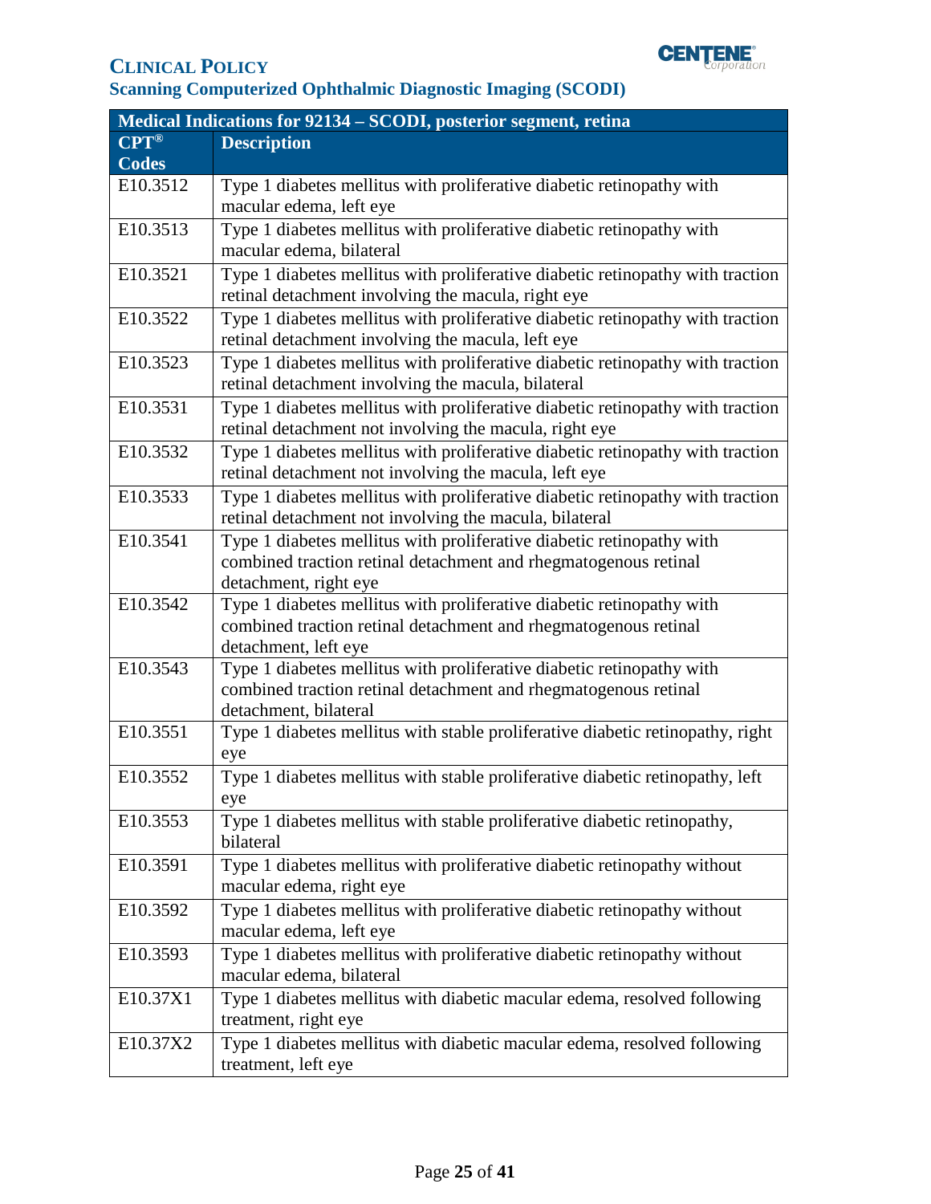| Medical Indications for 92134 – SCODI, posterior segment, retina | |
|---|---|
| **CPT® Codes** | **Description** |
| E10.3512 | Type 1 diabetes mellitus with proliferative diabetic retinopathy with macular edema, left eye |
| E10.3513 | Type 1 diabetes mellitus with proliferative diabetic retinopathy with macular edema, bilateral |
| E10.3521 | Type 1 diabetes mellitus with proliferative diabetic retinopathy with traction retinal detachment involving the macula, right eye |
| E10.3522 | Type 1 diabetes mellitus with proliferative diabetic retinopathy with traction retinal detachment involving the macula, left eye |
| E10.3523 | Type 1 diabetes mellitus with proliferative diabetic retinopathy with traction retinal detachment involving the macula, bilateral |
| E10.3531 | Type 1 diabetes mellitus with proliferative diabetic retinopathy with traction retinal detachment not involving the macula, right eye |
| E10.3532 | Type 1 diabetes mellitus with proliferative diabetic retinopathy with traction retinal detachment not involving the macula, left eye |
| E10.3533 | Type 1 diabetes mellitus with proliferative diabetic retinopathy with traction retinal detachment not involving the macula, bilateral |
| E10.3541 | Type 1 diabetes mellitus with proliferative diabetic retinopathy with combined traction retinal detachment and rhegmatogenous retinal detachment, right eye |
| E10.3542 | Type 1 diabetes mellitus with proliferative diabetic retinopathy with combined traction retinal detachment and rhegmatogenous retinal detachment, left eye |
| E10.3543 | Type 1 diabetes mellitus with proliferative diabetic retinopathy with combined traction retinal detachment and rhegmatogenous retinal detachment, bilateral |
| E10.3551 | Type 1 diabetes mellitus with stable proliferative diabetic retinopathy, right eye |
| E10.3552 | Type 1 diabetes mellitus with stable proliferative diabetic retinopathy, left eye |
| E10.3553 | Type 1 diabetes mellitus with stable proliferative diabetic retinopathy, bilateral |
| E10.3591 | Type 1 diabetes mellitus with proliferative diabetic retinopathy without macular edema, right eye |
| E10.3592 | Type 1 diabetes mellitus with proliferative diabetic retinopathy without macular edema, left eye |
| E10.3593 | Type 1 diabetes mellitus with proliferative diabetic retinopathy without macular edema, bilateral |
| E10.37X1 | Type 1 diabetes mellitus with diabetic macular edema, resolved following treatment, right eye |
| E10.37X2 | Type 1 diabetes mellitus with diabetic macular edema, resolved following treatment, left eye |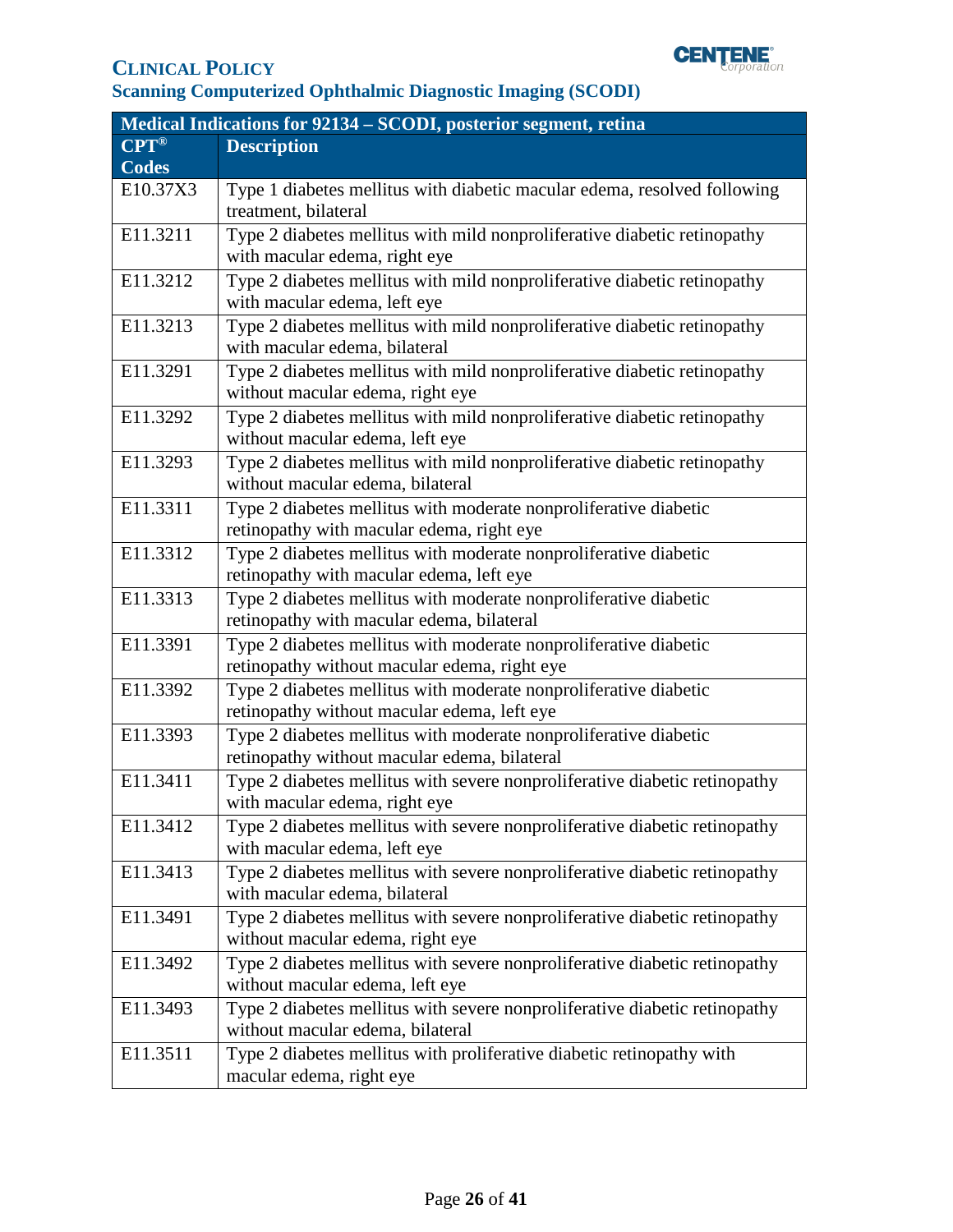| Medical Indications for 92134 – SCODI, posterior segment, retina | |
|---|---|
| CPT® Codes | Description |
| E10.37X3 | Type 1 diabetes mellitus with diabetic macular edema, resolved following treatment, bilateral |
| E11.3211 | Type 2 diabetes mellitus with mild nonproliferative diabetic retinopathy with macular edema, right eye |
| E11.3212 | Type 2 diabetes mellitus with mild nonproliferative diabetic retinopathy with macular edema, left eye |
| E11.3213 | Type 2 diabetes mellitus with mild nonproliferative diabetic retinopathy with macular edema, bilateral |
| E11.3291 | Type 2 diabetes mellitus with mild nonproliferative diabetic retinopathy without macular edema, right eye |
| E11.3292 | Type 2 diabetes mellitus with mild nonproliferative diabetic retinopathy without macular edema, left eye |
| E11.3293 | Type 2 diabetes mellitus with mild nonproliferative diabetic retinopathy without macular edema, bilateral |
| E11.3311 | Type 2 diabetes mellitus with moderate nonproliferative diabetic retinopathy with macular edema, right eye |
| E11.3312 | Type 2 diabetes mellitus with moderate nonproliferative diabetic retinopathy with macular edema, left eye |
| E11.3313 | Type 2 diabetes mellitus with moderate nonproliferative diabetic retinopathy with macular edema, bilateral |
| E11.3391 | Type 2 diabetes mellitus with moderate nonproliferative diabetic retinopathy without macular edema, right eye |
| E11.3392 | Type 2 diabetes mellitus with moderate nonproliferative diabetic retinopathy without macular edema, left eye |
| E11.3393 | Type 2 diabetes mellitus with moderate nonproliferative diabetic retinopathy without macular edema, bilateral |
| E11.3411 | Type 2 diabetes mellitus with severe nonproliferative diabetic retinopathy with macular edema, right eye |
| E11.3412 | Type 2 diabetes mellitus with severe nonproliferative diabetic retinopathy with macular edema, left eye |
| E11.3413 | Type 2 diabetes mellitus with severe nonproliferative diabetic retinopathy with macular edema, bilateral |
| E11.3491 | Type 2 diabetes mellitus with severe nonproliferative diabetic retinopathy without macular edema, right eye |
| E11.3492 | Type 2 diabetes mellitus with severe nonproliferative diabetic retinopathy without macular edema, left eye |
| E11.3493 | Type 2 diabetes mellitus with severe nonproliferative diabetic retinopathy without macular edema, bilateral |
| E11.3511 | Type 2 diabetes mellitus with proliferative diabetic retinopathy with macular edema, right eye |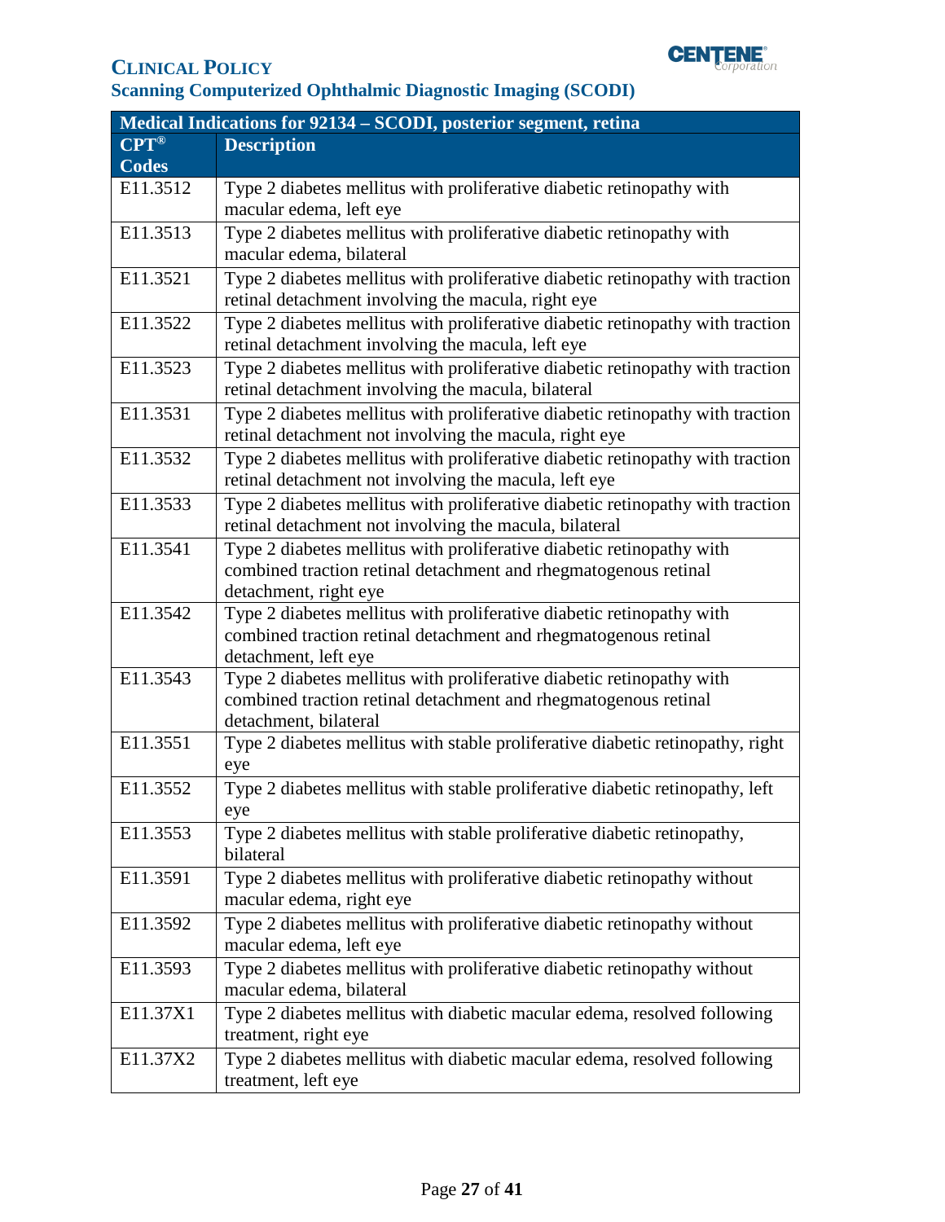| Medical Indications for 92134 – SCODI, posterior segment, retina | |
|---|---|
| **CPT® Codes** | **Description** |
| E11.3512 | Type 2 diabetes mellitus with proliferative diabetic retinopathy with macular edema, left eye |
| E11.3513 | Type 2 diabetes mellitus with proliferative diabetic retinopathy with macular edema, bilateral |
| E11.3521 | Type 2 diabetes mellitus with proliferative diabetic retinopathy with traction retinal detachment involving the macula, right eye |
| E11.3522 | Type 2 diabetes mellitus with proliferative diabetic retinopathy with traction retinal detachment involving the macula, left eye |
| E11.3523 | Type 2 diabetes mellitus with proliferative diabetic retinopathy with traction retinal detachment involving the macula, bilateral |
| E11.3531 | Type 2 diabetes mellitus with proliferative diabetic retinopathy with traction retinal detachment not involving the macula, right eye |
| E11.3532 | Type 2 diabetes mellitus with proliferative diabetic retinopathy with traction retinal detachment not involving the macula, left eye |
| E11.3533 | Type 2 diabetes mellitus with proliferative diabetic retinopathy with traction retinal detachment not involving the macula, bilateral |
| E11.3541 | Type 2 diabetes mellitus with proliferative diabetic retinopathy with combined traction retinal detachment and rhegmatogenous retinal detachment, right eye |
| E11.3542 | Type 2 diabetes mellitus with proliferative diabetic retinopathy with combined traction retinal detachment and rhegmatogenous retinal detachment, left eye |
| E11.3543 | Type 2 diabetes mellitus with proliferative diabetic retinopathy with combined traction retinal detachment and rhegmatogenous retinal detachment, bilateral |
| E11.3551 | Type 2 diabetes mellitus with stable proliferative diabetic retinopathy, right eye |
| E11.3552 | Type 2 diabetes mellitus with stable proliferative diabetic retinopathy, left eye |
| E11.3553 | Type 2 diabetes mellitus with stable proliferative diabetic retinopathy, bilateral |
| E11.3591 | Type 2 diabetes mellitus with proliferative diabetic retinopathy without macular edema, right eye |
| E11.3592 | Type 2 diabetes mellitus with proliferative diabetic retinopathy without macular edema, left eye |
| E11.3593 | Type 2 diabetes mellitus with proliferative diabetic retinopathy without macular edema, bilateral |
| E11.37X1 | Type 2 diabetes mellitus with diabetic macular edema, resolved following treatment, right eye |
| E11.37X2 | Type 2 diabetes mellitus with diabetic macular edema, resolved following treatment, left eye |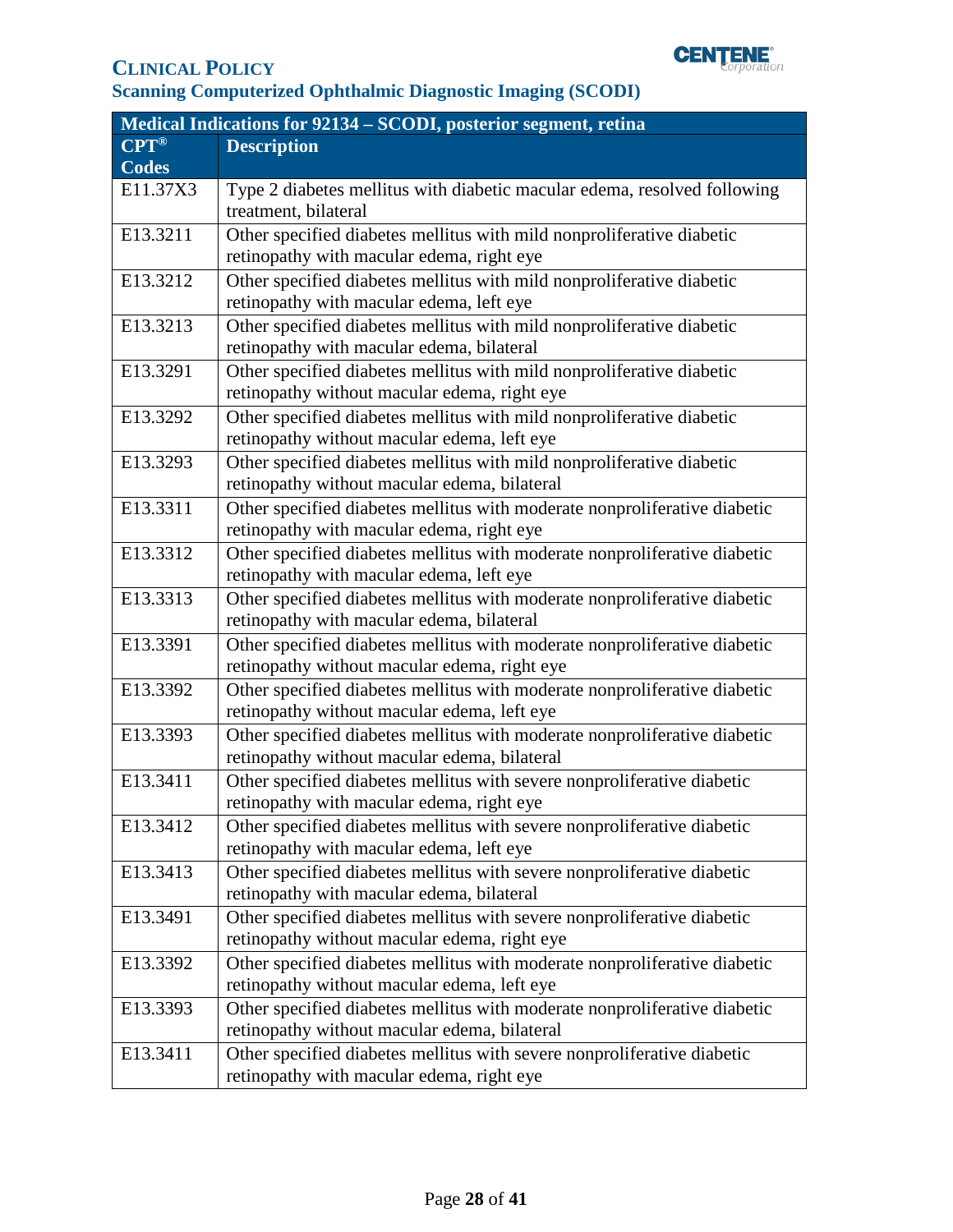| Medical Indications for 92134 – SCODI, posterior segment, retina | |
|---|---|
| CPT® Codes | Description |
| E11.37X3 | Type 2 diabetes mellitus with diabetic macular edema, resolved following treatment, bilateral |
| E13.3211 | Other specified diabetes mellitus with mild nonproliferative diabetic retinopathy with macular edema, right eye |
| E13.3212 | Other specified diabetes mellitus with mild nonproliferative diabetic retinopathy with macular edema, left eye |
| E13.3213 | Other specified diabetes mellitus with mild nonproliferative diabetic retinopathy with macular edema, bilateral |
| E13.3291 | Other specified diabetes mellitus with mild nonproliferative diabetic retinopathy without macular edema, right eye |
| E13.3292 | Other specified diabetes mellitus with mild nonproliferative diabetic retinopathy without macular edema, left eye |
| E13.3293 | Other specified diabetes mellitus with mild nonproliferative diabetic retinopathy without macular edema, bilateral |
| E13.3311 | Other specified diabetes mellitus with moderate nonproliferative diabetic retinopathy with macular edema, right eye |
| E13.3312 | Other specified diabetes mellitus with moderate nonproliferative diabetic retinopathy with macular edema, left eye |
| E13.3313 | Other specified diabetes mellitus with moderate nonproliferative diabetic retinopathy with macular edema, bilateral |
| E13.3391 | Other specified diabetes mellitus with moderate nonproliferative diabetic retinopathy without macular edema, right eye |
| E13.3392 | Other specified diabetes mellitus with moderate nonproliferative diabetic retinopathy without macular edema, left eye |
| E13.3393 | Other specified diabetes mellitus with moderate nonproliferative diabetic retinopathy without macular edema, bilateral |
| E13.3411 | Other specified diabetes mellitus with severe nonproliferative diabetic retinopathy with macular edema, right eye |
| E13.3412 | Other specified diabetes mellitus with severe nonproliferative diabetic retinopathy with macular edema, left eye |
| E13.3413 | Other specified diabetes mellitus with severe nonproliferative diabetic retinopathy with macular edema, bilateral |
| E13.3491 | Other specified diabetes mellitus with severe nonproliferative diabetic retinopathy without macular edema, right eye |
| E13.3392 | Other specified diabetes mellitus with moderate nonproliferative diabetic retinopathy without macular edema, left eye |
| E13.3393 | Other specified diabetes mellitus with moderate nonproliferative diabetic retinopathy without macular edema, bilateral |
| E13.3411 | Other specified diabetes mellitus with severe nonproliferative diabetic retinopathy with macular edema, right eye |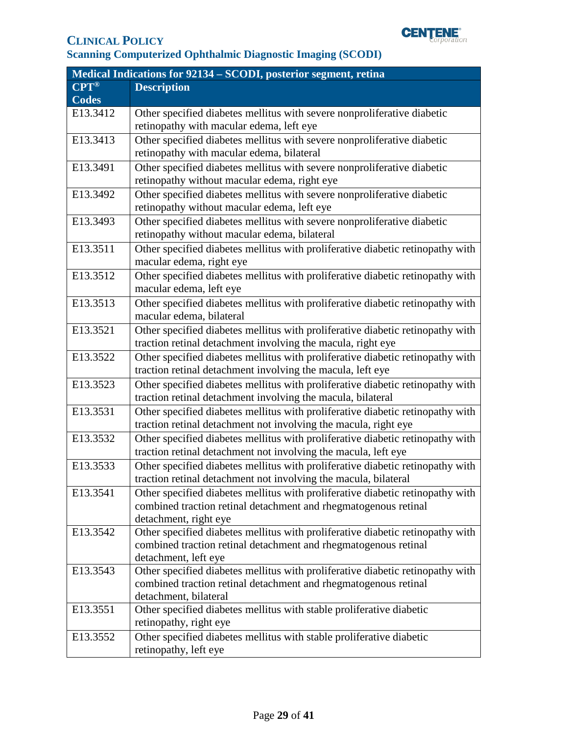| Medical Indications for 92134 – SCODI, posterior segment, retina | |
|---|---|
| CPT® Codes | Description |
| E13.3412 | Other specified diabetes mellitus with severe nonproliferative diabetic retinopathy with macular edema, left eye |
| E13.3413 | Other specified diabetes mellitus with severe nonproliferative diabetic retinopathy with macular edema, bilateral |
| E13.3491 | Other specified diabetes mellitus with severe nonproliferative diabetic retinopathy without macular edema, right eye |
| E13.3492 | Other specified diabetes mellitus with severe nonproliferative diabetic retinopathy without macular edema, left eye |
| E13.3493 | Other specified diabetes mellitus with severe nonproliferative diabetic retinopathy without macular edema, bilateral |
| E13.3511 | Other specified diabetes mellitus with proliferative diabetic retinopathy with macular edema, right eye |
| E13.3512 | Other specified diabetes mellitus with proliferative diabetic retinopathy with macular edema, left eye |
| E13.3513 | Other specified diabetes mellitus with proliferative diabetic retinopathy with macular edema, bilateral |
| E13.3521 | Other specified diabetes mellitus with proliferative diabetic retinopathy with traction retinal detachment involving the macula, right eye |
| E13.3522 | Other specified diabetes mellitus with proliferative diabetic retinopathy with traction retinal detachment involving the macula, left eye |
| E13.3523 | Other specified diabetes mellitus with proliferative diabetic retinopathy with traction retinal detachment involving the macula, bilateral |
| E13.3531 | Other specified diabetes mellitus with proliferative diabetic retinopathy with traction retinal detachment not involving the macula, right eye |
| E13.3532 | Other specified diabetes mellitus with proliferative diabetic retinopathy with traction retinal detachment not involving the macula, left eye |
| E13.3533 | Other specified diabetes mellitus with proliferative diabetic retinopathy with traction retinal detachment not involving the macula, bilateral |
| E13.3541 | Other specified diabetes mellitus with proliferative diabetic retinopathy with combined traction retinal detachment and rhegmatogenous retinal detachment, right eye |
| E13.3542 | Other specified diabetes mellitus with proliferative diabetic retinopathy with combined traction retinal detachment and rhegmatogenous retinal detachment, left eye |
| E13.3543 | Other specified diabetes mellitus with proliferative diabetic retinopathy with combined traction retinal detachment and rhegmatogenous retinal detachment, bilateral |
| E13.3551 | Other specified diabetes mellitus with stable proliferative diabetic retinopathy, right eye |
| E13.3552 | Other specified diabetes mellitus with stable proliferative diabetic retinopathy, left eye |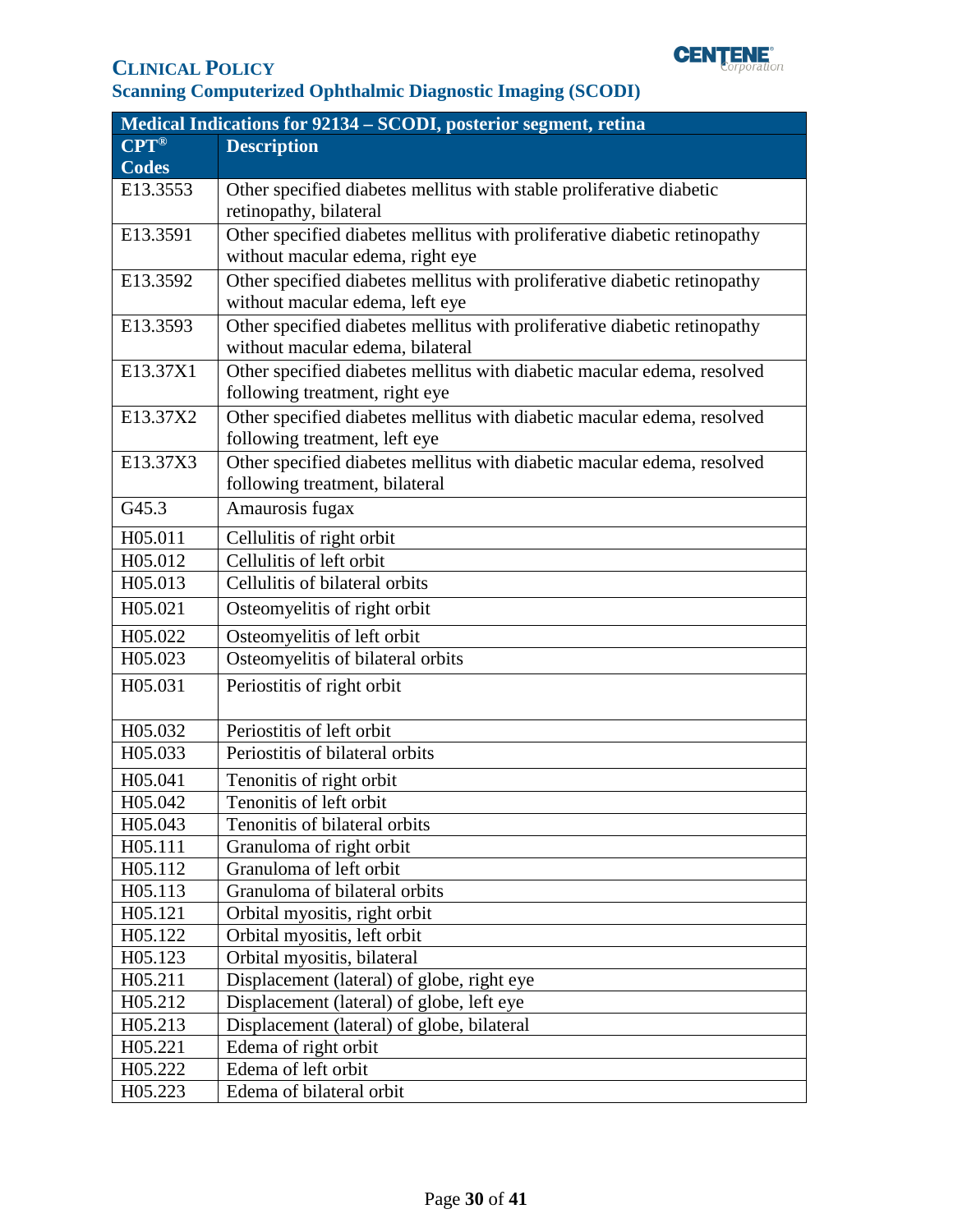**CLINICAL POLICY**
**Scanning Computerized Ophthalmic Diagnostic Imaging (SCODI)**

| Medical Indications for 92134 – SCODI, posterior segment, retina | |
|---|---|
| **CPT® Codes** | **Description** |
| E13.3553 | Other specified diabetes mellitus with stable proliferative diabetic retinopathy, bilateral |
| E13.3591 | Other specified diabetes mellitus with proliferative diabetic retinopathy without macular edema, right eye |
| E13.3592 | Other specified diabetes mellitus with proliferative diabetic retinopathy without macular edema, left eye |
| E13.3593 | Other specified diabetes mellitus with proliferative diabetic retinopathy without macular edema, bilateral |
| E13.37X1 | Other specified diabetes mellitus with diabetic macular edema, resolved following treatment, right eye |
| E13.37X2 | Other specified diabetes mellitus with diabetic macular edema, resolved following treatment, left eye |
| E13.37X3 | Other specified diabetes mellitus with diabetic macular edema, resolved following treatment, bilateral |
| G45.3 | Amaurosis fugax |
| H05.011 | Cellulitis of right orbit |
| H05.012 | Cellulitis of left orbit |
| H05.013 | Cellulitis of bilateral orbits |
| H05.021 | Osteomyelitis of right orbit |
| H05.022 | Osteomyelitis of left orbit |
| H05.023 | Osteomyelitis of bilateral orbits |
| H05.031 | Periostitis of right orbit |
| H05.032 | Periostitis of left orbit |
| H05.033 | Periostitis of bilateral orbits |
| H05.041 | Tenonitis of right orbit |
| H05.042 | Tenonitis of left orbit |
| H05.043 | Tenonitis of bilateral orbits |
| H05.111 | Granuloma of right orbit |
| H05.112 | Granuloma of left orbit |
| H05.113 | Granuloma of bilateral orbits |
| H05.121 | Orbital myositis, right orbit |
| H05.122 | Orbital myositis, left orbit |
| H05.123 | Orbital myositis, bilateral |
| H05.211 | Displacement (lateral) of globe, right eye |
| H05.212 | Displacement (lateral) of globe, left eye |
| H05.213 | Displacement (lateral) of globe, bilateral |
| H05.221 | Edema of right orbit |
| H05.222 | Edema of left orbit |
| H05.223 | Edema of bilateral orbit |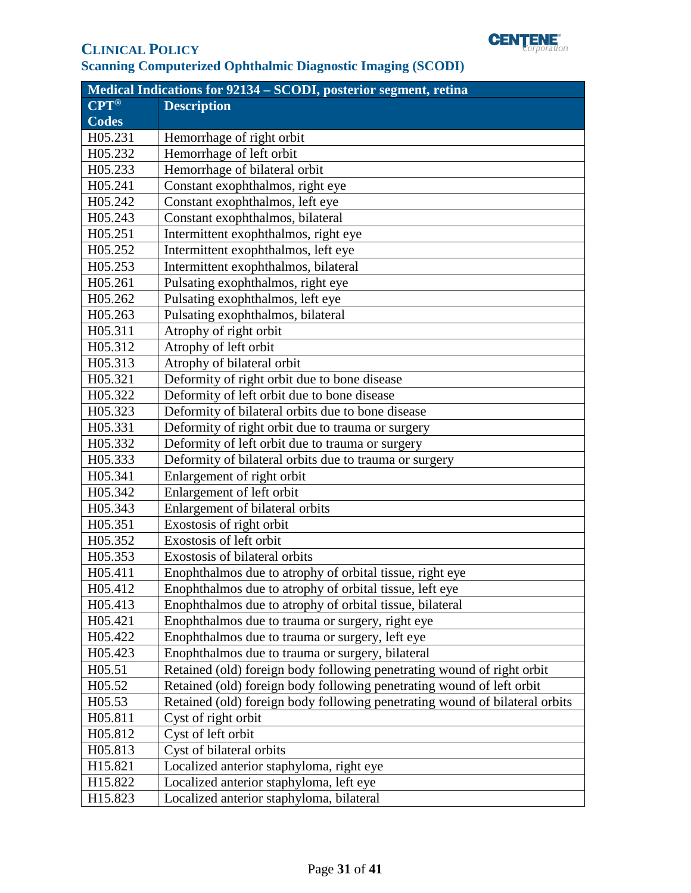**CLINICAL POLICY**
**Scanning Computerized Ophthalmic Diagnostic Imaging (SCODI)**

| Medical Indications for 92134 – SCODI, posterior segment, retina | |
|---|---|
| **CPT® Codes** | **Description** |
| H05.231 | Hemorrhage of right orbit |
| H05.232 | Hemorrhage of left orbit |
| H05.233 | Hemorrhage of bilateral orbit |
| H05.241 | Constant exophthalmos, right eye |
| H05.242 | Constant exophthalmos, left eye |
| H05.243 | Constant exophthalmos, bilateral |
| H05.251 | Intermittent exophthalmos, right eye |
| H05.252 | Intermittent exophthalmos, left eye |
| H05.253 | Intermittent exophthalmos, bilateral |
| H05.261 | Pulsating exophthalmos, right eye |
| H05.262 | Pulsating exophthalmos, left eye |
| H05.263 | Pulsating exophthalmos, bilateral |
| H05.311 | Atrophy of right orbit |
| H05.312 | Atrophy of left orbit |
| H05.313 | Atrophy of bilateral orbit |
| H05.321 | Deformity of right orbit due to bone disease |
| H05.322 | Deformity of left orbit due to bone disease |
| H05.323 | Deformity of bilateral orbits due to bone disease |
| H05.331 | Deformity of right orbit due to trauma or surgery |
| H05.332 | Deformity of left orbit due to trauma or surgery |
| H05.333 | Deformity of bilateral orbits due to trauma or surgery |
| H05.341 | Enlargement of right orbit |
| H05.342 | Enlargement of left orbit |
| H05.343 | Enlargement of bilateral orbits |
| H05.351 | Exostosis of right orbit |
| H05.352 | Exostosis of left orbit |
| H05.353 | Exostosis of bilateral orbits |
| H05.411 | Enophthalmos due to atrophy of orbital tissue, right eye |
| H05.412 | Enophthalmos due to atrophy of orbital tissue, left eye |
| H05.413 | Enophthalmos due to atrophy of orbital tissue, bilateral |
| H05.421 | Enophthalmos due to trauma or surgery, right eye |
| H05.422 | Enophthalmos due to trauma or surgery, left eye |
| H05.423 | Enophthalmos due to trauma or surgery, bilateral |
| H05.51 | Retained (old) foreign body following penetrating wound of right orbit |
| H05.52 | Retained (old) foreign body following penetrating wound of left orbit |
| H05.53 | Retained (old) foreign body following penetrating wound of bilateral orbits |
| H05.811 | Cyst of right orbit |
| H05.812 | Cyst of left orbit |
| H05.813 | Cyst of bilateral orbits |
| H15.821 | Localized anterior staphyloma, right eye |
| H15.822 | Localized anterior staphyloma, left eye |
| H15.823 | Localized anterior staphyloma, bilateral |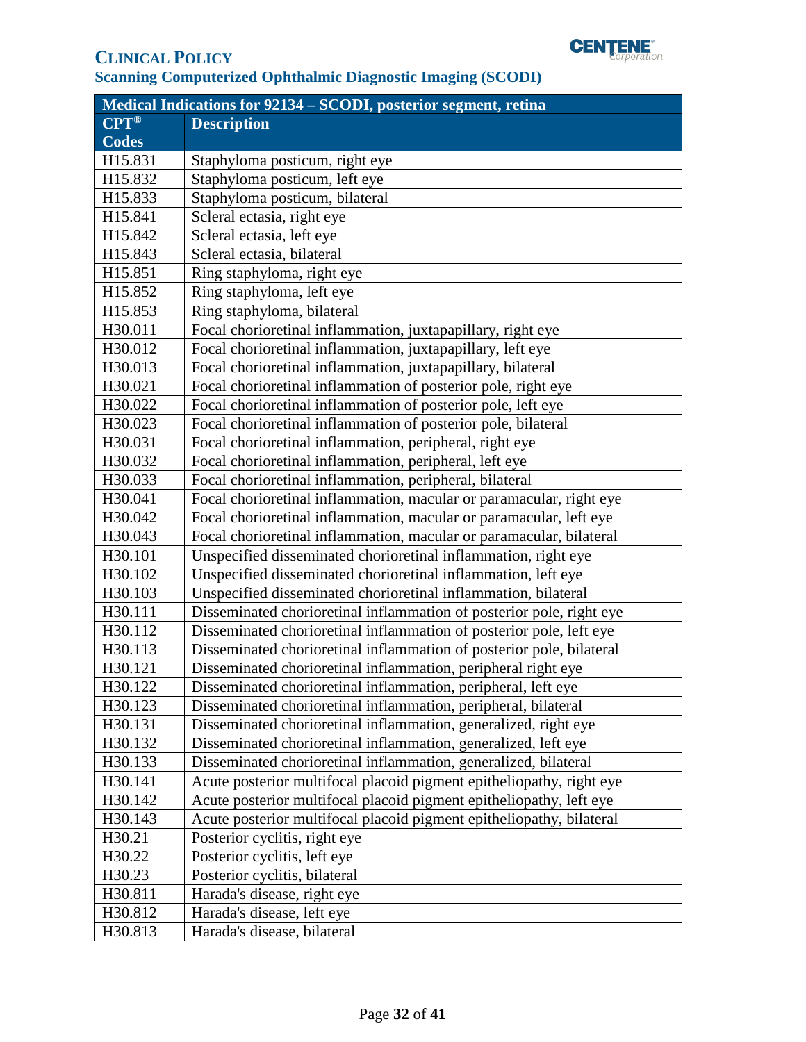| Medical Indications for 92134 – SCODI, posterior segment, retina | |
|---|---|
| CPT® Codes | Description |
| H15.831 | Staphyloma posticum, right eye |
| H15.832 | Staphyloma posticum, left eye |
| H15.833 | Staphyloma posticum, bilateral |
| H15.841 | Scleral ectasia, right eye |
| H15.842 | Scleral ectasia, left eye |
| H15.843 | Scleral ectasia, bilateral |
| H15.851 | Ring staphyloma, right eye |
| H15.852 | Ring staphyloma, left eye |
| H15.853 | Ring staphyloma, bilateral |
| H30.011 | Focal chorioretinal inflammation, juxtapapillary, right eye |
| H30.012 | Focal chorioretinal inflammation, juxtapapillary, left eye |
| H30.013 | Focal chorioretinal inflammation, juxtapapillary, bilateral |
| H30.021 | Focal chorioretinal inflammation of posterior pole, right eye |
| H30.022 | Focal chorioretinal inflammation of posterior pole, left eye |
| H30.023 | Focal chorioretinal inflammation of posterior pole, bilateral |
| H30.031 | Focal chorioretinal inflammation, peripheral, right eye |
| H30.032 | Focal chorioretinal inflammation, peripheral, left eye |
| H30.033 | Focal chorioretinal inflammation, peripheral, bilateral |
| H30.041 | Focal chorioretinal inflammation, macular or paramacular, right eye |
| H30.042 | Focal chorioretinal inflammation, macular or paramacular, left eye |
| H30.043 | Focal chorioretinal inflammation, macular or paramacular, bilateral |
| H30.101 | Unspecified disseminated chorioretinal inflammation, right eye |
| H30.102 | Unspecified disseminated chorioretinal inflammation, left eye |
| H30.103 | Unspecified disseminated chorioretinal inflammation, bilateral |
| H30.111 | Disseminated chorioretinal inflammation of posterior pole, right eye |
| H30.112 | Disseminated chorioretinal inflammation of posterior pole, left eye |
| H30.113 | Disseminated chorioretinal inflammation of posterior pole, bilateral |
| H30.121 | Disseminated chorioretinal inflammation, peripheral right eye |
| H30.122 | Disseminated chorioretinal inflammation, peripheral, left eye |
| H30.123 | Disseminated chorioretinal inflammation, peripheral, bilateral |
| H30.131 | Disseminated chorioretinal inflammation, generalized, right eye |
| H30.132 | Disseminated chorioretinal inflammation, generalized, left eye |
| H30.133 | Disseminated chorioretinal inflammation, generalized, bilateral |
| H30.141 | Acute posterior multifocal placoid pigment epitheliopathy, right eye |
| H30.142 | Acute posterior multifocal placoid pigment epitheliopathy, left eye |
| H30.143 | Acute posterior multifocal placoid pigment epitheliopathy, bilateral |
| H30.21 | Posterior cyclitis, right eye |
| H30.22 | Posterior cyclitis, left eye |
| H30.23 | Posterior cyclitis, bilateral |
| H30.811 | Harada's disease, right eye |
| H30.812 | Harada's disease, left eye |
| H30.813 | Harada's disease, bilateral |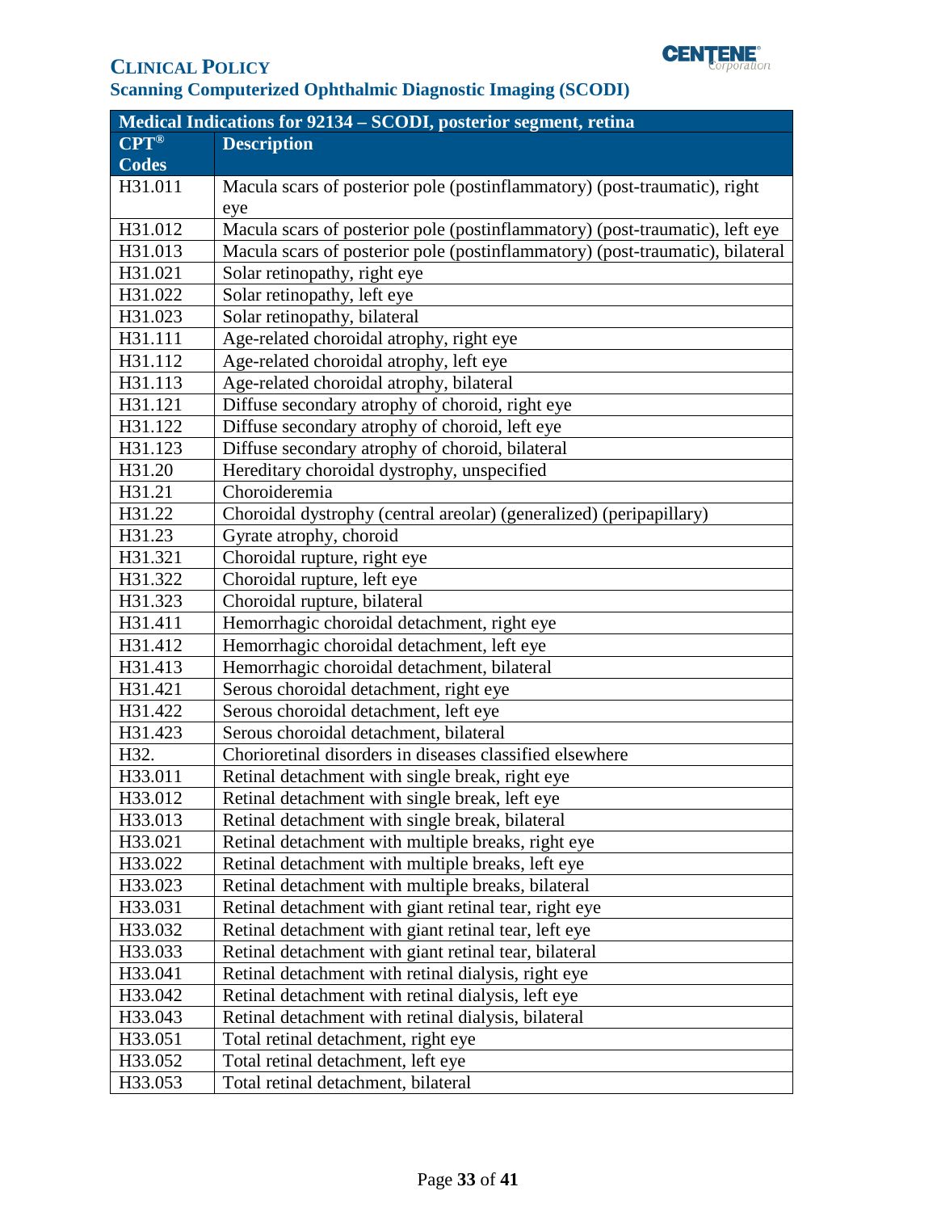| Medical Indications for 92134 – SCODI, posterior segment, retina | |
|---|---|
| **CPT® Codes** | **Description** |
| H31.011 | Macula scars of posterior pole (postinflammatory) (post-traumatic), right eye |
| H31.012 | Macula scars of posterior pole (postinflammatory) (post-traumatic), left eye |
| H31.013 | Macula scars of posterior pole (postinflammatory) (post-traumatic), bilateral |
| H31.021 | Solar retinopathy, right eye |
| H31.022 | Solar retinopathy, left eye |
| H31.023 | Solar retinopathy, bilateral |
| H31.111 | Age-related choroidal atrophy, right eye |
| H31.112 | Age-related choroidal atrophy, left eye |
| H31.113 | Age-related choroidal atrophy, bilateral |
| H31.121 | Diffuse secondary atrophy of choroid, right eye |
| H31.122 | Diffuse secondary atrophy of choroid, left eye |
| H31.123 | Diffuse secondary atrophy of choroid, bilateral |
| H31.20 | Hereditary choroidal dystrophy, unspecified |
| H31.21 | Choroideremia |
| H31.22 | Choroidal dystrophy (central areolar) (generalized) (peripapillary) |
| H31.23 | Gyrate atrophy, choroid |
| H31.321 | Choroidal rupture, right eye |
| H31.322 | Choroidal rupture, left eye |
| H31.323 | Choroidal rupture, bilateral |
| H31.411 | Hemorrhagic choroidal detachment, right eye |
| H31.412 | Hemorrhagic choroidal detachment, left eye |
| H31.413 | Hemorrhagic choroidal detachment, bilateral |
| H31.421 | Serous choroidal detachment, right eye |
| H31.422 | Serous choroidal detachment, left eye |
| H31.423 | Serous choroidal detachment, bilateral |
| H32. | Chorioretinal disorders in diseases classified elsewhere |
| H33.011 | Retinal detachment with single break, right eye |
| H33.012 | Retinal detachment with single break, left eye |
| H33.013 | Retinal detachment with single break, bilateral |
| H33.021 | Retinal detachment with multiple breaks, right eye |
| H33.022 | Retinal detachment with multiple breaks, left eye |
| H33.023 | Retinal detachment with multiple breaks, bilateral |
| H33.031 | Retinal detachment with giant retinal tear, right eye |
| H33.032 | Retinal detachment with giant retinal tear, left eye |
| H33.033 | Retinal detachment with giant retinal tear, bilateral |
| H33.041 | Retinal detachment with retinal dialysis, right eye |
| H33.042 | Retinal detachment with retinal dialysis, left eye |
| H33.043 | Retinal detachment with retinal dialysis, bilateral |
| H33.051 | Total retinal detachment, right eye |
| H33.052 | Total retinal detachment, left eye |
| H33.053 | Total retinal detachment, bilateral |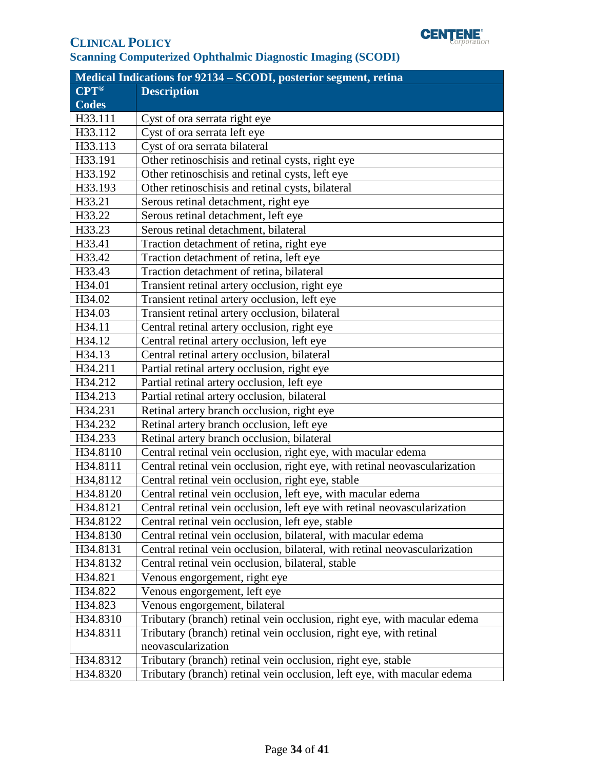**Clinical Policy**
**Scanning Computerized Ophthalmic Diagnostic Imaging (SCODI)**

| Medical Indications for 92134 – SCODI, posterior segment, retina | |
|---|---|
| **CPT® Codes** | **Description** |
| H33.111 | Cyst of ora serrata right eye |
| H33.112 | Cyst of ora serrata left eye |
| H33.113 | Cyst of ora serrata bilateral |
| H33.191 | Other retinoschisis and retinal cysts, right eye |
| H33.192 | Other retinoschisis and retinal cysts, left eye |
| H33.193 | Other retinoschisis and retinal cysts, bilateral |
| H33.21 | Serous retinal detachment, right eye |
| H33.22 | Serous retinal detachment, left eye |
| H33.23 | Serous retinal detachment, bilateral |
| H33.41 | Traction detachment of retina, right eye |
| H33.42 | Traction detachment of retina, left eye |
| H33.43 | Traction detachment of retina, bilateral |
| H34.01 | Transient retinal artery occlusion, right eye |
| H34.02 | Transient retinal artery occlusion, left eye |
| H34.03 | Transient retinal artery occlusion, bilateral |
| H34.11 | Central retinal artery occlusion, right eye |
| H34.12 | Central retinal artery occlusion, left eye |
| H34.13 | Central retinal artery occlusion, bilateral |
| H34.211 | Partial retinal artery occlusion, right eye |
| H34.212 | Partial retinal artery occlusion, left eye |
| H34.213 | Partial retinal artery occlusion, bilateral |
| H34.231 | Retinal artery branch occlusion, right eye |
| H34.232 | Retinal artery branch occlusion, left eye |
| H34.233 | Retinal artery branch occlusion, bilateral |
| H34.8110 | Central retinal vein occlusion, right eye, with macular edema |
| H34.8111 | Central retinal vein occlusion, right eye, with retinal neovascularization |
| H34,8112 | Central retinal vein occlusion, right eye, stable |
| H34.8120 | Central retinal vein occlusion, left eye, with macular edema |
| H34.8121 | Central retinal vein occlusion, left eye with retinal neovascularization |
| H34.8122 | Central retinal vein occlusion, left eye, stable |
| H34.8130 | Central retinal vein occlusion, bilateral, with macular edema |
| H34.8131 | Central retinal vein occlusion, bilateral, with retinal neovascularization |
| H34.8132 | Central retinal vein occlusion, bilateral, stable |
| H34.821 | Venous engorgement, right eye |
| H34.822 | Venous engorgement, left eye |
| H34.823 | Venous engorgement, bilateral |
| H34.8310 | Tributary (branch) retinal vein occlusion, right eye, with macular edema |
| H34.8311 | Tributary (branch) retinal vein occlusion, right eye, with retinal neovascularization |
| H34.8312 | Tributary (branch) retinal vein occlusion, right eye, stable |
| H34.8320 | Tributary (branch) retinal vein occlusion, left eye, with macular edema |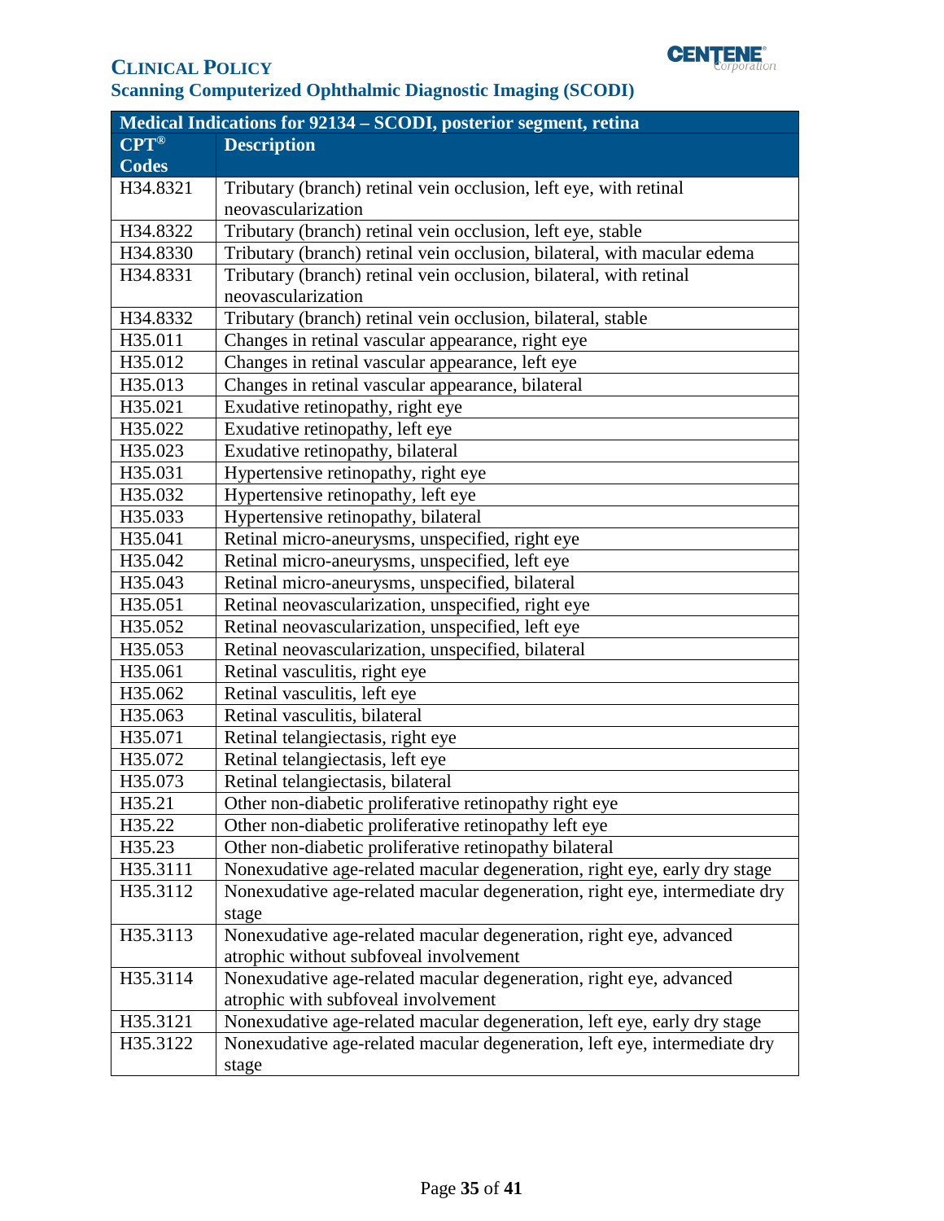| Medical Indications for 92134 – SCODI, posterior segment, retina | |
|---|---|
| **CPT® Codes** | **Description** |
| H34.8321 | Tributary (branch) retinal vein occlusion, left eye, with retinal neovascularization |
| H34.8322 | Tributary (branch) retinal vein occlusion, left eye, stable |
| H34.8330 | Tributary (branch) retinal vein occlusion, bilateral, with macular edema |
| H34.8331 | Tributary (branch) retinal vein occlusion, bilateral, with retinal neovascularization |
| H34.8332 | Tributary (branch) retinal vein occlusion, bilateral, stable |
| H35.011 | Changes in retinal vascular appearance, right eye |
| H35.012 | Changes in retinal vascular appearance, left eye |
| H35.013 | Changes in retinal vascular appearance, bilateral |
| H35.021 | Exudative retinopathy, right eye |
| H35.022 | Exudative retinopathy, left eye |
| H35.023 | Exudative retinopathy, bilateral |
| H35.031 | Hypertensive retinopathy, right eye |
| H35.032 | Hypertensive retinopathy, left eye |
| H35.033 | Hypertensive retinopathy, bilateral |
| H35.041 | Retinal micro-aneurysms, unspecified, right eye |
| H35.042 | Retinal micro-aneurysms, unspecified, left eye |
| H35.043 | Retinal micro-aneurysms, unspecified, bilateral |
| H35.051 | Retinal neovascularization, unspecified, right eye |
| H35.052 | Retinal neovascularization, unspecified, left eye |
| H35.053 | Retinal neovascularization, unspecified, bilateral |
| H35.061 | Retinal vasculitis, right eye |
| H35.062 | Retinal vasculitis, left eye |
| H35.063 | Retinal vasculitis, bilateral |
| H35.071 | Retinal telangiectasis, right eye |
| H35.072 | Retinal telangiectasis, left eye |
| H35.073 | Retinal telangiectasis, bilateral |
| H35.21 | Other non-diabetic proliferative retinopathy right eye |
| H35.22 | Other non-diabetic proliferative retinopathy left eye |
| H35.23 | Other non-diabetic proliferative retinopathy bilateral |
| H35.3111 | Nonexudative age-related macular degeneration, right eye, early dry stage |
| H35.3112 | Nonexudative age-related macular degeneration, right eye, intermediate dry stage |
| H35.3113 | Nonexudative age-related macular degeneration, right eye, advanced atrophic without subfoveal involvement |
| H35.3114 | Nonexudative age-related macular degeneration, right eye, advanced atrophic with subfoveal involvement |
| H35.3121 | Nonexudative age-related macular degeneration, left eye, early dry stage |
| H35.3122 | Nonexudative age-related macular degeneration, left eye, intermediate dry stage |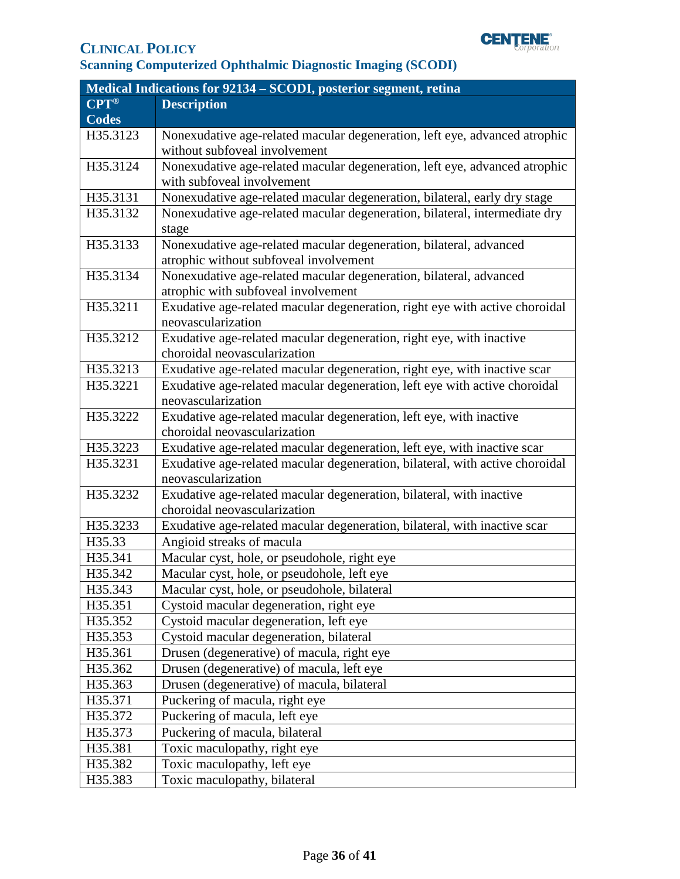| Medical Indications for 92134 – SCODI, posterior segment, retina | |
|---|---|
| **CPT® Codes** | **Description** |
| H35.3123 | Nonexudative age-related macular degeneration, left eye, advanced atrophic without subfoveal involvement |
| H35.3124 | Nonexudative age-related macular degeneration, left eye, advanced atrophic with subfoveal involvement |
| H35.3131 | Nonexudative age-related macular degeneration, bilateral, early dry stage |
| H35.3132 | Nonexudative age-related macular degeneration, bilateral, intermediate dry stage |
| H35.3133 | Nonexudative age-related macular degeneration, bilateral, advanced atrophic without subfoveal involvement |
| H35.3134 | Nonexudative age-related macular degeneration, bilateral, advanced atrophic with subfoveal involvement |
| H35.3211 | Exudative age-related macular degeneration, right eye with active choroidal neovascularization |
| H35.3212 | Exudative age-related macular degeneration, right eye, with inactive choroidal neovascularization |
| H35.3213 | Exudative age-related macular degeneration, right eye, with inactive scar |
| H35.3221 | Exudative age-related macular degeneration, left eye with active choroidal neovascularization |
| H35.3222 | Exudative age-related macular degeneration, left eye, with inactive choroidal neovascularization |
| H35.3223 | Exudative age-related macular degeneration, left eye, with inactive scar |
| H35.3231 | Exudative age-related macular degeneration, bilateral, with active choroidal neovascularization |
| H35.3232 | Exudative age-related macular degeneration, bilateral, with inactive choroidal neovascularization |
| H35.3233 | Exudative age-related macular degeneration, bilateral, with inactive scar |
| H35.33 | Angioid streaks of macula |
| H35.341 | Macular cyst, hole, or pseudohole, right eye |
| H35.342 | Macular cyst, hole, or pseudohole, left eye |
| H35.343 | Macular cyst, hole, or pseudohole, bilateral |
| H35.351 | Cystoid macular degeneration, right eye |
| H35.352 | Cystoid macular degeneration, left eye |
| H35.353 | Cystoid macular degeneration, bilateral |
| H35.361 | Drusen (degenerative) of macula, right eye |
| H35.362 | Drusen (degenerative) of macula, left eye |
| H35.363 | Drusen (degenerative) of macula, bilateral |
| H35.371 | Puckering of macula, right eye |
| H35.372 | Puckering of macula, left eye |
| H35.373 | Puckering of macula, bilateral |
| H35.381 | Toxic maculopathy, right eye |
| H35.382 | Toxic maculopathy, left eye |
| H35.383 | Toxic maculopathy, bilateral |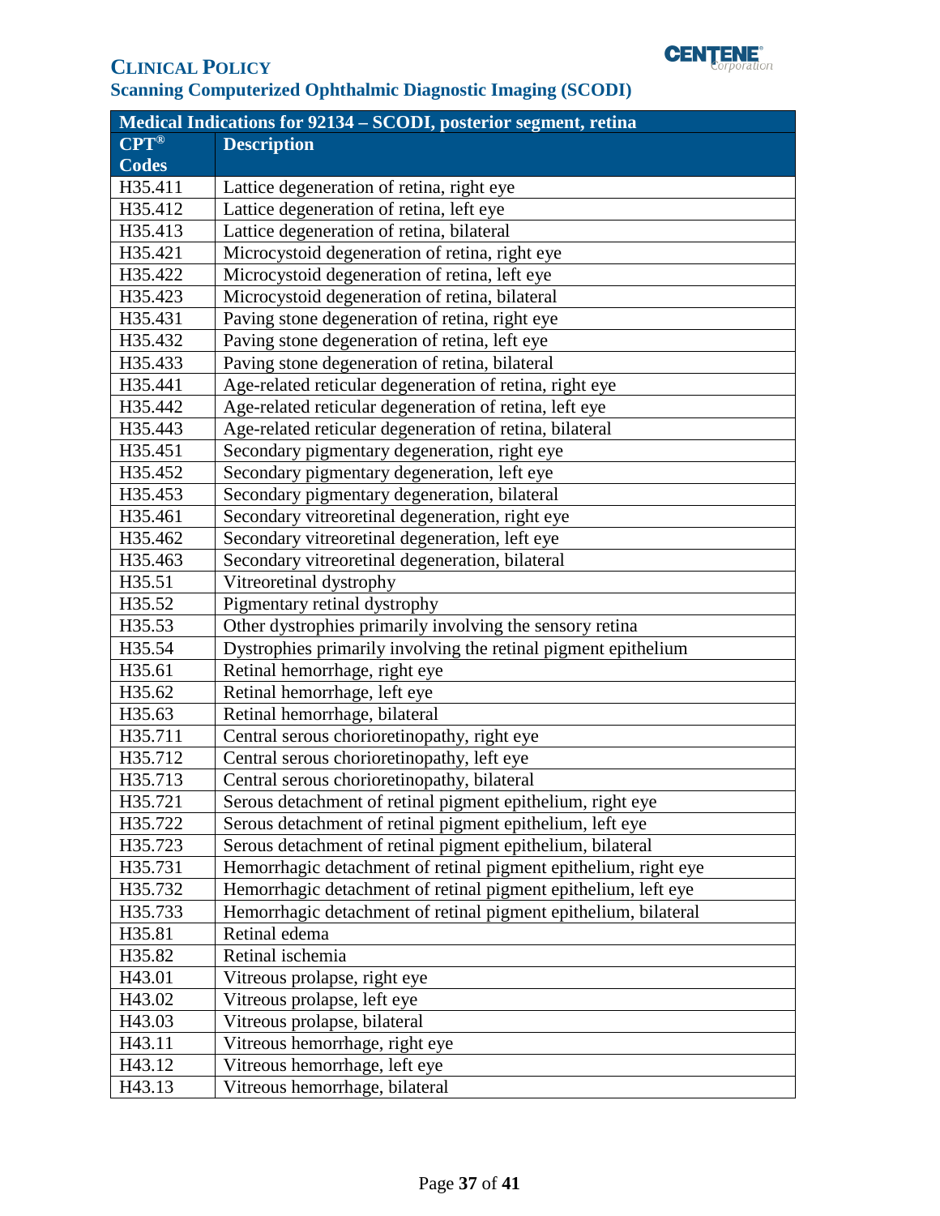| Medical Indications for 92134 – SCODI, posterior segment, retina | |
|---|---|
| CPT® Codes | Description |
| H35.411 | Lattice degeneration of retina, right eye |
| H35.412 | Lattice degeneration of retina, left eye |
| H35.413 | Lattice degeneration of retina, bilateral |
| H35.421 | Microcystoid degeneration of retina, right eye |
| H35.422 | Microcystoid degeneration of retina, left eye |
| H35.423 | Microcystoid degeneration of retina, bilateral |
| H35.431 | Paving stone degeneration of retina, right eye |
| H35.432 | Paving stone degeneration of retina, left eye |
| H35.433 | Paving stone degeneration of retina, bilateral |
| H35.441 | Age-related reticular degeneration of retina, right eye |
| H35.442 | Age-related reticular degeneration of retina, left eye |
| H35.443 | Age-related reticular degeneration of retina, bilateral |
| H35.451 | Secondary pigmentary degeneration, right eye |
| H35.452 | Secondary pigmentary degeneration, left eye |
| H35.453 | Secondary pigmentary degeneration, bilateral |
| H35.461 | Secondary vitreoretinal degeneration, right eye |
| H35.462 | Secondary vitreoretinal degeneration, left eye |
| H35.463 | Secondary vitreoretinal degeneration, bilateral |
| H35.51 | Vitreoretinal dystrophy |
| H35.52 | Pigmentary retinal dystrophy |
| H35.53 | Other dystrophies primarily involving the sensory retina |
| H35.54 | Dystrophies primarily involving the retinal pigment epithelium |
| H35.61 | Retinal hemorrhage, right eye |
| H35.62 | Retinal hemorrhage, left eye |
| H35.63 | Retinal hemorrhage, bilateral |
| H35.711 | Central serous chorioretinopathy, right eye |
| H35.712 | Central serous chorioretinopathy, left eye |
| H35.713 | Central serous chorioretinopathy, bilateral |
| H35.721 | Serous detachment of retinal pigment epithelium, right eye |
| H35.722 | Serous detachment of retinal pigment epithelium, left eye |
| H35.723 | Serous detachment of retinal pigment epithelium, bilateral |
| H35.731 | Hemorrhagic detachment of retinal pigment epithelium, right eye |
| H35.732 | Hemorrhagic detachment of retinal pigment epithelium, left eye |
| H35.733 | Hemorrhagic detachment of retinal pigment epithelium, bilateral |
| H35.81 | Retinal edema |
| H35.82 | Retinal ischemia |
| H43.01 | Vitreous prolapse, right eye |
| H43.02 | Vitreous prolapse, left eye |
| H43.03 | Vitreous prolapse, bilateral |
| H43.11 | Vitreous hemorrhage, right eye |
| H43.12 | Vitreous hemorrhage, left eye |
| H43.13 | Vitreous hemorrhage, bilateral |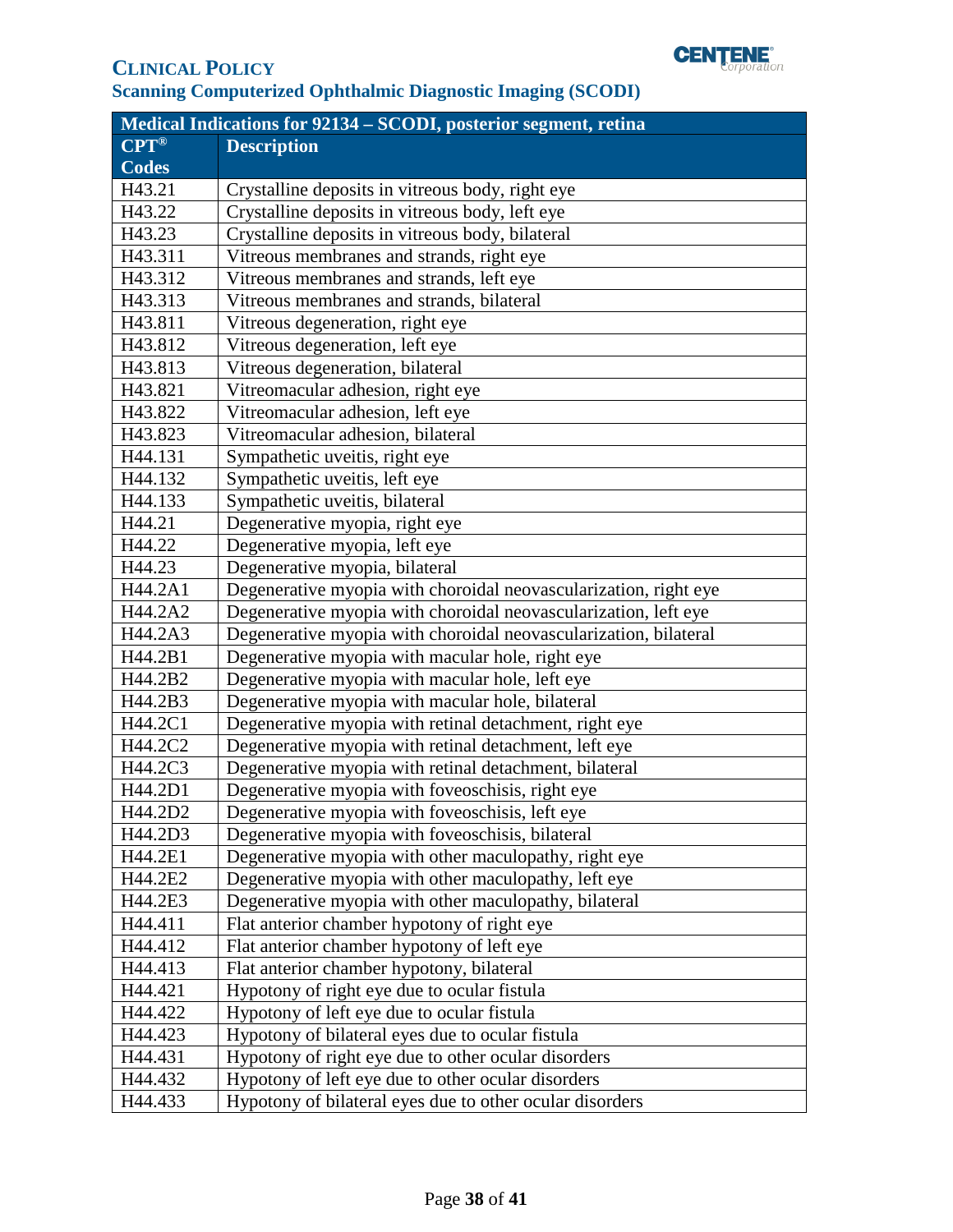| Medical Indications for 92134 – SCODI, posterior segment, retina | |
|---|---|
| **CPT® Codes** | **Description** |
| H43.21 | Crystalline deposits in vitreous body, right eye |
| H43.22 | Crystalline deposits in vitreous body, left eye |
| H43.23 | Crystalline deposits in vitreous body, bilateral |
| H43.311 | Vitreous membranes and strands, right eye |
| H43.312 | Vitreous membranes and strands, left eye |
| H43.313 | Vitreous membranes and strands, bilateral |
| H43.811 | Vitreous degeneration, right eye |
| H43.812 | Vitreous degeneration, left eye |
| H43.813 | Vitreous degeneration, bilateral |
| H43.821 | Vitreomacular adhesion, right eye |
| H43.822 | Vitreomacular adhesion, left eye |
| H43.823 | Vitreomacular adhesion, bilateral |
| H44.131 | Sympathetic uveitis, right eye |
| H44.132 | Sympathetic uveitis, left eye |
| H44.133 | Sympathetic uveitis, bilateral |
| H44.21 | Degenerative myopia, right eye |
| H44.22 | Degenerative myopia, left eye |
| H44.23 | Degenerative myopia, bilateral |
| H44.2A1 | Degenerative myopia with choroidal neovascularization, right eye |
| H44.2A2 | Degenerative myopia with choroidal neovascularization, left eye |
| H44.2A3 | Degenerative myopia with choroidal neovascularization, bilateral |
| H44.2B1 | Degenerative myopia with macular hole, right eye |
| H44.2B2 | Degenerative myopia with macular hole, left eye |
| H44.2B3 | Degenerative myopia with macular hole, bilateral |
| H44.2C1 | Degenerative myopia with retinal detachment, right eye |
| H44.2C2 | Degenerative myopia with retinal detachment, left eye |
| H44.2C3 | Degenerative myopia with retinal detachment, bilateral |
| H44.2D1 | Degenerative myopia with foveoschisis, right eye |
| H44.2D2 | Degenerative myopia with foveoschisis, left eye |
| H44.2D3 | Degenerative myopia with foveoschisis, bilateral |
| H44.2E1 | Degenerative myopia with other maculopathy, right eye |
| H44.2E2 | Degenerative myopia with other maculopathy, left eye |
| H44.2E3 | Degenerative myopia with other maculopathy, bilateral |
| H44.411 | Flat anterior chamber hypotony of right eye |
| H44.412 | Flat anterior chamber hypotony of left eye |
| H44.413 | Flat anterior chamber hypotony, bilateral |
| H44.421 | Hypotony of right eye due to ocular fistula |
| H44.422 | Hypotony of left eye due to ocular fistula |
| H44.423 | Hypotony of bilateral eyes due to ocular fistula |
| H44.431 | Hypotony of right eye due to other ocular disorders |
| H44.432 | Hypotony of left eye due to other ocular disorders |
| H44.433 | Hypotony of bilateral eyes due to other ocular disorders |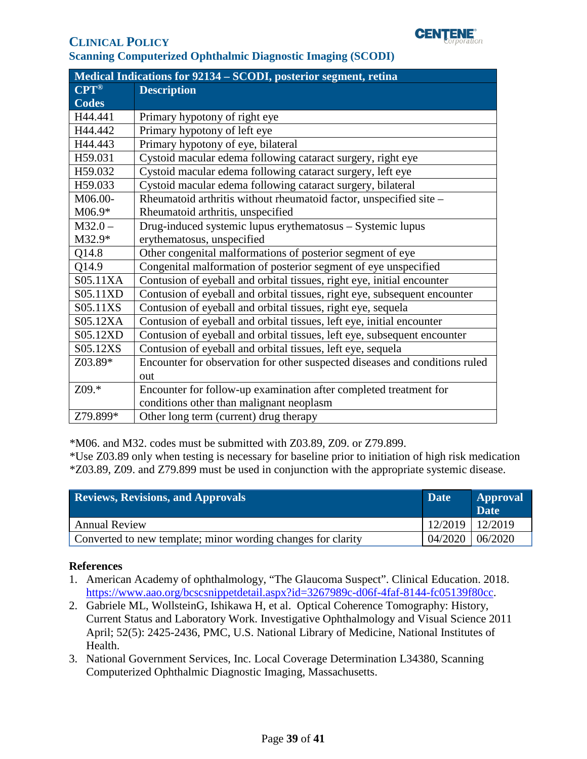| Medical Indications for 92134 – SCODI, posterior segment, retina | |
|---|---|
| **CPT® Codes** | **Description** |
| H44.441 | Primary hypotony of right eye |
| H44.442 | Primary hypotony of left eye |
| H44.443 | Primary hypotony of eye, bilateral |
| H59.031 | Cystoid macular edema following cataract surgery, right eye |
| H59.032 | Cystoid macular edema following cataract surgery, left eye |
| H59.033 | Cystoid macular edema following cataract surgery, bilateral |
| M06.00-M06.9* | Rheumatoid arthritis without rheumatoid factor, unspecified site – Rheumatoid arthritis, unspecified |
| M32.0 – M32.9* | Drug-induced systemic lupus erythematosus – Systemic lupus erythematosus, unspecified |
| Q14.8 | Other congenital malformations of posterior segment of eye |
| Q14.9 | Congenital malformation of posterior segment of eye unspecified |
| S05.11XA | Contusion of eyeball and orbital tissues, right eye, initial encounter |
| S05.11XD | Contusion of eyeball and orbital tissues, right eye, subsequent encounter |
| S05.11XS | Contusion of eyeball and orbital tissues, right eye, sequela |
| S05.12XA | Contusion of eyeball and orbital tissues, left eye, initial encounter |
| S05.12XD | Contusion of eyeball and orbital tissues, left eye, subsequent encounter |
| S05.12XS | Contusion of eyeball and orbital tissues, left eye, sequela |
| Z03.89* | Encounter for observation for other suspected diseases and conditions ruled out |
| Z09.* | Encounter for follow-up examination after completed treatment for conditions other than malignant neoplasm |
| Z79.899* | Other long term (current) drug therapy |

*M06. and M32. codes must be submitted with Z03.89, Z09. or Z79.899.
*Use Z03.89 only when testing is necessary for baseline prior to initiation of high risk medication
*Z03.89, Z09. and Z79.899 must be used in conjunction with the appropriate systemic disease.

| Reviews, Revisions, and Approvals | Date | Approval Date |
|---|---|---|
| Annual Review | 12/2019 | 12/2019 |
| Converted to new template; minor wording changes for clarity | 04/2020 | 06/2020 |

**References**

1. American Academy of ophthalmology, "The Glaucoma Suspect". Clinical Education. 2018. https://www.aao.org/bcscsnippetdetail.aspx?id=3267989c-d06f-4faf-8144-fc05139f80cc.
2. Gabriele ML, WollsteinG, Ishikawa H, et al. Optical Coherence Tomography: History, Current Status and Laboratory Work. Investigative Ophthalmology and Visual Science 2011 April; 52(5): 2425-2436, PMC, U.S. National Library of Medicine, National Institutes of Health.
3. National Government Services, Inc. Local Coverage Determination L34380, Scanning Computerized Ophthalmic Diagnostic Imaging, Massachusetts.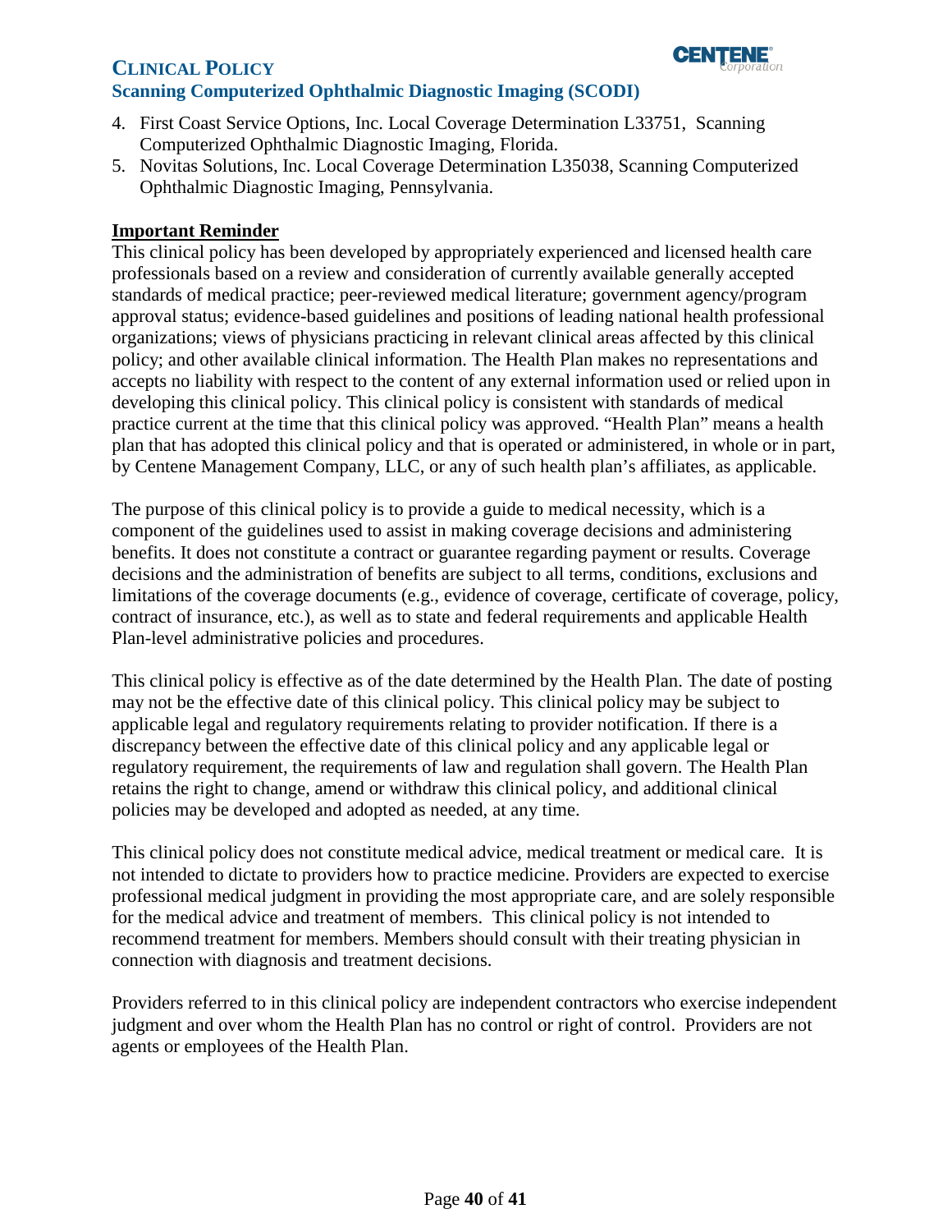4. First Coast Service Options, Inc. Local Coverage Determination L33751, Scanning Computerized Ophthalmic Diagnostic Imaging, Florida.
5. Novitas Solutions, Inc. Local Coverage Determination L35038, Scanning Computerized Ophthalmic Diagnostic Imaging, Pennsylvania.

**Important Reminder**

This clinical policy has been developed by appropriately experienced and licensed health care professionals based on a review and consideration of currently available generally accepted standards of medical practice; peer-reviewed medical literature; government agency/program approval status; evidence-based guidelines and positions of leading national health professional organizations; views of physicians practicing in relevant clinical areas affected by this clinical policy; and other available clinical information. The Health Plan makes no representations and accepts no liability with respect to the content of any external information used or relied upon in developing this clinical policy. This clinical policy is consistent with standards of medical practice current at the time that this clinical policy was approved. "Health Plan" means a health plan that has adopted this clinical policy and that is operated or administered, in whole or in part, by Centene Management Company, LLC, or any of such health plan's affiliates, as applicable.

The purpose of this clinical policy is to provide a guide to medical necessity, which is a component of the guidelines used to assist in making coverage decisions and administering benefits. It does not constitute a contract or guarantee regarding payment or results. Coverage decisions and the administration of benefits are subject to all terms, conditions, exclusions and limitations of the coverage documents (e.g., evidence of coverage, certificate of coverage, policy, contract of insurance, etc.), as well as to state and federal requirements and applicable Health Plan-level administrative policies and procedures.

This clinical policy is effective as of the date determined by the Health Plan. The date of posting may not be the effective date of this clinical policy. This clinical policy may be subject to applicable legal and regulatory requirements relating to provider notification. If there is a discrepancy between the effective date of this clinical policy and any applicable legal or regulatory requirement, the requirements of law and regulation shall govern. The Health Plan retains the right to change, amend or withdraw this clinical policy, and additional clinical policies may be developed and adopted as needed, at any time.

This clinical policy does not constitute medical advice, medical treatment or medical care. It is not intended to dictate to providers how to practice medicine. Providers are expected to exercise professional medical judgment in providing the most appropriate care, and are solely responsible for the medical advice and treatment of members. This clinical policy is not intended to recommend treatment for members. Members should consult with their treating physician in connection with diagnosis and treatment decisions.

Providers referred to in this clinical policy are independent contractors who exercise independent judgment and over whom the Health Plan has no control or right of control. Providers are not agents or employees of the Health Plan.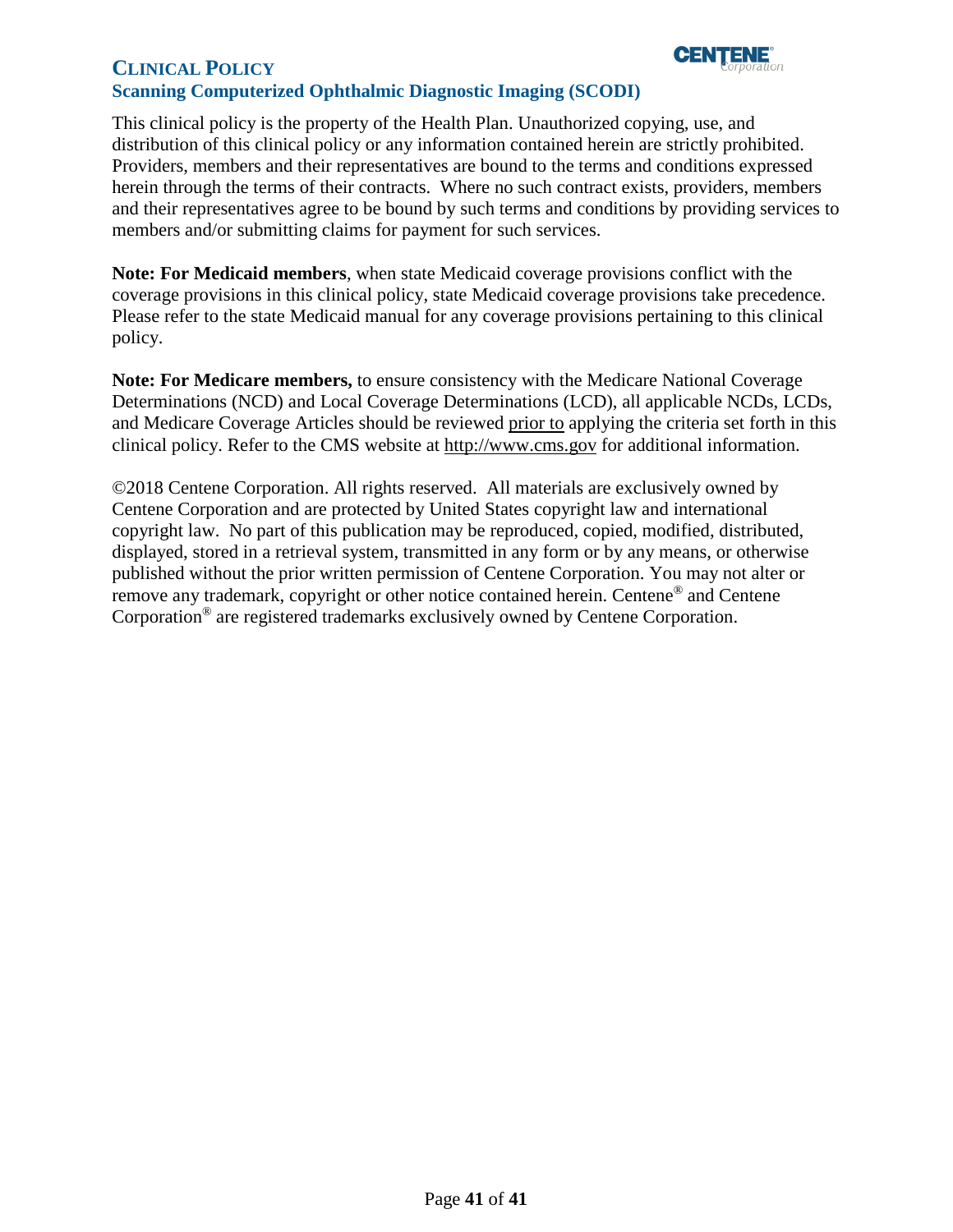This clinical policy is the property of the Health Plan. Unauthorized copying, use, and distribution of this clinical policy or any information contained herein are strictly prohibited. Providers, members and their representatives are bound to the terms and conditions expressed herein through the terms of their contracts. Where no such contract exists, providers, members and their representatives agree to be bound by such terms and conditions by providing services to members and/or submitting claims for payment for such services.

**Note: For Medicaid members**, when state Medicaid coverage provisions conflict with the coverage provisions in this clinical policy, state Medicaid coverage provisions take precedence. Please refer to the state Medicaid manual for any coverage provisions pertaining to this clinical policy.

**Note: For Medicare members,** to ensure consistency with the Medicare National Coverage Determinations (NCD) and Local Coverage Determinations (LCD), all applicable NCDs, LCDs, and Medicare Coverage Articles should be reviewed prior to applying the criteria set forth in this clinical policy. Refer to the CMS website at http://www.cms.gov for additional information.

©2018 Centene Corporation. All rights reserved. All materials are exclusively owned by Centene Corporation and are protected by United States copyright law and international copyright law. No part of this publication may be reproduced, copied, modified, distributed, displayed, stored in a retrieval system, transmitted in any form or by any means, or otherwise published without the prior written permission of Centene Corporation. You may not alter or remove any trademark, copyright or other notice contained herein. Centene® and Centene Corporation® are registered trademarks exclusively owned by Centene Corporation.